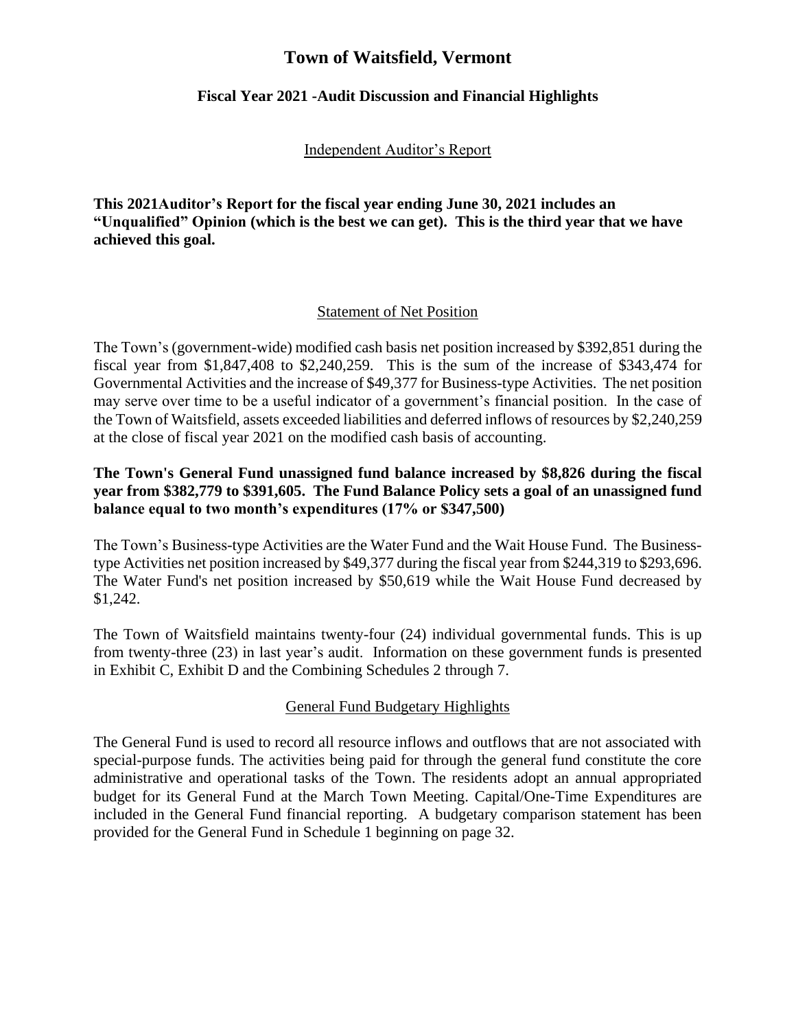# Town of Waitsfield, Vermont

## Fiscal Year 2021 -Audit Discussion and Financial Highlights

Independent Auditor's Report

**This 2021Auditor's Report for the fiscal year ending June 30, 2021 includes an "Unqualified" Opinion (which is the best we can get). This is the third year that we have achieved this goal.**

Statement of Net Position

The Town's (government-wide) modified cash basis net position increased by $392,851 during the fiscal year from $1,847,408 to $2,240,259. This is the sum of the increase of $343,474 for Governmental Activities and the increase of $49,377 for Business-type Activities. The net position may serve over time to be a useful indicator of a government's financial position. In the case of the Town of Waitsfield, assets exceeded liabilities and deferred inflows of resources by $2,240,259 at the close of fiscal year 2021 on the modified cash basis of accounting.

**The Town's General Fund unassigned fund balance increased by $8,826 during the fiscal year from $382,779 to $391,605. The Fund Balance Policy sets a goal of an unassigned fund balance equal to two month's expenditures (17% or $347,500)**

The Town's Business-type Activities are the Water Fund and the Wait House Fund. The Business-type Activities net position increased by $49,377 during the fiscal year from $244,319 to $293,696. The Water Fund's net position increased by $50,619 while the Wait House Fund decreased by $1,242.

The Town of Waitsfield maintains twenty-four (24) individual governmental funds. This is up from twenty-three (23) in last year's audit. Information on these government funds is presented in Exhibit C, Exhibit D and the Combining Schedules 2 through 7.

General Fund Budgetary Highlights

The General Fund is used to record all resource inflows and outflows that are not associated with special-purpose funds. The activities being paid for through the general fund constitute the core administrative and operational tasks of the Town. The residents adopt an annual appropriated budget for its General Fund at the March Town Meeting. Capital/One-Time Expenditures are included in the General Fund financial reporting. A budgetary comparison statement has been provided for the General Fund in Schedule 1 beginning on page 32.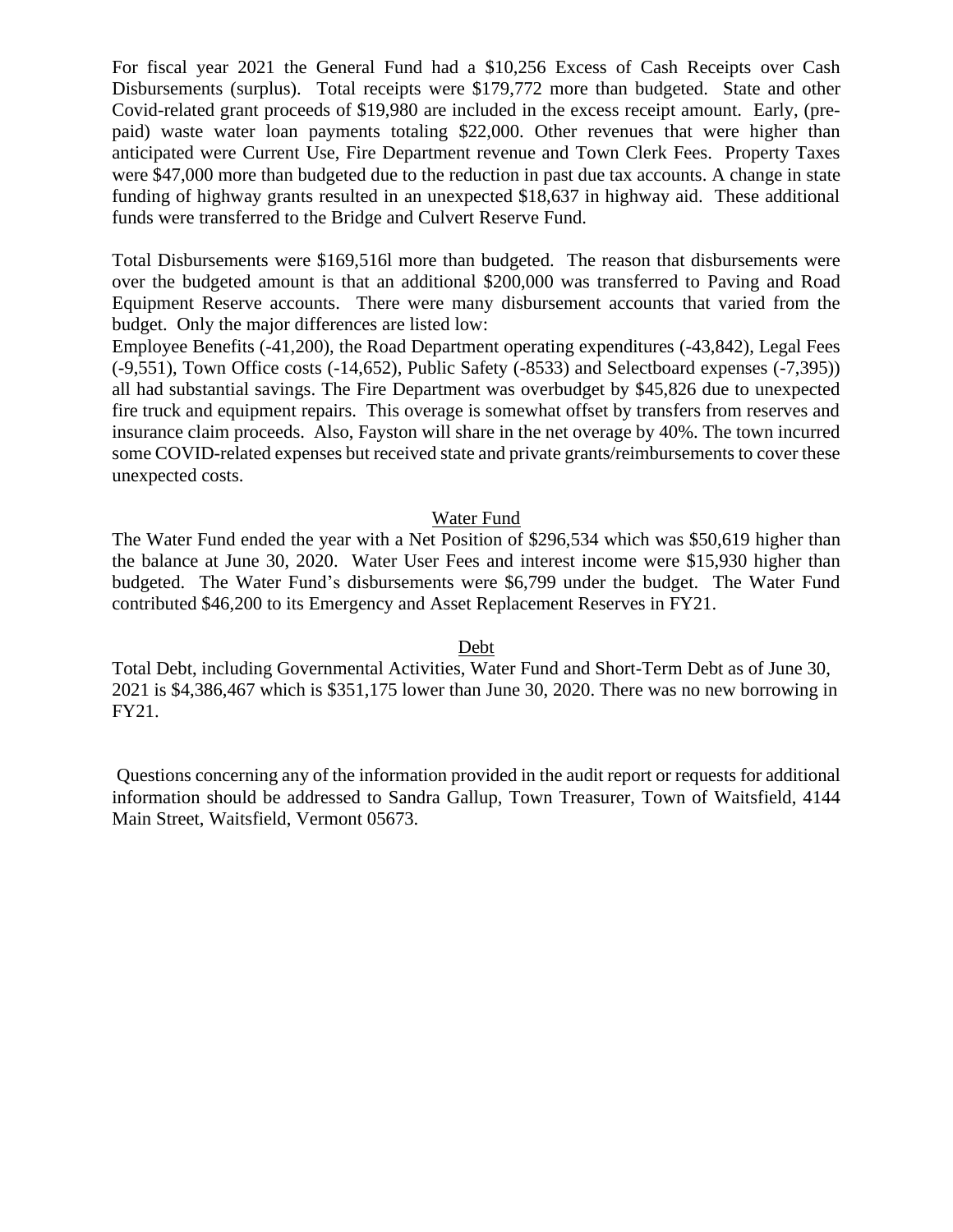For fiscal year 2021 the General Fund had a $10,256 Excess of Cash Receipts over Cash Disbursements (surplus). Total receipts were $179,772 more than budgeted. State and other Covid-related grant proceeds of $19,980 are included in the excess receipt amount. Early, (pre-paid) waste water loan payments totaling $22,000. Other revenues that were higher than anticipated were Current Use, Fire Department revenue and Town Clerk Fees. Property Taxes were $47,000 more than budgeted due to the reduction in past due tax accounts. A change in state funding of highway grants resulted in an unexpected $18,637 in highway aid. These additional funds were transferred to the Bridge and Culvert Reserve Fund.

Total Disbursements were $169,516l more than budgeted. The reason that disbursements were over the budgeted amount is that an additional $200,000 was transferred to Paving and Road Equipment Reserve accounts. There were many disbursement accounts that varied from the budget. Only the major differences are listed low:

Employee Benefits (-41,200), the Road Department operating expenditures (-43,842), Legal Fees (-9,551), Town Office costs (-14,652), Public Safety (-8533) and Selectboard expenses (-7,395)) all had substantial savings. The Fire Department was overbudget by $45,826 due to unexpected fire truck and equipment repairs. This overage is somewhat offset by transfers from reserves and insurance claim proceeds. Also, Fayston will share in the net overage by 40%. The town incurred some COVID-related expenses but received state and private grants/reimbursements to cover these unexpected costs.

## Water Fund

The Water Fund ended the year with a Net Position of $296,534 which was $50,619 higher than the balance at June 30, 2020. Water User Fees and interest income were $15,930 higher than budgeted. The Water Fund's disbursements were $6,799 under the budget. The Water Fund contributed $46,200 to its Emergency and Asset Replacement Reserves in FY21.

## Debt

Total Debt, including Governmental Activities, Water Fund and Short-Term Debt as of June 30, 2021 is $4,386,467 which is $351,175 lower than June 30, 2020. There was no new borrowing in FY21.

Questions concerning any of the information provided in the audit report or requests for additional information should be addressed to Sandra Gallup, Town Treasurer, Town of Waitsfield, 4144 Main Street, Waitsfield, Vermont 05673.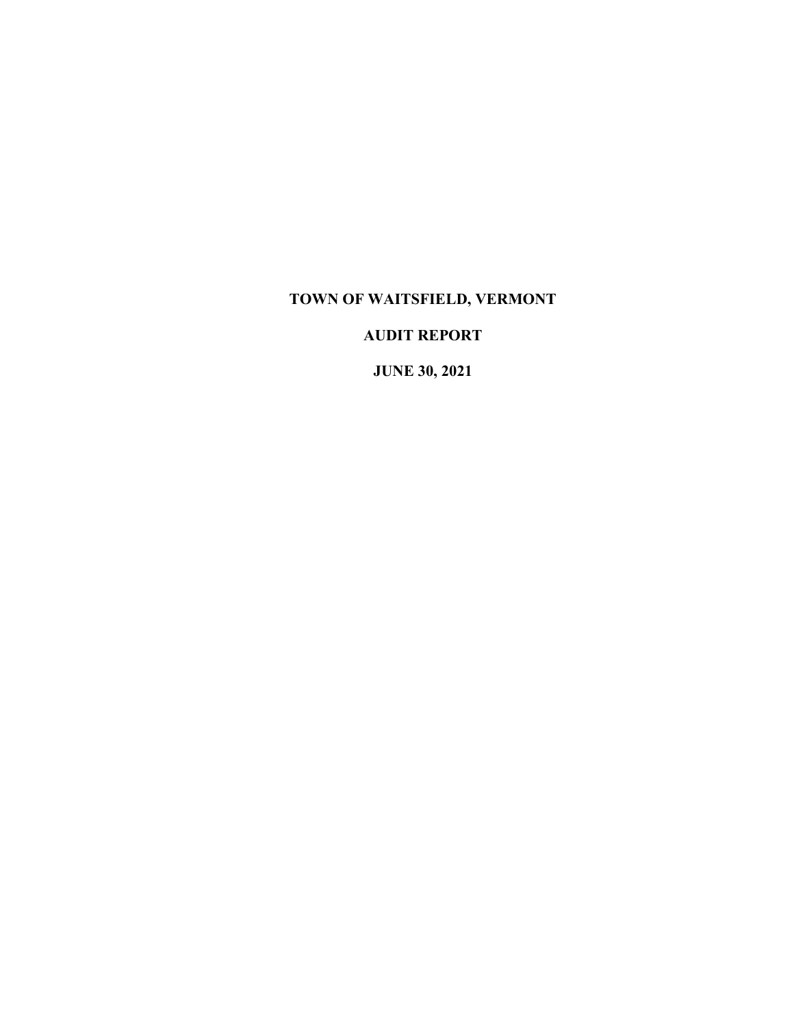# TOWN OF WAITSFIELD, VERMONT

## AUDIT REPORT

## JUNE 30, 2021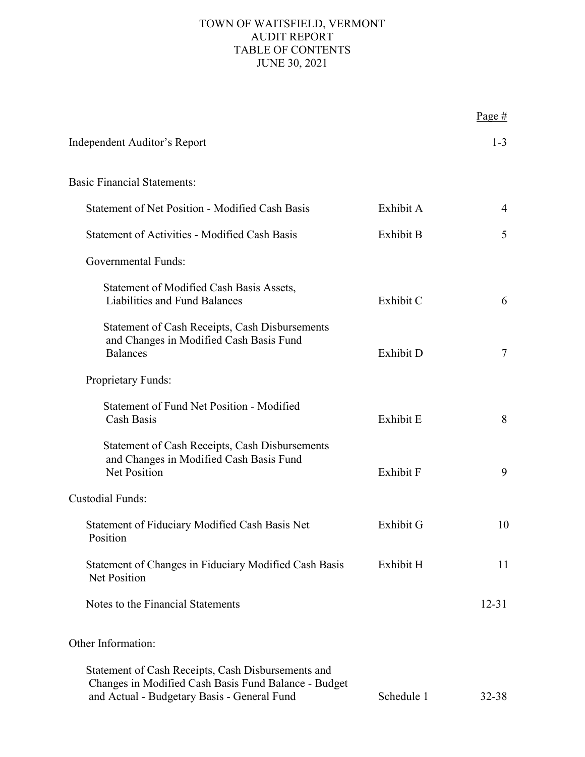# TOWN OF WAITSFIELD, VERMONT
## AUDIT REPORT
## TABLE OF CONTENTS
## JUNE 30, 2021

| | | Page # |
|---|---|---|
| Independent Auditor's Report | | 1-3 |
| **Basic Financial Statements:** | | |
| Statement of Net Position - Modified Cash Basis | Exhibit A | 4 |
| Statement of Activities - Modified Cash Basis | Exhibit B | 5 |
| Governmental Funds: | | |
| Statement of Modified Cash Basis Assets, Liabilities and Fund Balances | Exhibit C | 6 |
| Statement of Cash Receipts, Cash Disbursements and Changes in Modified Cash Basis Fund Balances | Exhibit D | 7 |
| Proprietary Funds: | | |
| Statement of Fund Net Position - Modified Cash Basis | Exhibit E | 8 |
| Statement of Cash Receipts, Cash Disbursements and Changes in Modified Cash Basis Fund Net Position | Exhibit F | 9 |
| **Custodial Funds:** | | |
| Statement of Fiduciary Modified Cash Basis Net Position | Exhibit G | 10 |
| Statement of Changes in Fiduciary Modified Cash Basis Net Position | Exhibit H | 11 |
| Notes to the Financial Statements | | 12-31 |
| **Other Information:** | | |
| Statement of Cash Receipts, Cash Disbursements and Changes in Modified Cash Basis Fund Balance - Budget and Actual - Budgetary Basis - General Fund | Schedule 1 | 32-38 |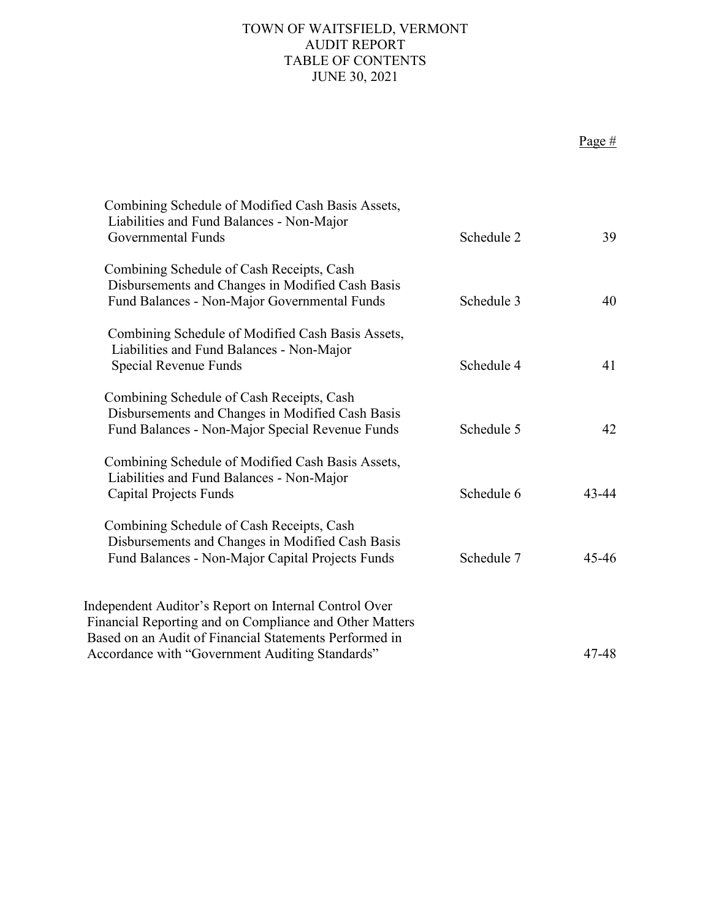TOWN OF WAITSFIELD, VERMONT
AUDIT REPORT
TABLE OF CONTENTS
JUNE 30, 2021

| | | Page # |
|---|---|---|
| Combining Schedule of Modified Cash Basis Assets, Liabilities and Fund Balances - Non-Major Governmental Funds | Schedule 2 | 39 |
| Combining Schedule of Cash Receipts, Cash Disbursements and Changes in Modified Cash Basis Fund Balances - Non-Major Governmental Funds | Schedule 3 | 40 |
| Combining Schedule of Modified Cash Basis Assets, Liabilities and Fund Balances - Non-Major Special Revenue Funds | Schedule 4 | 41 |
| Combining Schedule of Cash Receipts, Cash Disbursements and Changes in Modified Cash Basis Fund Balances - Non-Major Special Revenue Funds | Schedule 5 | 42 |
| Combining Schedule of Modified Cash Basis Assets, Liabilities and Fund Balances - Non-Major Capital Projects Funds | Schedule 6 | 43-44 |
| Combining Schedule of Cash Receipts, Cash Disbursements and Changes in Modified Cash Basis Fund Balances - Non-Major Capital Projects Funds | Schedule 7 | 45-46 |
| Independent Auditor's Report on Internal Control Over Financial Reporting and on Compliance and Other Matters Based on an Audit of Financial Statements Performed in Accordance with "Government Auditing Standards" | | 47-48 |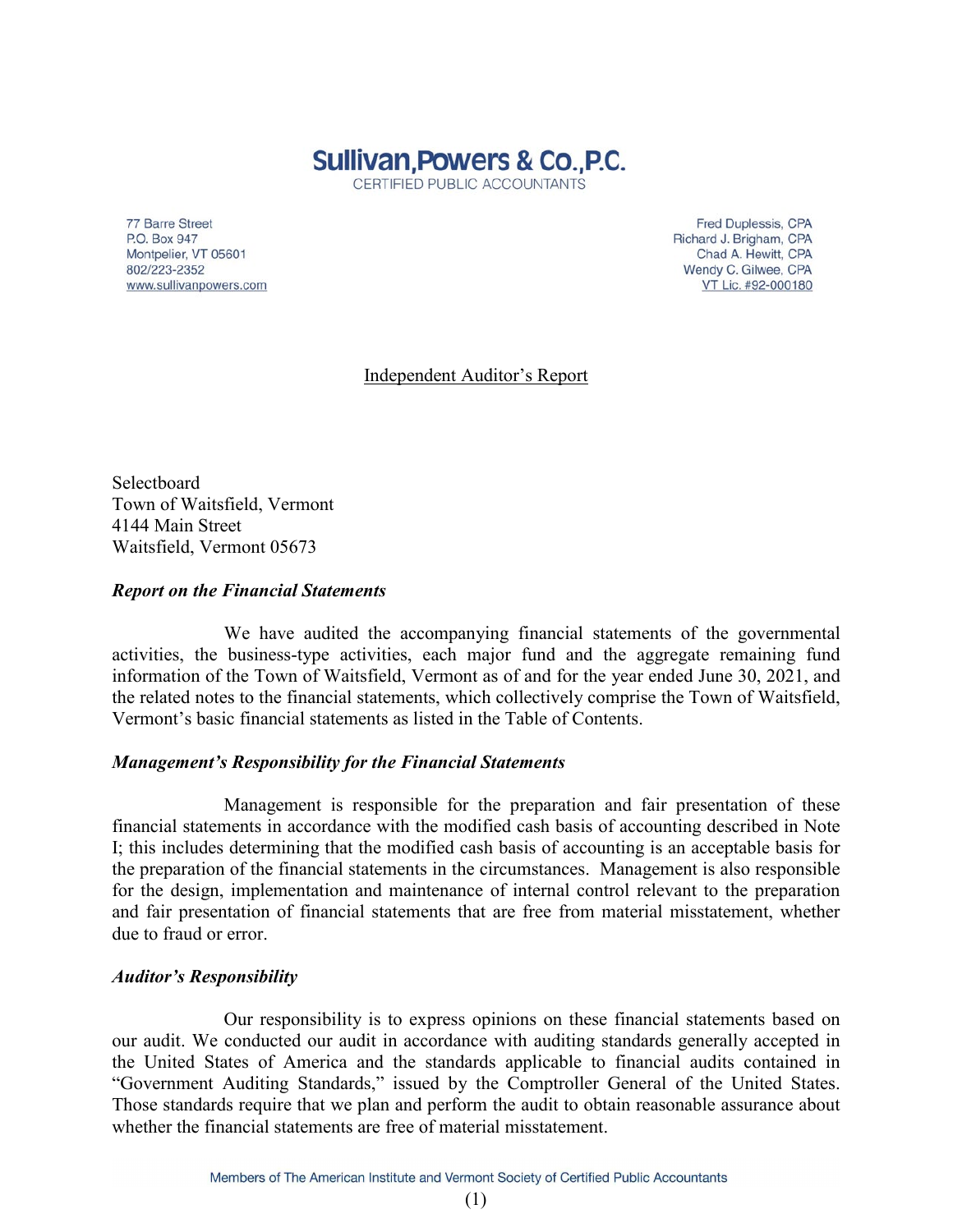# Sullivan, Powers & Co., P.C.

CERTIFIED PUBLIC ACCOUNTANTS

77 Barre Street
P.O. Box 947
Montpelier, VT 05601
802/223-2352
www.sullivanpowers.com

Fred Duplessis, CPA
Richard J. Brigham, CPA
Chad A. Hewitt, CPA
Wendy C. Gilwee, CPA
VT Lic. #92-000180

## Independent Auditor's Report

Selectboard
Town of Waitsfield, Vermont
4144 Main Street
Waitsfield, Vermont 05673

### *Report on the Financial Statements*

We have audited the accompanying financial statements of the governmental activities, the business-type activities, each major fund and the aggregate remaining fund information of the Town of Waitsfield, Vermont as of and for the year ended June 30, 2021, and the related notes to the financial statements, which collectively comprise the Town of Waitsfield, Vermont's basic financial statements as listed in the Table of Contents.

### *Management's Responsibility for the Financial Statements*

Management is responsible for the preparation and fair presentation of these financial statements in accordance with the modified cash basis of accounting described in Note I; this includes determining that the modified cash basis of accounting is an acceptable basis for the preparation of the financial statements in the circumstances. Management is also responsible for the design, implementation and maintenance of internal control relevant to the preparation and fair presentation of financial statements that are free from material misstatement, whether due to fraud or error.

### *Auditor's Responsibility*

Our responsibility is to express opinions on these financial statements based on our audit. We conducted our audit in accordance with auditing standards generally accepted in the United States of America and the standards applicable to financial audits contained in "Government Auditing Standards," issued by the Comptroller General of the United States. Those standards require that we plan and perform the audit to obtain reasonable assurance about whether the financial statements are free of material misstatement.

Members of The American Institute and Vermont Society of Certified Public Accountants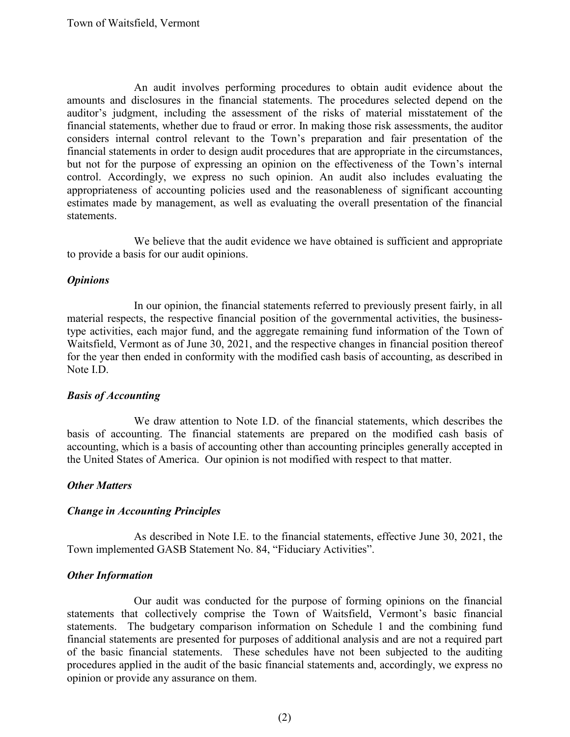An audit involves performing procedures to obtain audit evidence about the amounts and disclosures in the financial statements. The procedures selected depend on the auditor's judgment, including the assessment of the risks of material misstatement of the financial statements, whether due to fraud or error. In making those risk assessments, the auditor considers internal control relevant to the Town's preparation and fair presentation of the financial statements in order to design audit procedures that are appropriate in the circumstances, but not for the purpose of expressing an opinion on the effectiveness of the Town's internal control. Accordingly, we express no such opinion. An audit also includes evaluating the appropriateness of accounting policies used and the reasonableness of significant accounting estimates made by management, as well as evaluating the overall presentation of the financial statements.

We believe that the audit evidence we have obtained is sufficient and appropriate to provide a basis for our audit opinions.

***Opinions***

In our opinion, the financial statements referred to previously present fairly, in all material respects, the respective financial position of the governmental activities, the business-type activities, each major fund, and the aggregate remaining fund information of the Town of Waitsfield, Vermont as of June 30, 2021, and the respective changes in financial position thereof for the year then ended in conformity with the modified cash basis of accounting, as described in Note I.D.

***Basis of Accounting***

We draw attention to Note I.D. of the financial statements, which describes the basis of accounting. The financial statements are prepared on the modified cash basis of accounting, which is a basis of accounting other than accounting principles generally accepted in the United States of America. Our opinion is not modified with respect to that matter.

***Other Matters***

***Change in Accounting Principles***

As described in Note I.E. to the financial statements, effective June 30, 2021, the Town implemented GASB Statement No. 84, "Fiduciary Activities".

***Other Information***

Our audit was conducted for the purpose of forming opinions on the financial statements that collectively comprise the Town of Waitsfield, Vermont's basic financial statements. The budgetary comparison information on Schedule 1 and the combining fund financial statements are presented for purposes of additional analysis and are not a required part of the basic financial statements. These schedules have not been subjected to the auditing procedures applied in the audit of the basic financial statements and, accordingly, we express no opinion or provide any assurance on them.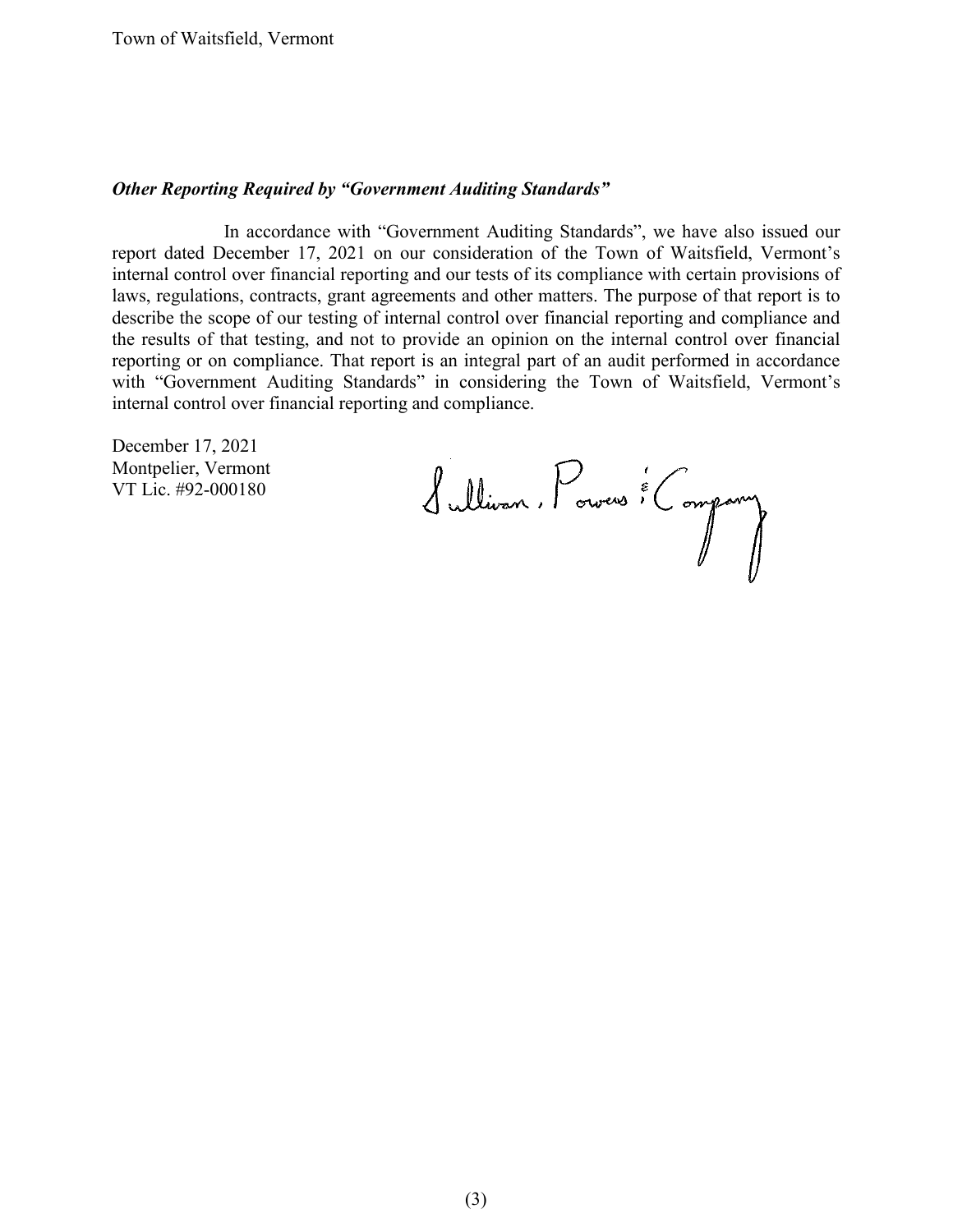### *Other Reporting Required by "Government Auditing Standards"*

In accordance with "Government Auditing Standards", we have also issued our report dated December 17, 2021 on our consideration of the Town of Waitsfield, Vermont's internal control over financial reporting and our tests of its compliance with certain provisions of laws, regulations, contracts, grant agreements and other matters. The purpose of that report is to describe the scope of our testing of internal control over financial reporting and compliance and the results of that testing, and not to provide an opinion on the internal control over financial reporting or on compliance. That report is an integral part of an audit performed in accordance with "Government Auditing Standards" in considering the Town of Waitsfield, Vermont's internal control over financial reporting and compliance.

December 17, 2021
Montpelier, Vermont
VT Lic. #92-000180

Sullivan, Powers & Company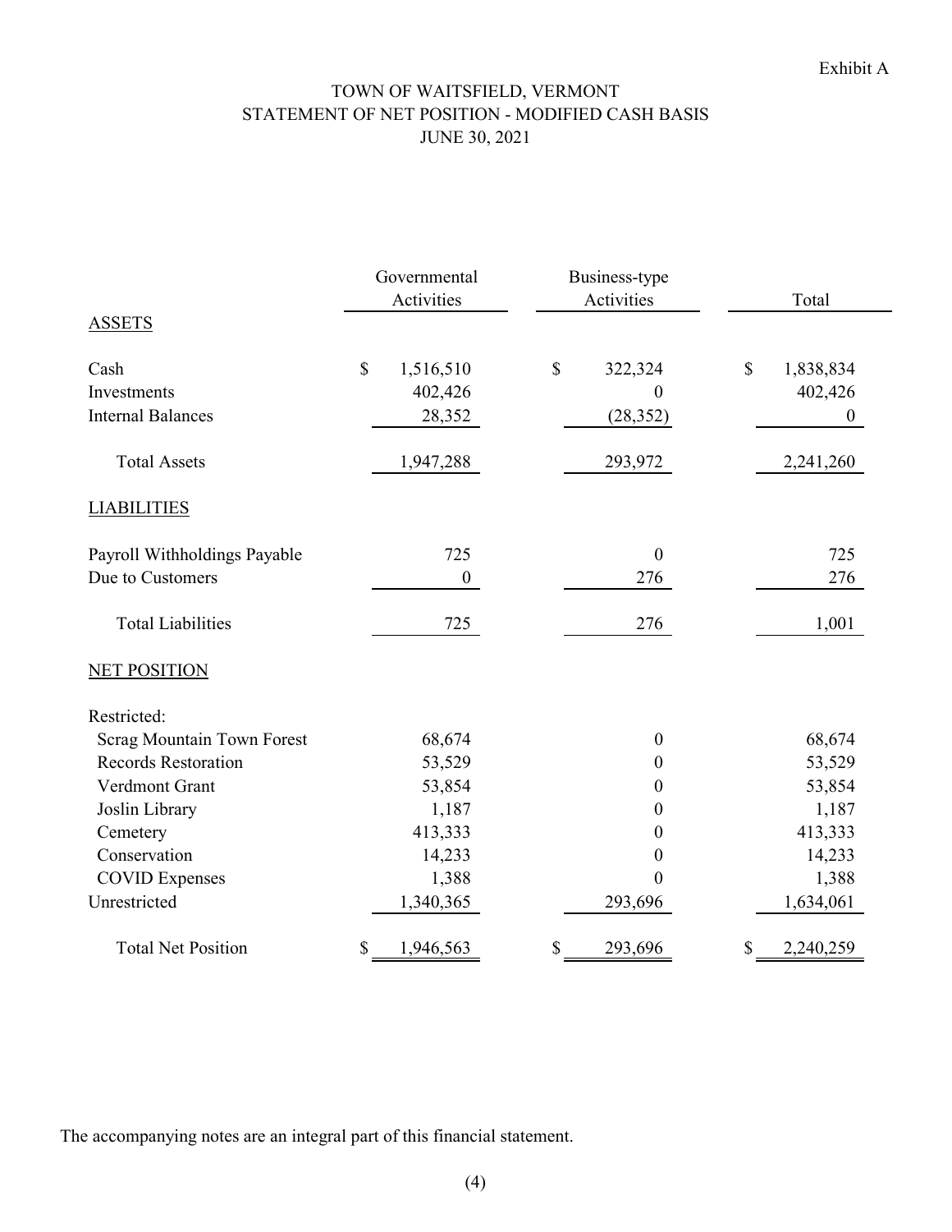Exhibit A

# TOWN OF WAITSFIELD, VERMONT
## STATEMENT OF NET POSITION - MODIFIED CASH BASIS
### JUNE 30, 2021

| | Governmental Activities | Business-type Activities | Total |
|---|---|---|---|
| ASSETS | | | |
| Cash | $ 1,516,510 | $ 322,324 | $ 1,838,834 |
| Investments | 402,426 | 0 | 402,426 |
| Internal Balances | 28,352 | (28,352) | 0 |
| Total Assets | 1,947,288 | 293,972 | 2,241,260 |
| LIABILITIES | | | |
| Payroll Withholdings Payable | 725 | 0 | 725 |
| Due to Customers | 0 | 276 | 276 |
| Total Liabilities | 725 | 276 | 1,001 |
| NET POSITION | | | |
| Restricted: | | | |
| Scrag Mountain Town Forest | 68,674 | 0 | 68,674 |
| Records Restoration | 53,529 | 0 | 53,529 |
| Verdmont Grant | 53,854 | 0 | 53,854 |
| Joslin Library | 1,187 | 0 | 1,187 |
| Cemetery | 413,333 | 0 | 413,333 |
| Conservation | 14,233 | 0 | 14,233 |
| COVID Expenses | 1,388 | 0 | 1,388 |
| Unrestricted | 1,340,365 | 293,696 | 1,634,061 |
| Total Net Position | $ 1,946,563 | $ 293,696 | $ 2,240,259 |

The accompanying notes are an integral part of this financial statement.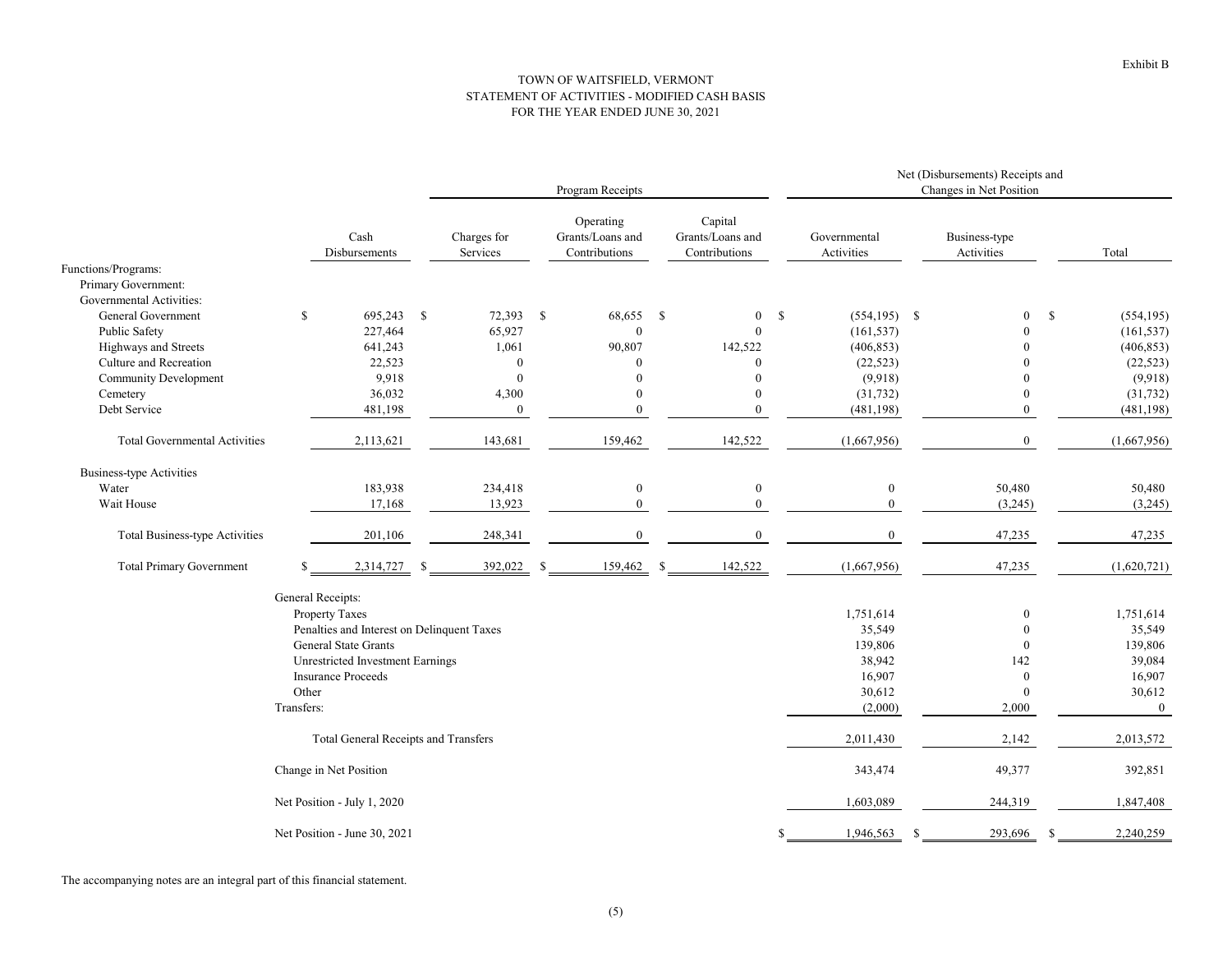Exhibit B

# TOWN OF WAITSFIELD, VERMONT
## STATEMENT OF ACTIVITIES - MODIFIED CASH BASIS
## FOR THE YEAR ENDED JUNE 30, 2021

| | | Program Receipts | | | Net (Disbursements) Receipts and Changes in Net Position | | |
|---|---|---|---|---|---|---|---|
| | Cash Disbursements | Charges for Services | Operating Grants/Loans and Contributions | Capital Grants/Loans and Contributions | Governmental Activities | Business-type Activities | Total |
| Functions/Programs: | | | | | | | |
| Primary Government: | | | | | | | |
| Governmental Activities: | | | | | | | |
| General Government | $ 695,243 | $ 72,393 | $ 68,655 | $ 0 | $ (554,195) | $ 0 | $ (554,195) |
| Public Safety | 227,464 | 65,927 | 0 | 0 | (161,537) | 0 | (161,537) |
| Highways and Streets | 641,243 | 1,061 | 90,807 | 142,522 | (406,853) | 0 | (406,853) |
| Culture and Recreation | 22,523 | 0 | 0 | 0 | (22,523) | 0 | (22,523) |
| Community Development | 9,918 | 0 | 0 | 0 | (9,918) | 0 | (9,918) |
| Cemetery | 36,032 | 4,300 | 0 | 0 | (31,732) | 0 | (31,732) |
| Debt Service | 481,198 | 0 | 0 | 0 | (481,198) | 0 | (481,198) |
| Total Governmental Activities | 2,113,621 | 143,681 | 159,462 | 142,522 | (1,667,956) | 0 | (1,667,956) |
| Business-type Activities | | | | | | | |
| Water | 183,938 | 234,418 | 0 | 0 | 0 | 50,480 | 50,480 |
| Wait House | 17,168 | 13,923 | 0 | 0 | 0 | (3,245) | (3,245) |
| Total Business-type Activities | 201,106 | 248,341 | 0 | 0 | 0 | 47,235 | 47,235 |
| Total Primary Government | $ 2,314,727 | $ 392,022 | $ 159,462 | $ 142,522 | (1,667,956) | 47,235 | (1,620,721) |
| General Receipts: | | | | | | | |
| Property Taxes | | | | | 1,751,614 | 0 | 1,751,614 |
| Penalties and Interest on Delinquent Taxes | | | | | 35,549 | 0 | 35,549 |
| General State Grants | | | | | 139,806 | 0 | 139,806 |
| Unrestricted Investment Earnings | | | | | 38,942 | 142 | 39,084 |
| Insurance Proceeds | | | | | 16,907 | 0 | 16,907 |
| Other | | | | | 30,612 | 0 | 30,612 |
| Transfers: | | | | | (2,000) | 2,000 | 0 |
| Total General Receipts and Transfers | | | | | 2,011,430 | 2,142 | 2,013,572 |
| Change in Net Position | | | | | 343,474 | 49,377 | 392,851 |
| Net Position - July 1, 2020 | | | | | 1,603,089 | 244,319 | 1,847,408 |
| Net Position - June 30, 2021 | | | | | $ 1,946,563 | $ 293,696 | $ 2,240,259 |

The accompanying notes are an integral part of this financial statement.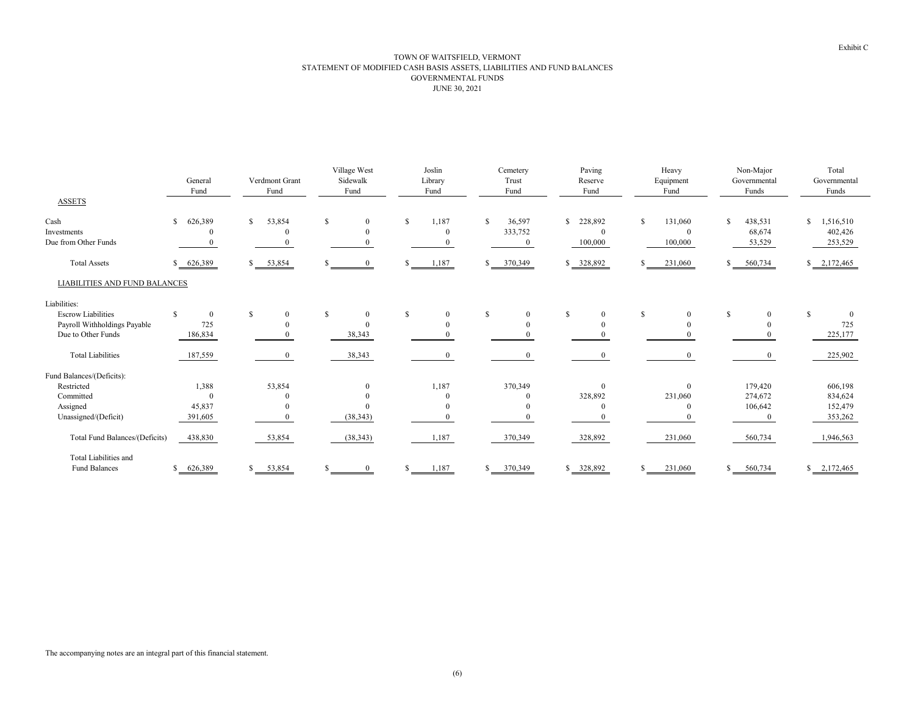Exhibit C

# TOWN OF WAITSFIELD, VERMONT
## STATEMENT OF MODIFIED CASH BASIS ASSETS, LIABILITIES AND FUND BALANCES
## GOVERNMENTAL FUNDS
## JUNE 30, 2021

| | General Fund | Verdmont Grant Fund | Village West Sidewalk Fund | Joslin Library Fund | Cemetery Trust Fund | Paving Reserve Fund | Heavy Equipment Fund | Non-Major Governmental Funds | Total Governmental Funds |
|---|---|---|---|---|---|---|---|---|---|
| ASSETS | | | | | | | | | |
| Cash | $ 626,389 | $ 53,854 | $ 0 | $ 1,187 | $ 36,597 | $ 228,892 | $ 131,060 | $ 438,531 | $ 1,516,510 |
| Investments | 0 | 0 | 0 | 0 | 333,752 | 0 | 0 | 68,674 | 402,426 |
| Due from Other Funds | 0 | 0 | 0 | 0 | 0 | 100,000 | 100,000 | 53,529 | 253,529 |
| Total Assets | $ 626,389 | $ 53,854 | $ 0 | $ 1,187 | $ 370,349 | $ 328,892 | $ 231,060 | $ 560,734 | $ 2,172,465 |
| LIABILITIES AND FUND BALANCES | | | | | | | | | |
| Liabilities: | | | | | | | | | |
| Escrow Liabilities | $ 0 | $ 0 | $ 0 | $ 0 | $ 0 | $ 0 | $ 0 | $ 0 | $ 0 |
| Payroll Withholdings Payable | 725 | 0 | 0 | 0 | 0 | 0 | 0 | 0 | 725 |
| Due to Other Funds | 186,834 | 0 | 38,343 | 0 | 0 | 0 | 0 | 0 | 225,177 |
| Total Liabilities | 187,559 | 0 | 38,343 | 0 | 0 | 0 | 0 | 0 | 225,902 |
| Fund Balances/(Deficits): | | | | | | | | | |
| Restricted | 1,388 | 53,854 | 0 | 1,187 | 370,349 | 0 | 0 | 179,420 | 606,198 |
| Committed | 0 | 0 | 0 | 0 | 0 | 328,892 | 231,060 | 274,672 | 834,624 |
| Assigned | 45,837 | 0 | 0 | 0 | 0 | 0 | 0 | 106,642 | 152,479 |
| Unassigned/(Deficit) | 391,605 | 0 | (38,343) | 0 | 0 | 0 | 0 | 0 | 353,262 |
| Total Fund Balances/(Deficits) | 438,830 | 53,854 | (38,343) | 1,187 | 370,349 | 328,892 | 231,060 | 560,734 | 1,946,563 |
| Total Liabilities and Fund Balances | $ 626,389 | $ 53,854 | $ 0 | $ 1,187 | $ 370,349 | $ 328,892 | $ 231,060 | $ 560,734 | $ 2,172,465 |

The accompanying notes are an integral part of this financial statement.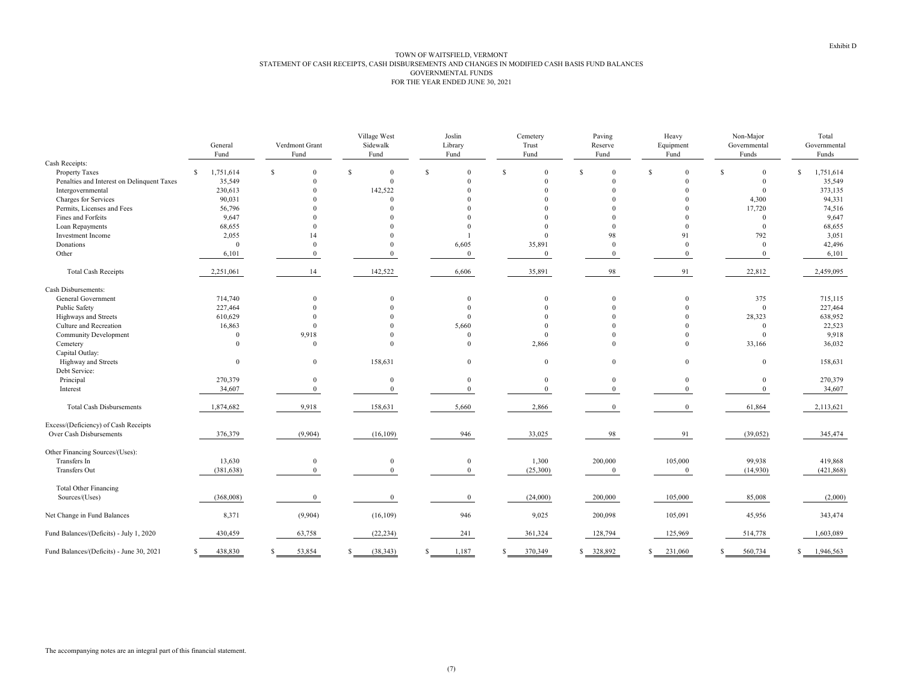Exhibit D

# TOWN OF WAITSFIELD, VERMONT
## STATEMENT OF CASH RECEIPTS, CASH DISBURSEMENTS AND CHANGES IN MODIFIED CASH BASIS FUND BALANCES
## GOVERNMENTAL FUNDS
## FOR THE YEAR ENDED JUNE 30, 2021

| | General Fund | Verdmont Grant Fund | Village West Sidewalk Fund | Joslin Library Fund | Cemetery Trust Fund | Paving Reserve Fund | Heavy Equipment Fund | Non-Major Governmental Funds | Total Governmental Funds |
|---|---|---|---|---|---|---|---|---|---|
| **Cash Receipts:** | | | | | | | | | |
| Property Taxes | $ 1,751,614 | $ 0 | $ 0 | $ 0 | $ 0 | $ 0 | $ 0 | $ 0 | $ 1,751,614 |
| Penalties and Interest on Delinquent Taxes | 35,549 | 0 | 0 | 0 | 0 | 0 | 0 | 0 | 35,549 |
| Intergovernmental | 230,613 | 0 | 142,522 | 0 | 0 | 0 | 0 | 0 | 373,135 |
| Charges for Services | 90,031 | 0 | 0 | 0 | 0 | 0 | 0 | 4,300 | 94,331 |
| Permits, Licenses and Fees | 56,796 | 0 | 0 | 0 | 0 | 0 | 0 | 17,720 | 74,516 |
| Fines and Forfeits | 9,647 | 0 | 0 | 0 | 0 | 0 | 0 | 0 | 9,647 |
| Loan Repayments | 68,655 | 0 | 0 | 0 | 0 | 0 | 0 | 0 | 68,655 |
| Investment Income | 2,055 | 14 | 0 | 1 | 0 | 98 | 91 | 792 | 3,051 |
| Donations | 0 | 0 | 0 | 6,605 | 35,891 | 0 | 0 | 0 | 42,496 |
| Other | 6,101 | 0 | 0 | 0 | 0 | 0 | 0 | 0 | 6,101 |
| Total Cash Receipts | 2,251,061 | 14 | 142,522 | 6,606 | 35,891 | 98 | 91 | 22,812 | 2,459,095 |
| **Cash Disbursements:** | | | | | | | | | |
| General Government | 714,740 | 0 | 0 | 0 | 0 | 0 | 0 | 375 | 715,115 |
| Public Safety | 227,464 | 0 | 0 | 0 | 0 | 0 | 0 | 0 | 227,464 |
| Highways and Streets | 610,629 | 0 | 0 | 0 | 0 | 0 | 0 | 28,323 | 638,952 |
| Culture and Recreation | 16,863 | 0 | 0 | 5,660 | 0 | 0 | 0 | 0 | 22,523 |
| Community Development | 0 | 9,918 | 0 | 0 | 0 | 0 | 0 | 0 | 9,918 |
| Cemetery | 0 | 0 | 0 | 0 | 2,866 | 0 | 0 | 33,166 | 36,032 |
| Capital Outlay: | | | | | | | | | |
| Highway and Streets | 0 | 0 | 158,631 | 0 | 0 | 0 | 0 | 0 | 158,631 |
| Debt Service: | | | | | | | | | |
| Principal | 270,379 | 0 | 0 | 0 | 0 | 0 | 0 | 0 | 270,379 |
| Interest | 34,607 | 0 | 0 | 0 | 0 | 0 | 0 | 0 | 34,607 |
| Total Cash Disbursements | 1,874,682 | 9,918 | 158,631 | 5,660 | 2,866 | 0 | 0 | 61,864 | 2,113,621 |
| Excess/(Deficiency) of Cash Receipts Over Cash Disbursements | 376,379 | (9,904) | (16,109) | 946 | 33,025 | 98 | 91 | (39,052) | 345,474 |
| **Other Financing Sources/(Uses):** | | | | | | | | | |
| Transfers In | 13,630 | 0 | 0 | 0 | 1,300 | 200,000 | 105,000 | 99,938 | 419,868 |
| Transfers Out | (381,638) | 0 | 0 | 0 | (25,300) | 0 | 0 | (14,930) | (421,868) |
| Total Other Financing Sources/(Uses) | (368,008) | 0 | 0 | 0 | (24,000) | 200,000 | 105,000 | 85,008 | (2,000) |
| Net Change in Fund Balances | 8,371 | (9,904) | (16,109) | 946 | 9,025 | 200,098 | 105,091 | 45,956 | 343,474 |
| Fund Balances/(Deficits) - July 1, 2020 | 430,459 | 63,758 | (22,234) | 241 | 361,324 | 128,794 | 125,969 | 514,778 | 1,603,089 |
| Fund Balances/(Deficits) - June 30, 2021 | $ 438,830 | $ 53,854 | $ (38,343) | $ 1,187 | $ 370,349 | $ 328,892 | $ 231,060 | $ 560,734 | $ 1,946,563 |

The accompanying notes are an integral part of this financial statement.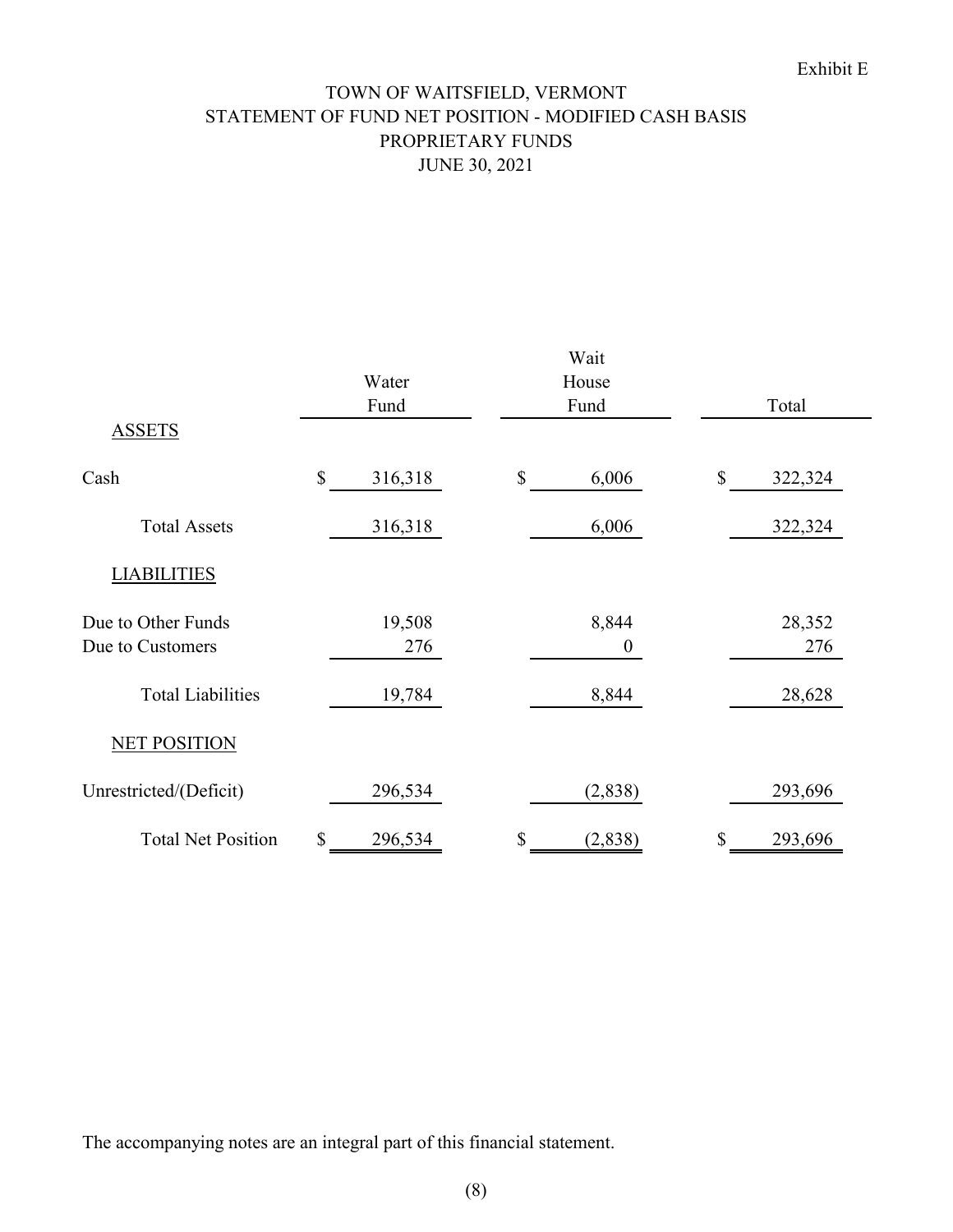Exhibit E

# TOWN OF WAITSFIELD, VERMONT
## STATEMENT OF FUND NET POSITION - MODIFIED CASH BASIS
## PROPRIETARY FUNDS
## JUNE 30, 2021

| | Water Fund | Wait House Fund | Total |
|---|---|---|---|
| ASSETS | | | |
| Cash | $ 316,318 | $ 6,006 | $ 322,324 |
| Total Assets | 316,318 | 6,006 | 322,324 |
| LIABILITIES | | | |
| Due to Other Funds | 19,508 | 8,844 | 28,352 |
| Due to Customers | 276 | 0 | 276 |
| Total Liabilities | 19,784 | 8,844 | 28,628 |
| NET POSITION | | | |
| Unrestricted/(Deficit) | 296,534 | (2,838) | 293,696 |
| Total Net Position | $ 296,534 | $ (2,838) | $ 293,696 |

The accompanying notes are an integral part of this financial statement.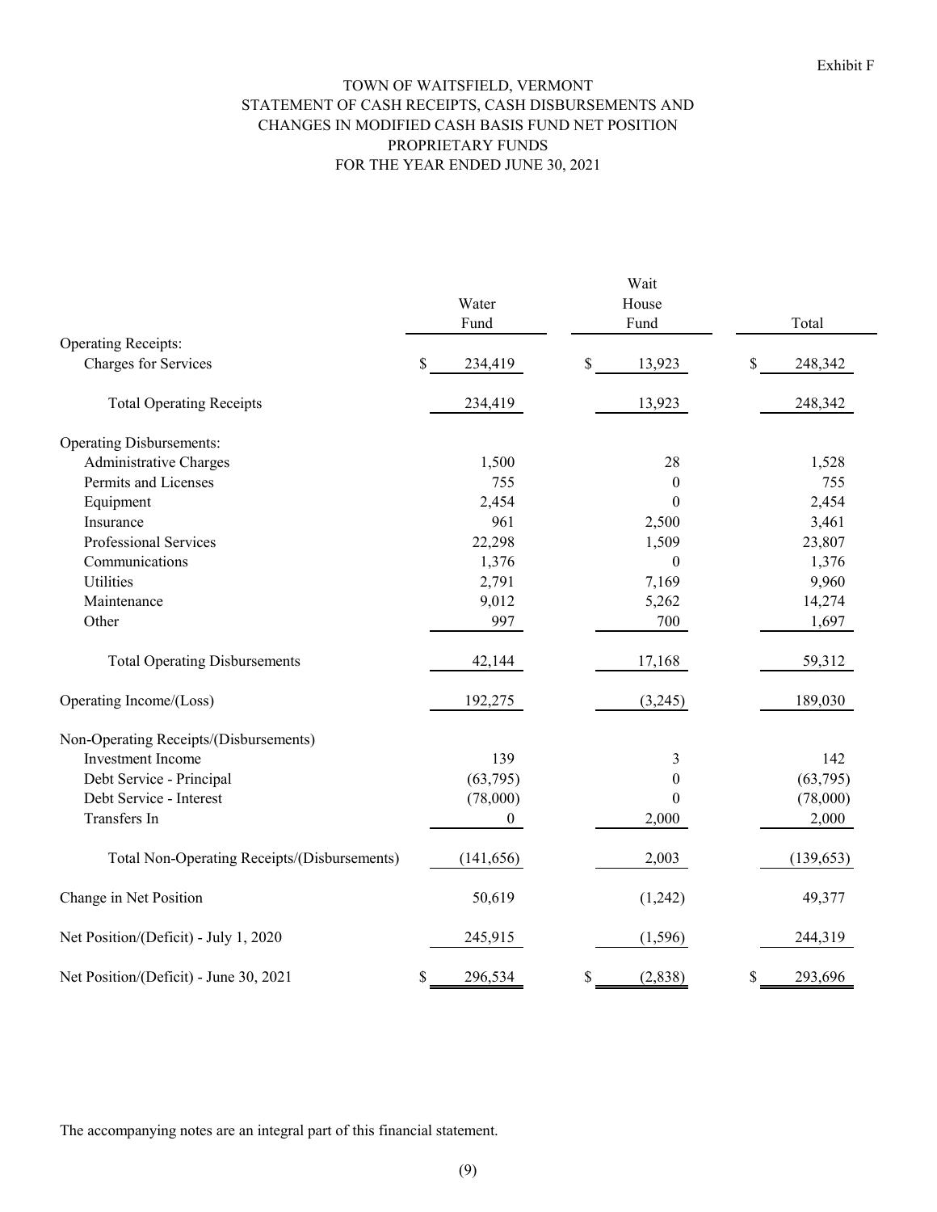Exhibit F

# TOWN OF WAITSFIELD, VERMONT
## STATEMENT OF CASH RECEIPTS, CASH DISBURSEMENTS AND CHANGES IN MODIFIED CASH BASIS FUND NET POSITION
## PROPRIETARY FUNDS
## FOR THE YEAR ENDED JUNE 30, 2021

| | Water Fund | Wait House Fund | Total |
|---|---|---|---|
| **Operating Receipts:** | | | |
| Charges for Services | $ 234,419 | $ 13,923 | $ 248,342 |
| Total Operating Receipts | 234,419 | 13,923 | 248,342 |
| **Operating Disbursements:** | | | |
| Administrative Charges | 1,500 | 28 | 1,528 |
| Permits and Licenses | 755 | 0 | 755 |
| Equipment | 2,454 | 0 | 2,454 |
| Insurance | 961 | 2,500 | 3,461 |
| Professional Services | 22,298 | 1,509 | 23,807 |
| Communications | 1,376 | 0 | 1,376 |
| Utilities | 2,791 | 7,169 | 9,960 |
| Maintenance | 9,012 | 5,262 | 14,274 |
| Other | 997 | 700 | 1,697 |
| Total Operating Disbursements | 42,144 | 17,168 | 59,312 |
| Operating Income/(Loss) | 192,275 | (3,245) | 189,030 |
| **Non-Operating Receipts/(Disbursements)** | | | |
| Investment Income | 139 | 3 | 142 |
| Debt Service - Principal | (63,795) | 0 | (63,795) |
| Debt Service - Interest | (78,000) | 0 | (78,000) |
| Transfers In | 0 | 2,000 | 2,000 |
| Total Non-Operating Receipts/(Disbursements) | (141,656) | 2,003 | (139,653) |
| Change in Net Position | 50,619 | (1,242) | 49,377 |
| Net Position/(Deficit) - July 1, 2020 | 245,915 | (1,596) | 244,319 |
| Net Position/(Deficit) - June 30, 2021 | $ 296,534 | $ (2,838) | $ 293,696 |

The accompanying notes are an integral part of this financial statement.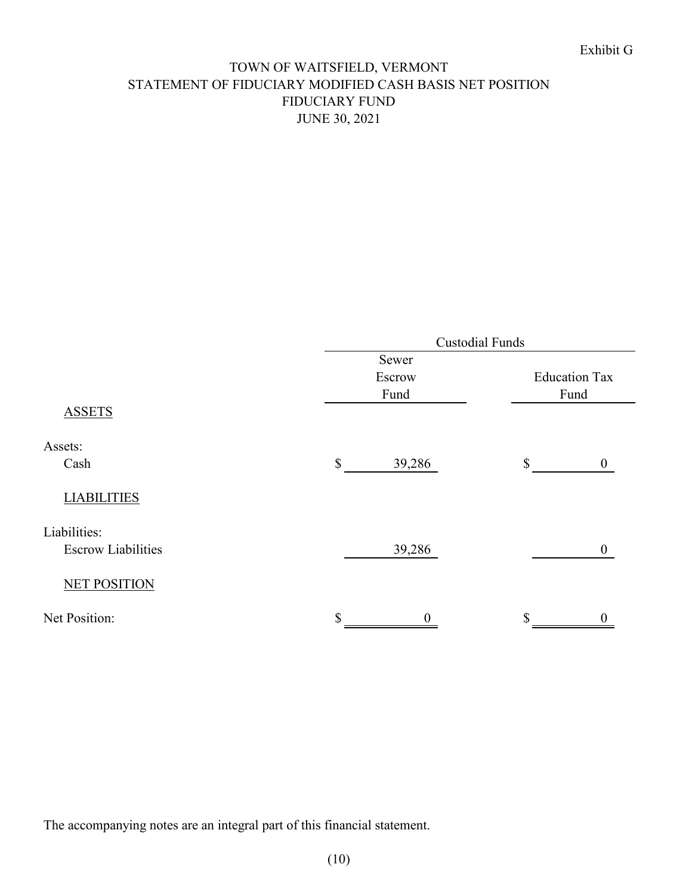Exhibit G

# TOWN OF WAITSFIELD, VERMONT
## STATEMENT OF FIDUCIARY MODIFIED CASH BASIS NET POSITION
## FIDUCIARY FUND
## JUNE 30, 2021

| | Custodial Funds | |
|---|---|---|
| | Sewer Escrow Fund | Education Tax Fund |
| **ASSETS** | | |
| Assets: | | |
| Cash | $ 39,286 | $ 0 |
| **LIABILITIES** | | |
| Liabilities: | | |
| Escrow Liabilities | 39,286 | 0 |
| **NET POSITION** | | |
| Net Position: | $ 0 | $ 0 |

The accompanying notes are an integral part of this financial statement.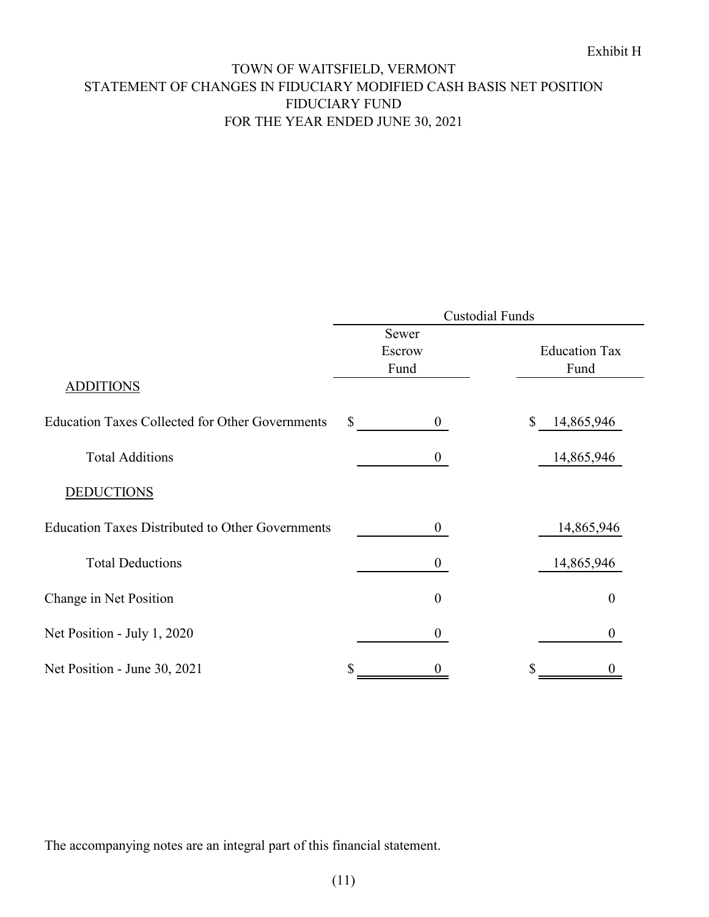Exhibit H

# TOWN OF WAITSFIELD, VERMONT
## STATEMENT OF CHANGES IN FIDUCIARY MODIFIED CASH BASIS NET POSITION
## FIDUCIARY FUND
## FOR THE YEAR ENDED JUNE 30, 2021

| | Custodial Funds | |
|---|---|---|
| | Sewer Escrow Fund | Education Tax Fund |
| ADDITIONS | | |
| Education Taxes Collected for Other Governments | $ 0 | $ 14,865,946 |
| Total Additions | 0 | 14,865,946 |
| DEDUCTIONS | | |
| Education Taxes Distributed to Other Governments | 0 | 14,865,946 |
| Total Deductions | 0 | 14,865,946 |
| Change in Net Position | 0 | 0 |
| Net Position - July 1, 2020 | 0 | 0 |
| Net Position - June 30, 2021 | $ 0 | $ 0 |

The accompanying notes are an integral part of this financial statement.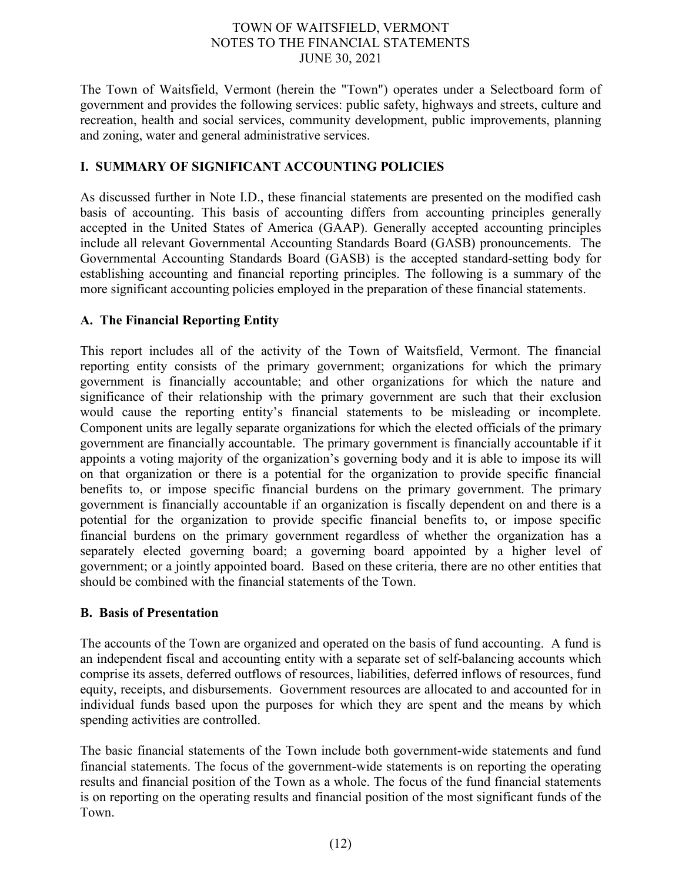The Town of Waitsfield, Vermont (herein the "Town") operates under a Selectboard form of government and provides the following services: public safety, highways and streets, culture and recreation, health and social services, community development, public improvements, planning and zoning, water and general administrative services.

## I. SUMMARY OF SIGNIFICANT ACCOUNTING POLICIES

As discussed further in Note I.D., these financial statements are presented on the modified cash basis of accounting. This basis of accounting differs from accounting principles generally accepted in the United States of America (GAAP). Generally accepted accounting principles include all relevant Governmental Accounting Standards Board (GASB) pronouncements. The Governmental Accounting Standards Board (GASB) is the accepted standard-setting body for establishing accounting and financial reporting principles. The following is a summary of the more significant accounting policies employed in the preparation of these financial statements.

### A. The Financial Reporting Entity

This report includes all of the activity of the Town of Waitsfield, Vermont. The financial reporting entity consists of the primary government; organizations for which the primary government is financially accountable; and other organizations for which the nature and significance of their relationship with the primary government are such that their exclusion would cause the reporting entity's financial statements to be misleading or incomplete. Component units are legally separate organizations for which the elected officials of the primary government are financially accountable. The primary government is financially accountable if it appoints a voting majority of the organization's governing body and it is able to impose its will on that organization or there is a potential for the organization to provide specific financial benefits to, or impose specific financial burdens on the primary government. The primary government is financially accountable if an organization is fiscally dependent on and there is a potential for the organization to provide specific financial benefits to, or impose specific financial burdens on the primary government regardless of whether the organization has a separately elected governing board; a governing board appointed by a higher level of government; or a jointly appointed board. Based on these criteria, there are no other entities that should be combined with the financial statements of the Town.

### B. Basis of Presentation

The accounts of the Town are organized and operated on the basis of fund accounting. A fund is an independent fiscal and accounting entity with a separate set of self-balancing accounts which comprise its assets, deferred outflows of resources, liabilities, deferred inflows of resources, fund equity, receipts, and disbursements. Government resources are allocated to and accounted for in individual funds based upon the purposes for which they are spent and the means by which spending activities are controlled.

The basic financial statements of the Town include both government-wide statements and fund financial statements. The focus of the government-wide statements is on reporting the operating results and financial position of the Town as a whole. The focus of the fund financial statements is on reporting on the operating results and financial position of the most significant funds of the Town.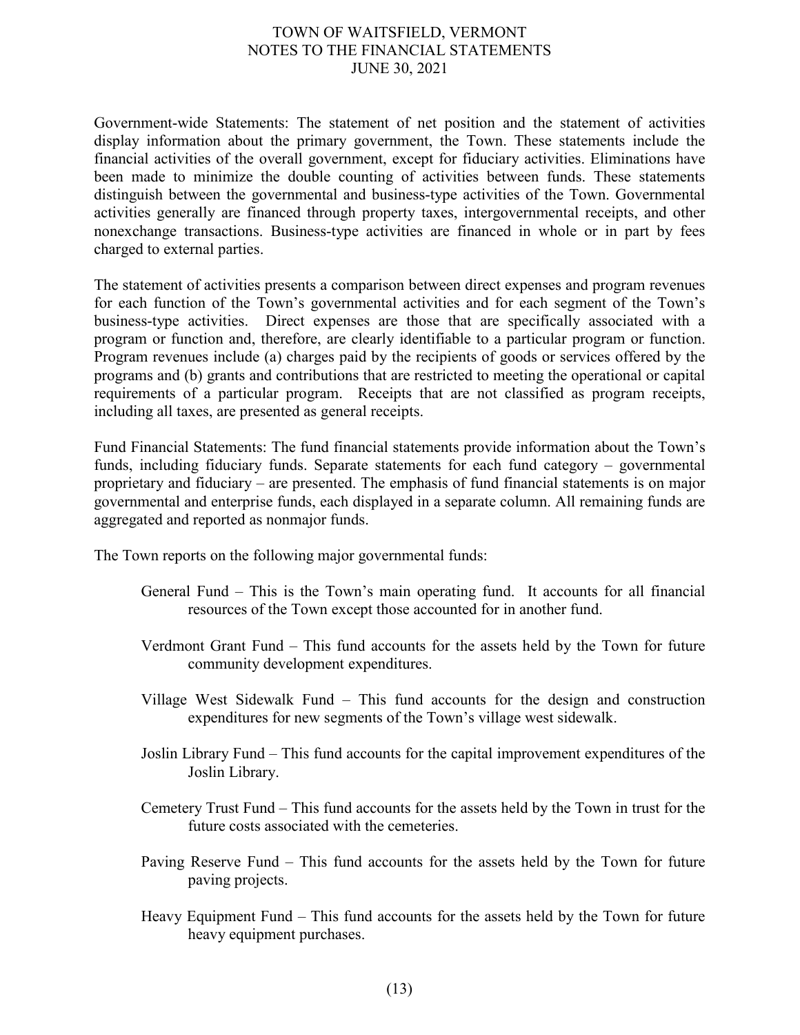Government-wide Statements: The statement of net position and the statement of activities display information about the primary government, the Town. These statements include the financial activities of the overall government, except for fiduciary activities. Eliminations have been made to minimize the double counting of activities between funds. These statements distinguish between the governmental and business-type activities of the Town. Governmental activities generally are financed through property taxes, intergovernmental receipts, and other nonexchange transactions. Business-type activities are financed in whole or in part by fees charged to external parties.

The statement of activities presents a comparison between direct expenses and program revenues for each function of the Town's governmental activities and for each segment of the Town's business-type activities. Direct expenses are those that are specifically associated with a program or function and, therefore, are clearly identifiable to a particular program or function. Program revenues include (a) charges paid by the recipients of goods or services offered by the programs and (b) grants and contributions that are restricted to meeting the operational or capital requirements of a particular program. Receipts that are not classified as program receipts, including all taxes, are presented as general receipts.

Fund Financial Statements: The fund financial statements provide information about the Town's funds, including fiduciary funds. Separate statements for each fund category – governmental proprietary and fiduciary – are presented. The emphasis of fund financial statements is on major governmental and enterprise funds, each displayed in a separate column. All remaining funds are aggregated and reported as nonmajor funds.

The Town reports on the following major governmental funds:

General Fund – This is the Town's main operating fund. It accounts for all financial resources of the Town except those accounted for in another fund.

Verdmont Grant Fund – This fund accounts for the assets held by the Town for future community development expenditures.

Village West Sidewalk Fund – This fund accounts for the design and construction expenditures for new segments of the Town's village west sidewalk.

Joslin Library Fund – This fund accounts for the capital improvement expenditures of the Joslin Library.

Cemetery Trust Fund – This fund accounts for the assets held by the Town in trust for the future costs associated with the cemeteries.

Paving Reserve Fund – This fund accounts for the assets held by the Town for future paving projects.

Heavy Equipment Fund – This fund accounts for the assets held by the Town for future heavy equipment purchases.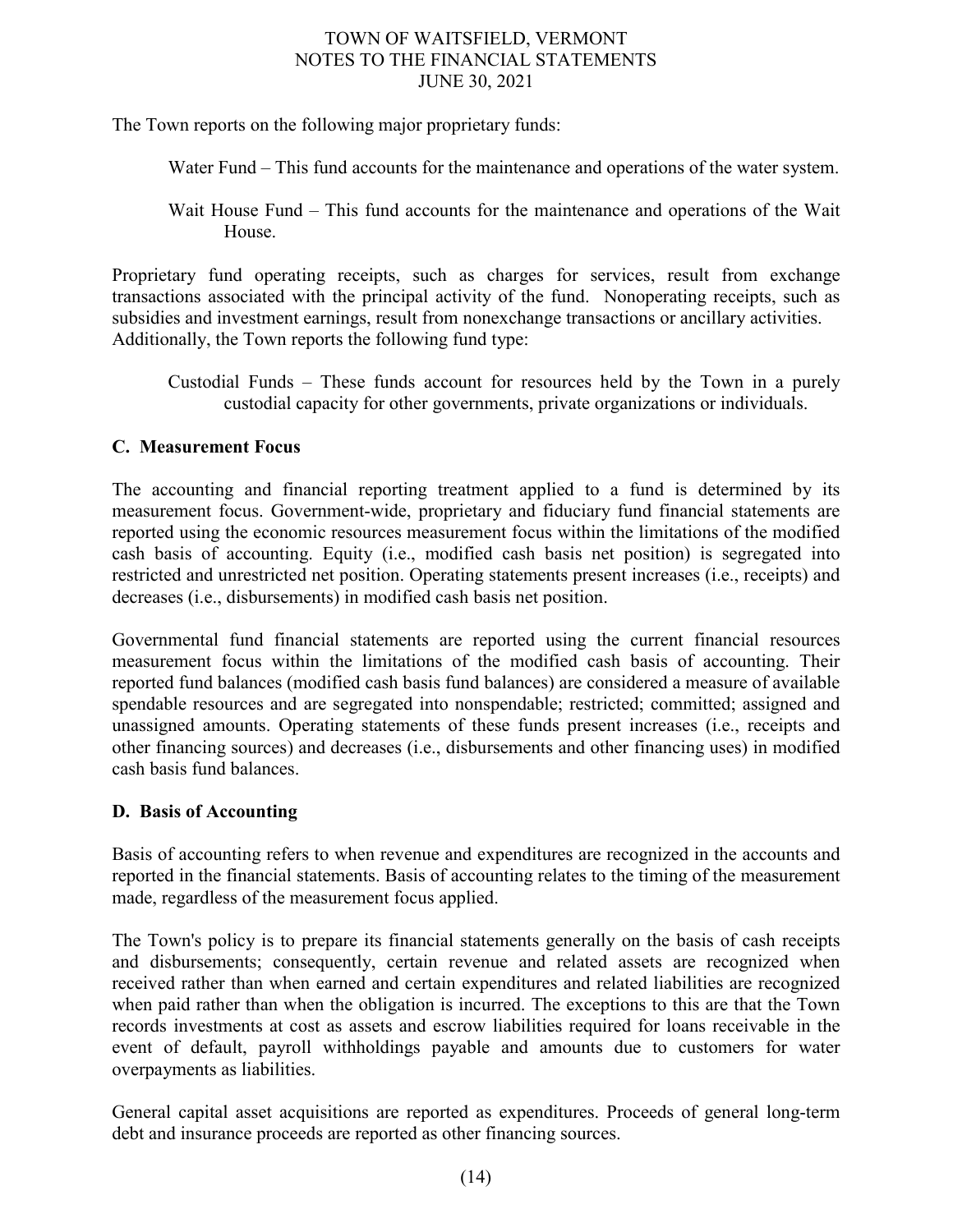The Town reports on the following major proprietary funds:

Water Fund – This fund accounts for the maintenance and operations of the water system.

Wait House Fund – This fund accounts for the maintenance and operations of the Wait House.

Proprietary fund operating receipts, such as charges for services, result from exchange transactions associated with the principal activity of the fund. Nonoperating receipts, such as subsidies and investment earnings, result from nonexchange transactions or ancillary activities. Additionally, the Town reports the following fund type:

Custodial Funds – These funds account for resources held by the Town in a purely custodial capacity for other governments, private organizations or individuals.

## C. Measurement Focus

The accounting and financial reporting treatment applied to a fund is determined by its measurement focus. Government-wide, proprietary and fiduciary fund financial statements are reported using the economic resources measurement focus within the limitations of the modified cash basis of accounting. Equity (i.e., modified cash basis net position) is segregated into restricted and unrestricted net position. Operating statements present increases (i.e., receipts) and decreases (i.e., disbursements) in modified cash basis net position.

Governmental fund financial statements are reported using the current financial resources measurement focus within the limitations of the modified cash basis of accounting. Their reported fund balances (modified cash basis fund balances) are considered a measure of available spendable resources and are segregated into nonspendable; restricted; committed; assigned and unassigned amounts. Operating statements of these funds present increases (i.e., receipts and other financing sources) and decreases (i.e., disbursements and other financing uses) in modified cash basis fund balances.

## D. Basis of Accounting

Basis of accounting refers to when revenue and expenditures are recognized in the accounts and reported in the financial statements. Basis of accounting relates to the timing of the measurement made, regardless of the measurement focus applied.

The Town's policy is to prepare its financial statements generally on the basis of cash receipts and disbursements; consequently, certain revenue and related assets are recognized when received rather than when earned and certain expenditures and related liabilities are recognized when paid rather than when the obligation is incurred. The exceptions to this are that the Town records investments at cost as assets and escrow liabilities required for loans receivable in the event of default, payroll withholdings payable and amounts due to customers for water overpayments as liabilities.

General capital asset acquisitions are reported as expenditures. Proceeds of general long-term debt and insurance proceeds are reported as other financing sources.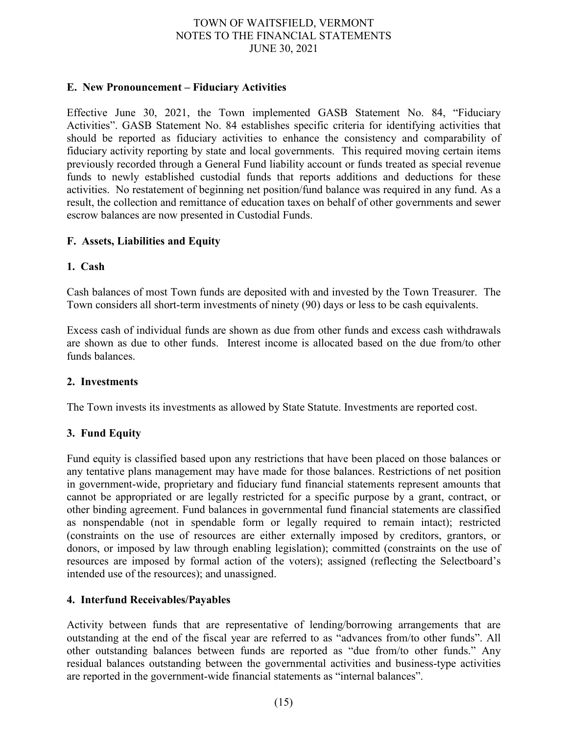### E. New Pronouncement – Fiduciary Activities

Effective June 30, 2021, the Town implemented GASB Statement No. 84, "Fiduciary Activities". GASB Statement No. 84 establishes specific criteria for identifying activities that should be reported as fiduciary activities to enhance the consistency and comparability of fiduciary activity reporting by state and local governments. This required moving certain items previously recorded through a General Fund liability account or funds treated as special revenue funds to newly established custodial funds that reports additions and deductions for these activities. No restatement of beginning net position/fund balance was required in any fund. As a result, the collection and remittance of education taxes on behalf of other governments and sewer escrow balances are now presented in Custodial Funds.

### F. Assets, Liabilities and Equity

#### 1. Cash

Cash balances of most Town funds are deposited with and invested by the Town Treasurer. The Town considers all short-term investments of ninety (90) days or less to be cash equivalents.

Excess cash of individual funds are shown as due from other funds and excess cash withdrawals are shown as due to other funds. Interest income is allocated based on the due from/to other funds balances.

#### 2. Investments

The Town invests its investments as allowed by State Statute. Investments are reported cost.

#### 3. Fund Equity

Fund equity is classified based upon any restrictions that have been placed on those balances or any tentative plans management may have made for those balances. Restrictions of net position in government-wide, proprietary and fiduciary fund financial statements represent amounts that cannot be appropriated or are legally restricted for a specific purpose by a grant, contract, or other binding agreement. Fund balances in governmental fund financial statements are classified as nonspendable (not in spendable form or legally required to remain intact); restricted (constraints on the use of resources are either externally imposed by creditors, grantors, or donors, or imposed by law through enabling legislation); committed (constraints on the use of resources are imposed by formal action of the voters); assigned (reflecting the Selectboard's intended use of the resources); and unassigned.

#### 4. Interfund Receivables/Payables

Activity between funds that are representative of lending/borrowing arrangements that are outstanding at the end of the fiscal year are referred to as "advances from/to other funds". All other outstanding balances between funds are reported as "due from/to other funds." Any residual balances outstanding between the governmental activities and business-type activities are reported in the government-wide financial statements as "internal balances".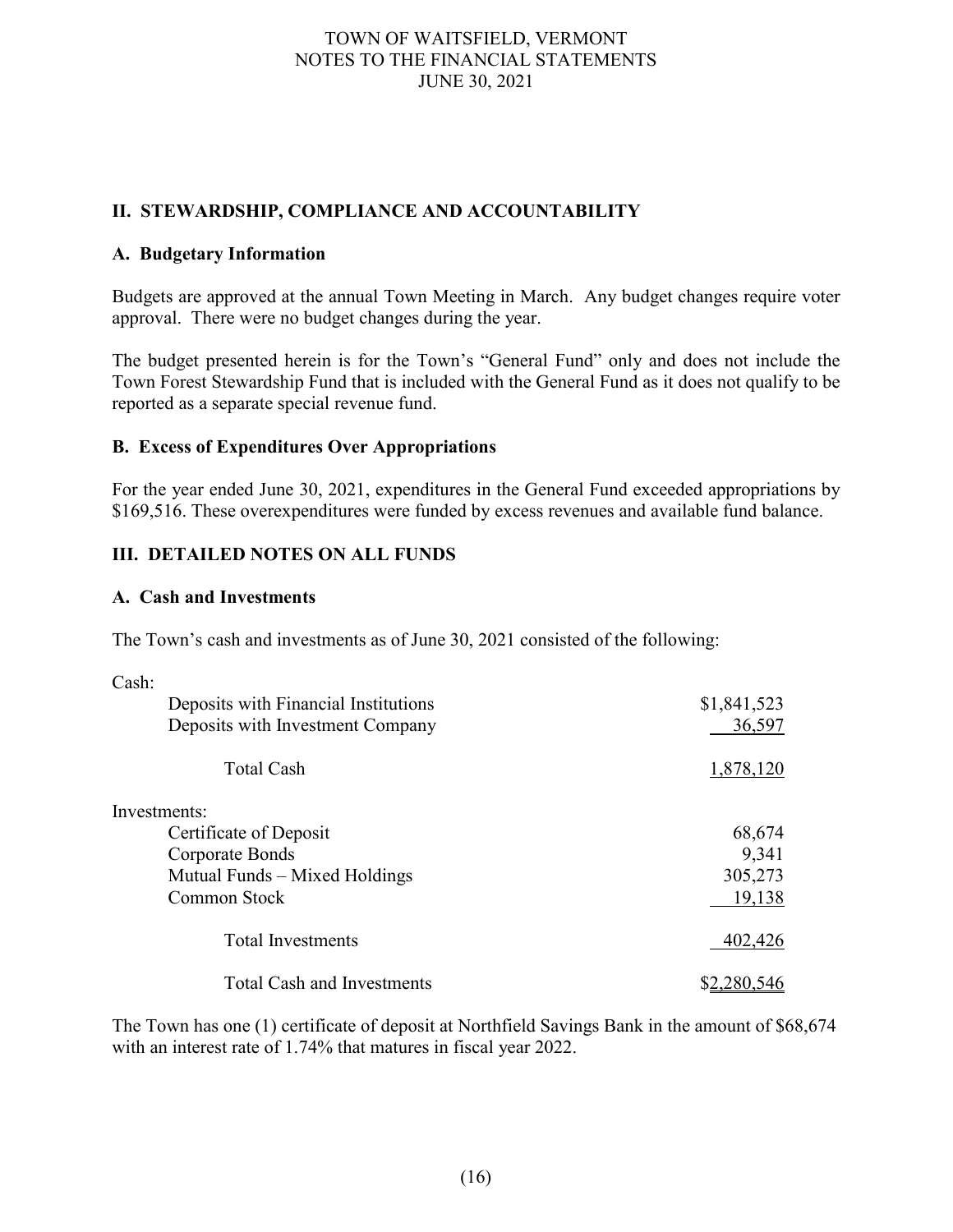## II. STEWARDSHIP, COMPLIANCE AND ACCOUNTABILITY

### A. Budgetary Information

Budgets are approved at the annual Town Meeting in March. Any budget changes require voter approval. There were no budget changes during the year.

The budget presented herein is for the Town's "General Fund" only and does not include the Town Forest Stewardship Fund that is included with the General Fund as it does not qualify to be reported as a separate special revenue fund.

### B. Excess of Expenditures Over Appropriations

For the year ended June 30, 2021, expenditures in the General Fund exceeded appropriations by $169,516. These overexpenditures were funded by excess revenues and available fund balance.

## III. DETAILED NOTES ON ALL FUNDS

### A. Cash and Investments

The Town's cash and investments as of June 30, 2021 consisted of the following:

| | |
|---|---|
| Cash: | |
| Deposits with Financial Institutions | $1,841,523 |
| Deposits with Investment Company | 36,597 |
| Total Cash | 1,878,120 |
| Investments: | |
| Certificate of Deposit | 68,674 |
| Corporate Bonds | 9,341 |
| Mutual Funds – Mixed Holdings | 305,273 |
| Common Stock | 19,138 |
| Total Investments | 402,426 |
| Total Cash and Investments | $2,280,546 |

The Town has one (1) certificate of deposit at Northfield Savings Bank in the amount of $68,674 with an interest rate of 1.74% that matures in fiscal year 2022.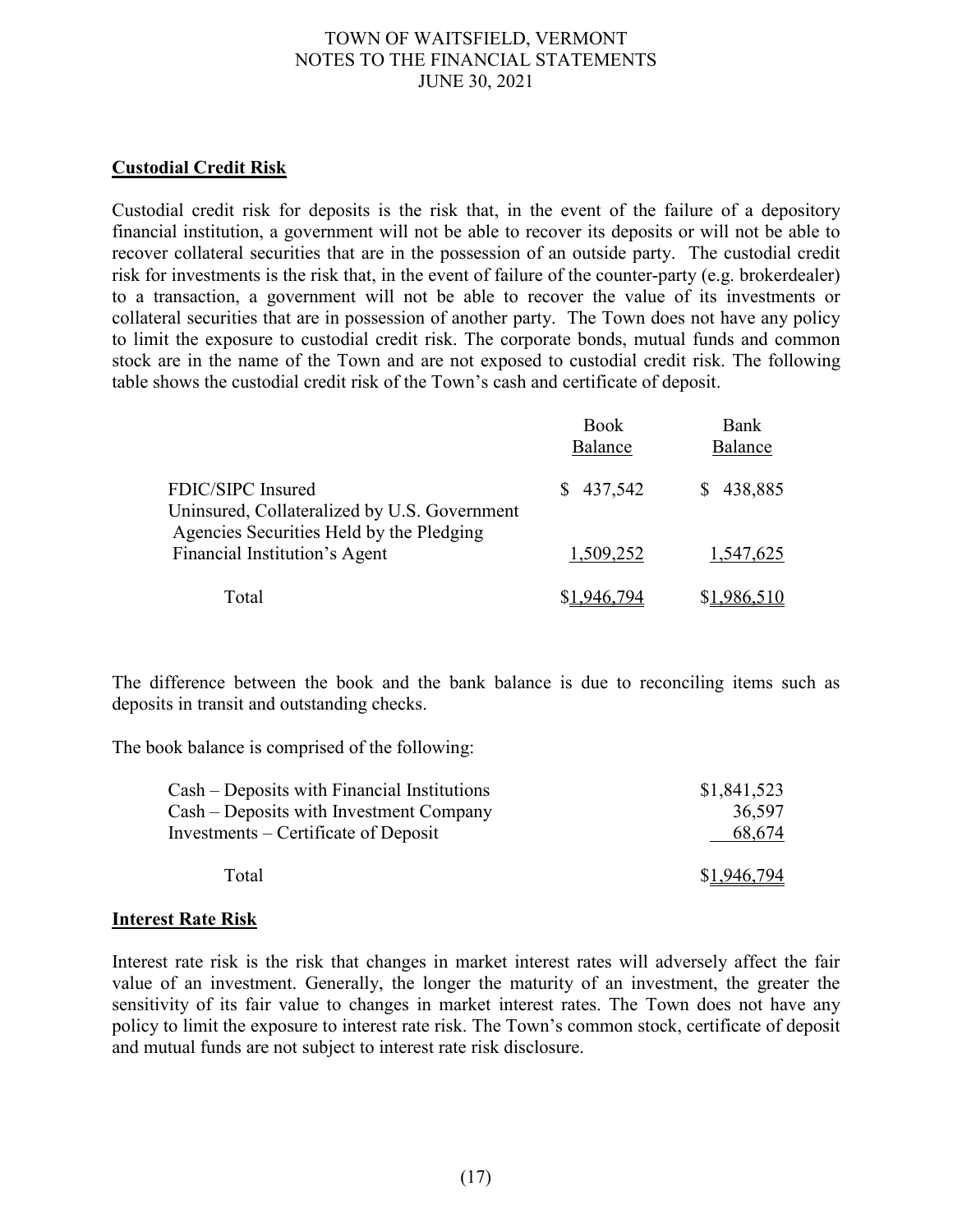## Custodial Credit Risk

Custodial credit risk for deposits is the risk that, in the event of the failure of a depository financial institution, a government will not be able to recover its deposits or will not be able to recover collateral securities that are in the possession of an outside party. The custodial credit risk for investments is the risk that, in the event of failure of the counter-party (e.g. brokerdealer) to a transaction, a government will not be able to recover the value of its investments or collateral securities that are in possession of another party. The Town does not have any policy to limit the exposure to custodial credit risk. The corporate bonds, mutual funds and common stock are in the name of the Town and are not exposed to custodial credit risk. The following table shows the custodial credit risk of the Town's cash and certificate of deposit.

| | Book Balance | Bank Balance |
|---|---|---|
| FDIC/SIPC Insured | $ 437,542 | $ 438,885 |
| Uninsured, Collateralized by U.S. Government Agencies Securities Held by the Pledging Financial Institution's Agent | 1,509,252 | 1,547,625 |
| Total | $1,946,794 | $1,986,510 |

The difference between the book and the bank balance is due to reconciling items such as deposits in transit and outstanding checks.

The book balance is comprised of the following:

| | |
|---|---|
| Cash – Deposits with Financial Institutions | $1,841,523 |
| Cash – Deposits with Investment Company | 36,597 |
| Investments – Certificate of Deposit | 68,674 |
| Total | $1,946,794 |

## Interest Rate Risk

Interest rate risk is the risk that changes in market interest rates will adversely affect the fair value of an investment. Generally, the longer the maturity of an investment, the greater the sensitivity of its fair value to changes in market interest rates. The Town does not have any policy to limit the exposure to interest rate risk. The Town's common stock, certificate of deposit and mutual funds are not subject to interest rate risk disclosure.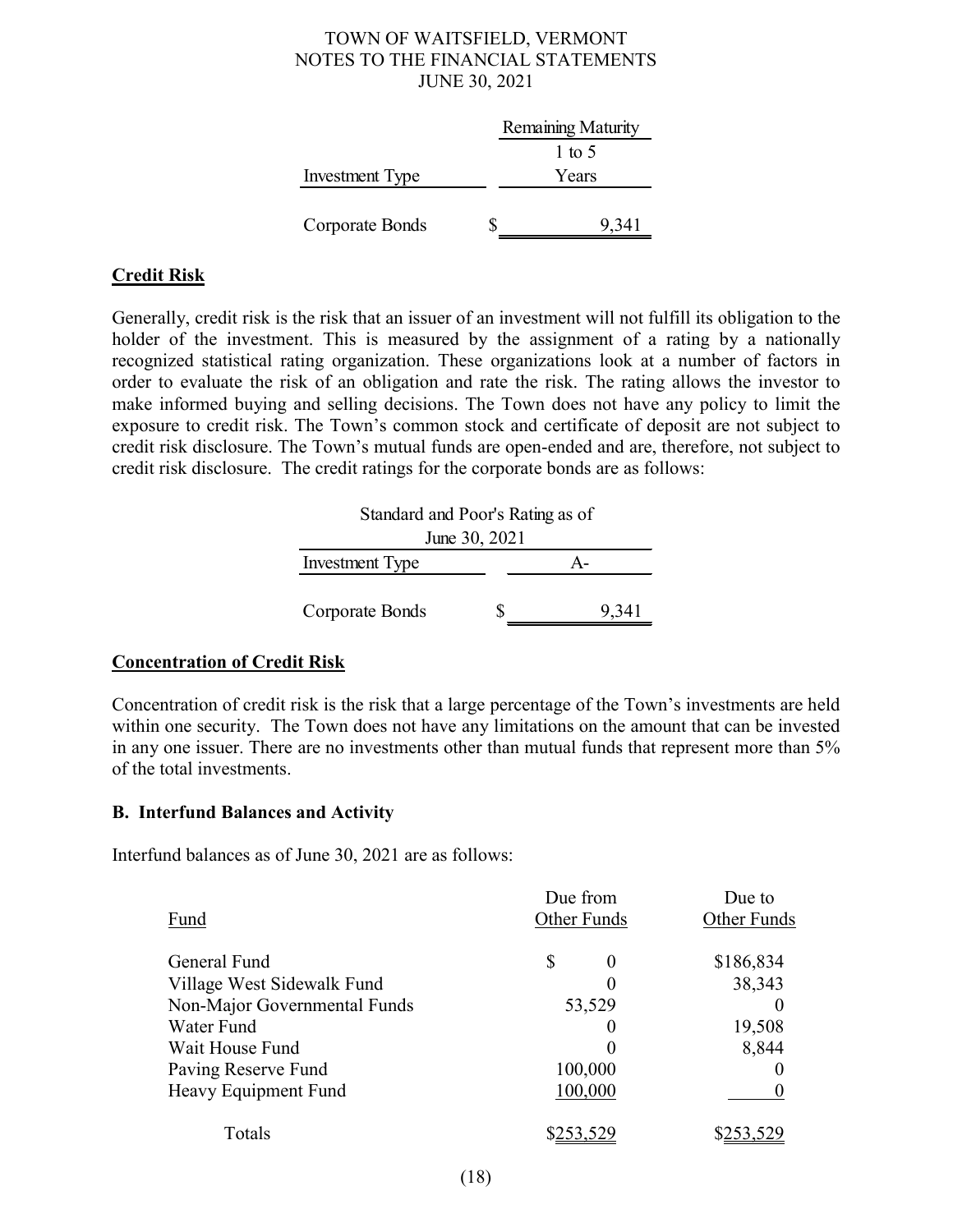| Investment Type | Remaining Maturity 1 to 5 Years |
|---|---|
| Corporate Bonds | $ 9,341 |

**Credit Risk**

Generally, credit risk is the risk that an issuer of an investment will not fulfill its obligation to the holder of the investment. This is measured by the assignment of a rating by a nationally recognized statistical rating organization. These organizations look at a number of factors in order to evaluate the risk of an obligation and rate the risk. The rating allows the investor to make informed buying and selling decisions. The Town does not have any policy to limit the exposure to credit risk. The Town's common stock and certificate of deposit are not subject to credit risk disclosure. The Town's mutual funds are open-ended and are, therefore, not subject to credit risk disclosure. The credit ratings for the corporate bonds are as follows:

| Standard and Poor's Rating as of June 30, 2021 | |
|---|---|
| Investment Type | A- |
| Corporate Bonds | $ 9,341 |

**Concentration of Credit Risk**

Concentration of credit risk is the risk that a large percentage of the Town's investments are held within one security. The Town does not have any limitations on the amount that can be invested in any one issuer. There are no investments other than mutual funds that represent more than 5% of the total investments.

**B. Interfund Balances and Activity**

Interfund balances as of June 30, 2021 are as follows:

| Fund | Due from Other Funds | Due to Other Funds |
|---|---|---|
| General Fund | $ 0 | $186,834 |
| Village West Sidewalk Fund | 0 | 38,343 |
| Non-Major Governmental Funds | 53,529 | 0 |
| Water Fund | 0 | 19,508 |
| Wait House Fund | 0 | 8,844 |
| Paving Reserve Fund | 100,000 | 0 |
| Heavy Equipment Fund | 100,000 | 0 |
| Totals | $253,529 | $253,529 |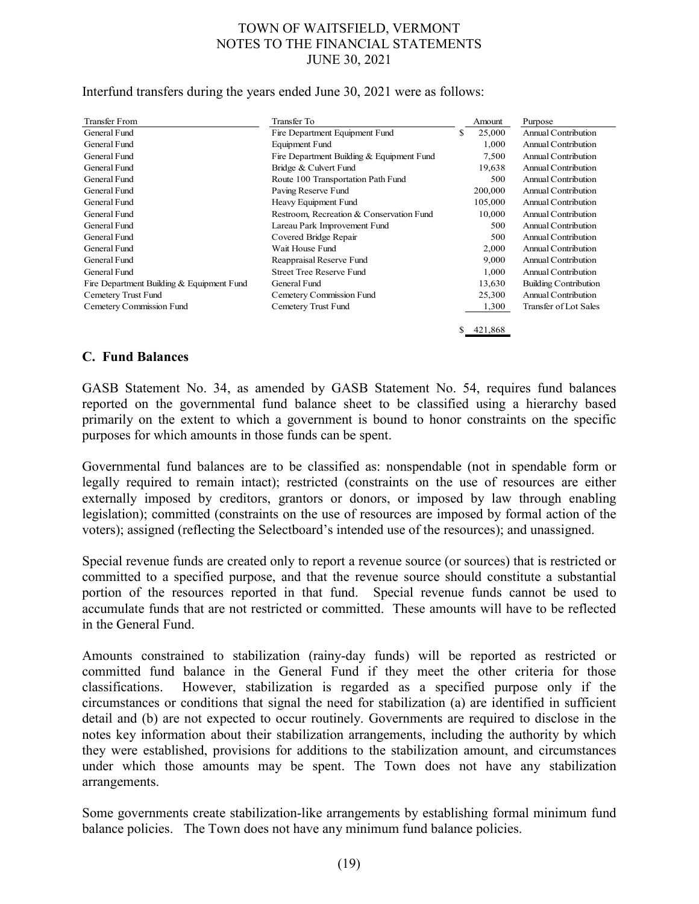Interfund transfers during the years ended June 30, 2021 were as follows:

| Transfer From | Transfer To | Amount | Purpose |
|---|---|---|---|
| General Fund | Fire Department Equipment Fund | $ 25,000 | Annual Contribution |
| General Fund | Equipment Fund | 1,000 | Annual Contribution |
| General Fund | Fire Department Building & Equipment Fund | 7,500 | Annual Contribution |
| General Fund | Bridge & Culvert Fund | 19,638 | Annual Contribution |
| General Fund | Route 100 Transportation Path Fund | 500 | Annual Contribution |
| General Fund | Paving Reserve Fund | 200,000 | Annual Contribution |
| General Fund | Heavy Equipment Fund | 105,000 | Annual Contribution |
| General Fund | Restroom, Recreation & Conservation Fund | 10,000 | Annual Contribution |
| General Fund | Lareau Park Improvement Fund | 500 | Annual Contribution |
| General Fund | Covered Bridge Repair | 500 | Annual Contribution |
| General Fund | Wait House Fund | 2,000 | Annual Contribution |
| General Fund | Reappraisal Reserve Fund | 9,000 | Annual Contribution |
| General Fund | Street Tree Reserve Fund | 1,000 | Annual Contribution |
| Fire Department Building & Equipment Fund | General Fund | 13,630 | Building Contribution |
| Cemetery Trust Fund | Cemetery Commission Fund | 25,300 | Annual Contribution |
| Cemetery Commission Fund | Cemetery Trust Fund | 1,300 | Transfer of Lot Sales |
| | | $ 421,868 | |

## C. Fund Balances

GASB Statement No. 34, as amended by GASB Statement No. 54, requires fund balances reported on the governmental fund balance sheet to be classified using a hierarchy based primarily on the extent to which a government is bound to honor constraints on the specific purposes for which amounts in those funds can be spent.

Governmental fund balances are to be classified as: nonspendable (not in spendable form or legally required to remain intact); restricted (constraints on the use of resources are either externally imposed by creditors, grantors or donors, or imposed by law through enabling legislation); committed (constraints on the use of resources are imposed by formal action of the voters); assigned (reflecting the Selectboard's intended use of the resources); and unassigned.

Special revenue funds are created only to report a revenue source (or sources) that is restricted or committed to a specified purpose, and that the revenue source should constitute a substantial portion of the resources reported in that fund. Special revenue funds cannot be used to accumulate funds that are not restricted or committed. These amounts will have to be reflected in the General Fund.

Amounts constrained to stabilization (rainy-day funds) will be reported as restricted or committed fund balance in the General Fund if they meet the other criteria for those classifications. However, stabilization is regarded as a specified purpose only if the circumstances or conditions that signal the need for stabilization (a) are identified in sufficient detail and (b) are not expected to occur routinely. Governments are required to disclose in the notes key information about their stabilization arrangements, including the authority by which they were established, provisions for additions to the stabilization amount, and circumstances under which those amounts may be spent. The Town does not have any stabilization arrangements.

Some governments create stabilization-like arrangements by establishing formal minimum fund balance policies. The Town does not have any minimum fund balance policies.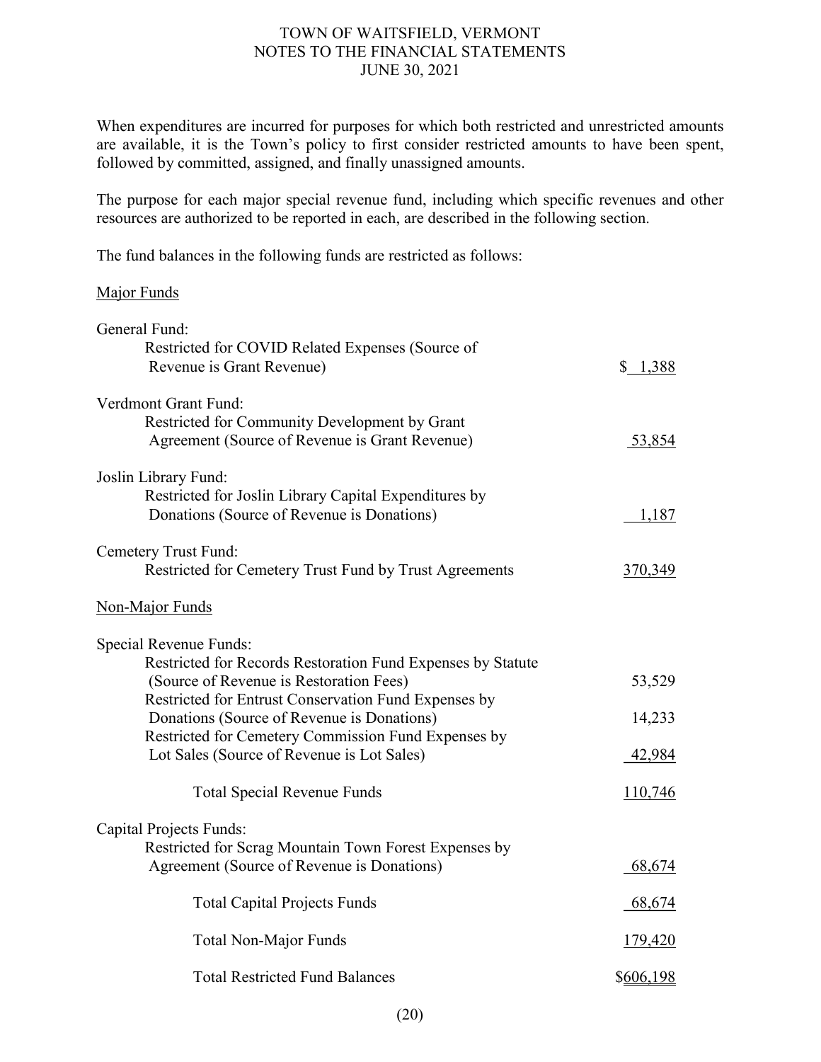When expenditures are incurred for purposes for which both restricted and unrestricted amounts are available, it is the Town's policy to first consider restricted amounts to have been spent, followed by committed, assigned, and finally unassigned amounts.

The purpose for each major special revenue fund, including which specific revenues and other resources are authorized to be reported in each, are described in the following section.

The fund balances in the following funds are restricted as follows:

| | |
|---|---|
| Major Funds | |
| General Fund: | |
| Restricted for COVID Related Expenses (Source of Revenue is Grant Revenue) | $ 1,388 |
| Verdmont Grant Fund: | |
| Restricted for Community Development by Grant Agreement (Source of Revenue is Grant Revenue) | 53,854 |
| Joslin Library Fund: | |
| Restricted for Joslin Library Capital Expenditures by Donations (Source of Revenue is Donations) | 1,187 |
| Cemetery Trust Fund: | |
| Restricted for Cemetery Trust Fund by Trust Agreements | 370,349 |
| Non-Major Funds | |
| Special Revenue Funds: | |
| Restricted for Records Restoration Fund Expenses by Statute (Source of Revenue is Restoration Fees) | 53,529 |
| Restricted for Entrust Conservation Fund Expenses by Donations (Source of Revenue is Donations) | 14,233 |
| Restricted for Cemetery Commission Fund Expenses by Lot Sales (Source of Revenue is Lot Sales) | 42,984 |
| Total Special Revenue Funds | 110,746 |
| Capital Projects Funds: | |
| Restricted for Scrag Mountain Town Forest Expenses by Agreement (Source of Revenue is Donations) | 68,674 |
| Total Capital Projects Funds | 68,674 |
| Total Non-Major Funds | 179,420 |
| Total Restricted Fund Balances | $606,198 |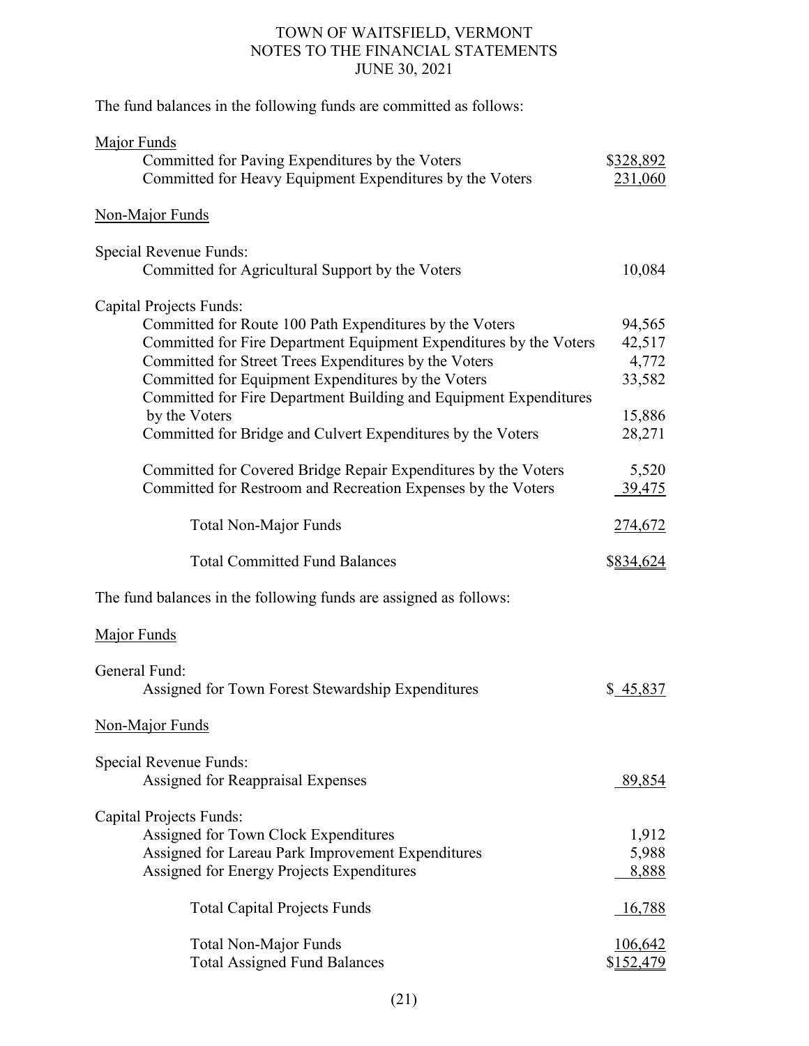The fund balances in the following funds are committed as follows:

| | |
|---|---|
| Major Funds | |
| Committed for Paving Expenditures by the Voters | $328,892 |
| Committed for Heavy Equipment Expenditures by the Voters | 231,060 |
| Non-Major Funds | |
| Special Revenue Funds: | |
| Committed for Agricultural Support by the Voters | 10,084 |
| Capital Projects Funds: | |
| Committed for Route 100 Path Expenditures by the Voters | 94,565 |
| Committed for Fire Department Equipment Expenditures by the Voters | 42,517 |
| Committed for Street Trees Expenditures by the Voters | 4,772 |
| Committed for Equipment Expenditures by the Voters | 33,582 |
| Committed for Fire Department Building and Equipment Expenditures by the Voters | 15,886 |
| Committed for Bridge and Culvert Expenditures by the Voters | 28,271 |
| Committed for Covered Bridge Repair Expenditures by the Voters | 5,520 |
| Committed for Restroom and Recreation Expenses by the Voters | 39,475 |
| Total Non-Major Funds | 274,672 |
| Total Committed Fund Balances | $834,624 |

The fund balances in the following funds are assigned as follows:

| | |
|---|---|
| Major Funds | |
| General Fund: | |
| Assigned for Town Forest Stewardship Expenditures | $ 45,837 |
| Non-Major Funds | |
| Special Revenue Funds: | |
| Assigned for Reappraisal Expenses | 89,854 |
| Capital Projects Funds: | |
| Assigned for Town Clock Expenditures | 1,912 |
| Assigned for Lareau Park Improvement Expenditures | 5,988 |
| Assigned for Energy Projects Expenditures | 8,888 |
| Total Capital Projects Funds | 16,788 |
| Total Non-Major Funds | 106,642 |
| Total Assigned Fund Balances | $152,479 |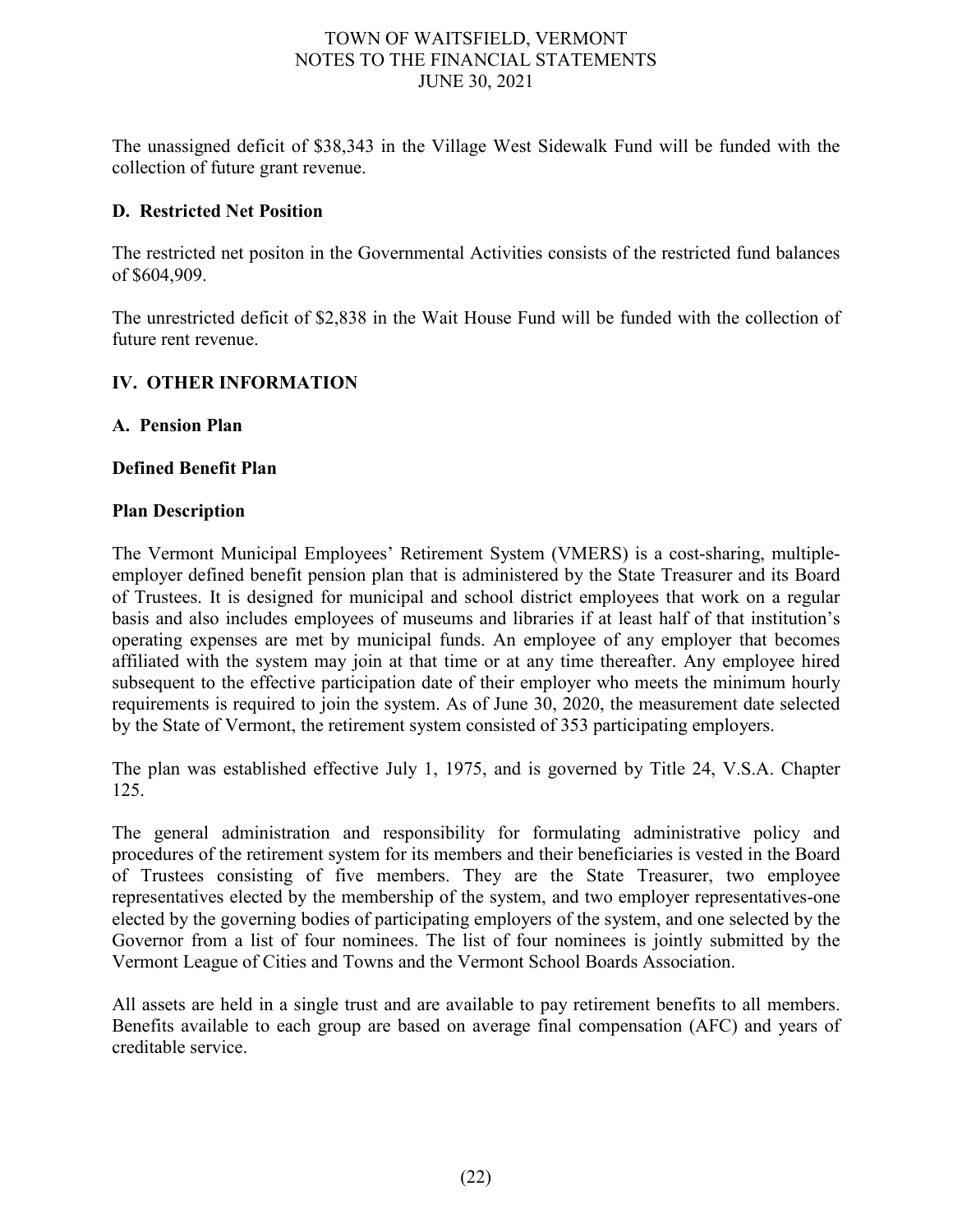The unassigned deficit of $38,343 in the Village West Sidewalk Fund will be funded with the collection of future grant revenue.

### D. Restricted Net Position

The restricted net positon in the Governmental Activities consists of the restricted fund balances of $604,909.

The unrestricted deficit of $2,838 in the Wait House Fund will be funded with the collection of future rent revenue.

## IV. OTHER INFORMATION

### A. Pension Plan

#### Defined Benefit Plan

#### Plan Description

The Vermont Municipal Employees' Retirement System (VMERS) is a cost-sharing, multiple-employer defined benefit pension plan that is administered by the State Treasurer and its Board of Trustees. It is designed for municipal and school district employees that work on a regular basis and also includes employees of museums and libraries if at least half of that institution's operating expenses are met by municipal funds. An employee of any employer that becomes affiliated with the system may join at that time or at any time thereafter. Any employee hired subsequent to the effective participation date of their employer who meets the minimum hourly requirements is required to join the system. As of June 30, 2020, the measurement date selected by the State of Vermont, the retirement system consisted of 353 participating employers.

The plan was established effective July 1, 1975, and is governed by Title 24, V.S.A. Chapter 125.

The general administration and responsibility for formulating administrative policy and procedures of the retirement system for its members and their beneficiaries is vested in the Board of Trustees consisting of five members. They are the State Treasurer, two employee representatives elected by the membership of the system, and two employer representatives-one elected by the governing bodies of participating employers of the system, and one selected by the Governor from a list of four nominees. The list of four nominees is jointly submitted by the Vermont League of Cities and Towns and the Vermont School Boards Association.

All assets are held in a single trust and are available to pay retirement benefits to all members. Benefits available to each group are based on average final compensation (AFC) and years of creditable service.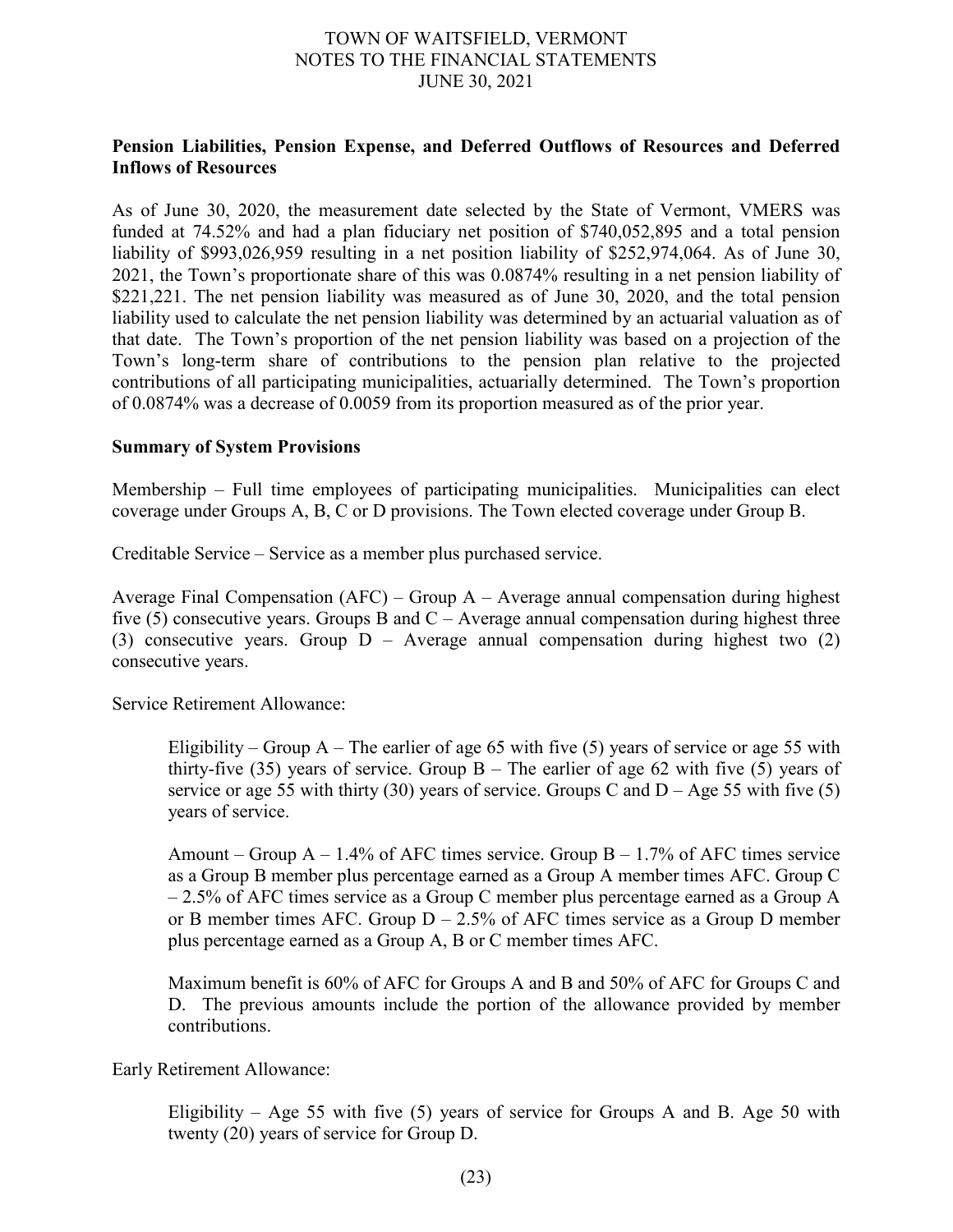**Pension Liabilities, Pension Expense, and Deferred Outflows of Resources and Deferred Inflows of Resources**

As of June 30, 2020, the measurement date selected by the State of Vermont, VMERS was funded at 74.52% and had a plan fiduciary net position of $740,052,895 and a total pension liability of $993,026,959 resulting in a net position liability of $252,974,064. As of June 30, 2021, the Town's proportionate share of this was 0.0874% resulting in a net pension liability of $221,221. The net pension liability was measured as of June 30, 2020, and the total pension liability used to calculate the net pension liability was determined by an actuarial valuation as of that date. The Town's proportion of the net pension liability was based on a projection of the Town's long-term share of contributions to the pension plan relative to the projected contributions of all participating municipalities, actuarially determined. The Town's proportion of 0.0874% was a decrease of 0.0059 from its proportion measured as of the prior year.

**Summary of System Provisions**

Membership – Full time employees of participating municipalities. Municipalities can elect coverage under Groups A, B, C or D provisions. The Town elected coverage under Group B.

Creditable Service – Service as a member plus purchased service.

Average Final Compensation (AFC) – Group A – Average annual compensation during highest five (5) consecutive years. Groups B and C – Average annual compensation during highest three (3) consecutive years. Group D – Average annual compensation during highest two (2) consecutive years.

Service Retirement Allowance:

> Eligibility – Group A – The earlier of age 65 with five (5) years of service or age 55 with thirty-five (35) years of service. Group B – The earlier of age 62 with five (5) years of service or age 55 with thirty (30) years of service. Groups C and D – Age 55 with five (5) years of service.
>
> Amount – Group A – 1.4% of AFC times service. Group B – 1.7% of AFC times service as a Group B member plus percentage earned as a Group A member times AFC. Group C – 2.5% of AFC times service as a Group C member plus percentage earned as a Group A or B member times AFC. Group D – 2.5% of AFC times service as a Group D member plus percentage earned as a Group A, B or C member times AFC.
>
> Maximum benefit is 60% of AFC for Groups A and B and 50% of AFC for Groups C and D. The previous amounts include the portion of the allowance provided by member contributions.

Early Retirement Allowance:

> Eligibility – Age 55 with five (5) years of service for Groups A and B. Age 50 with twenty (20) years of service for Group D.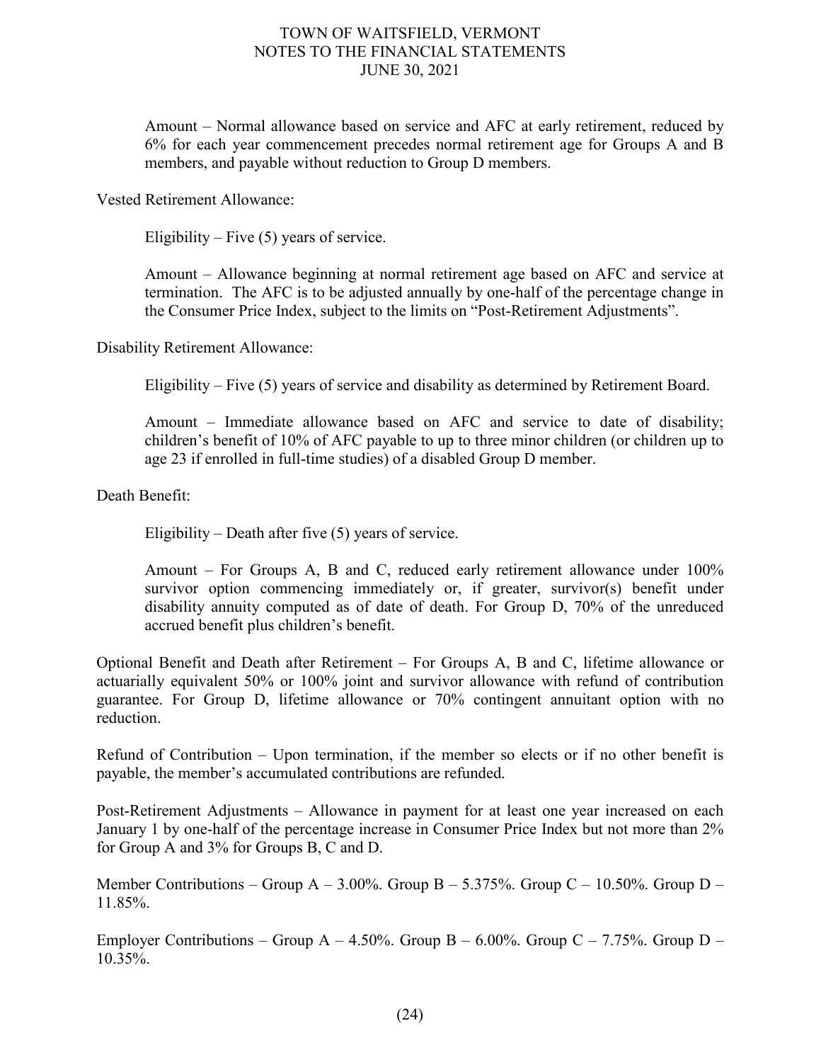Amount – Normal allowance based on service and AFC at early retirement, reduced by 6% for each year commencement precedes normal retirement age for Groups A and B members, and payable without reduction to Group D members.

Vested Retirement Allowance:

Eligibility – Five (5) years of service.

Amount – Allowance beginning at normal retirement age based on AFC and service at termination. The AFC is to be adjusted annually by one-half of the percentage change in the Consumer Price Index, subject to the limits on "Post-Retirement Adjustments".

Disability Retirement Allowance:

Eligibility – Five (5) years of service and disability as determined by Retirement Board.

Amount – Immediate allowance based on AFC and service to date of disability; children's benefit of 10% of AFC payable to up to three minor children (or children up to age 23 if enrolled in full-time studies) of a disabled Group D member.

Death Benefit:

Eligibility – Death after five (5) years of service.

Amount – For Groups A, B and C, reduced early retirement allowance under 100% survivor option commencing immediately or, if greater, survivor(s) benefit under disability annuity computed as of date of death. For Group D, 70% of the unreduced accrued benefit plus children's benefit.

Optional Benefit and Death after Retirement – For Groups A, B and C, lifetime allowance or actuarially equivalent 50% or 100% joint and survivor allowance with refund of contribution guarantee. For Group D, lifetime allowance or 70% contingent annuitant option with no reduction.

Refund of Contribution – Upon termination, if the member so elects or if no other benefit is payable, the member's accumulated contributions are refunded.

Post-Retirement Adjustments – Allowance in payment for at least one year increased on each January 1 by one-half of the percentage increase in Consumer Price Index but not more than 2% for Group A and 3% for Groups B, C and D.

Member Contributions – Group A – 3.00%. Group B – 5.375%. Group C – 10.50%. Group D – 11.85%.

Employer Contributions – Group A – 4.50%. Group B – 6.00%. Group C – 7.75%. Group D – 10.35%.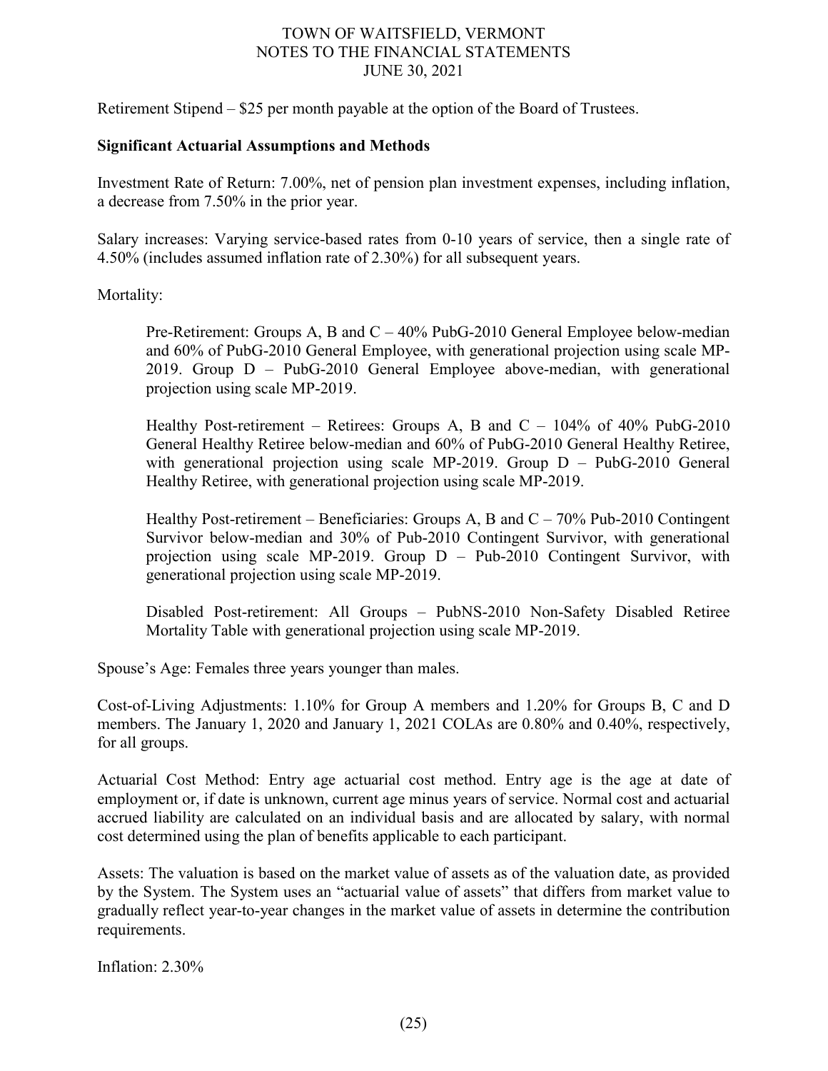Retirement Stipend – $25 per month payable at the option of the Board of Trustees.

**Significant Actuarial Assumptions and Methods**

Investment Rate of Return: 7.00%, net of pension plan investment expenses, including inflation, a decrease from 7.50% in the prior year.

Salary increases: Varying service-based rates from 0-10 years of service, then a single rate of 4.50% (includes assumed inflation rate of 2.30%) for all subsequent years.

Mortality:

> Pre-Retirement: Groups A, B and C – 40% PubG-2010 General Employee below-median and 60% of PubG-2010 General Employee, with generational projection using scale MP-2019. Group D – PubG-2010 General Employee above-median, with generational projection using scale MP-2019.
>
> Healthy Post-retirement – Retirees: Groups A, B and C – 104% of 40% PubG-2010 General Healthy Retiree below-median and 60% of PubG-2010 General Healthy Retiree, with generational projection using scale MP-2019. Group D – PubG-2010 General Healthy Retiree, with generational projection using scale MP-2019.
>
> Healthy Post-retirement – Beneficiaries: Groups A, B and C – 70% Pub-2010 Contingent Survivor below-median and 30% of Pub-2010 Contingent Survivor, with generational projection using scale MP-2019. Group D – Pub-2010 Contingent Survivor, with generational projection using scale MP-2019.
>
> Disabled Post-retirement: All Groups – PubNS-2010 Non-Safety Disabled Retiree Mortality Table with generational projection using scale MP-2019.

Spouse's Age: Females three years younger than males.

Cost-of-Living Adjustments: 1.10% for Group A members and 1.20% for Groups B, C and D members. The January 1, 2020 and January 1, 2021 COLAs are 0.80% and 0.40%, respectively, for all groups.

Actuarial Cost Method: Entry age actuarial cost method. Entry age is the age at date of employment or, if date is unknown, current age minus years of service. Normal cost and actuarial accrued liability are calculated on an individual basis and are allocated by salary, with normal cost determined using the plan of benefits applicable to each participant.

Assets: The valuation is based on the market value of assets as of the valuation date, as provided by the System. The System uses an "actuarial value of assets" that differs from market value to gradually reflect year-to-year changes in the market value of assets in determine the contribution requirements.

Inflation: 2.30%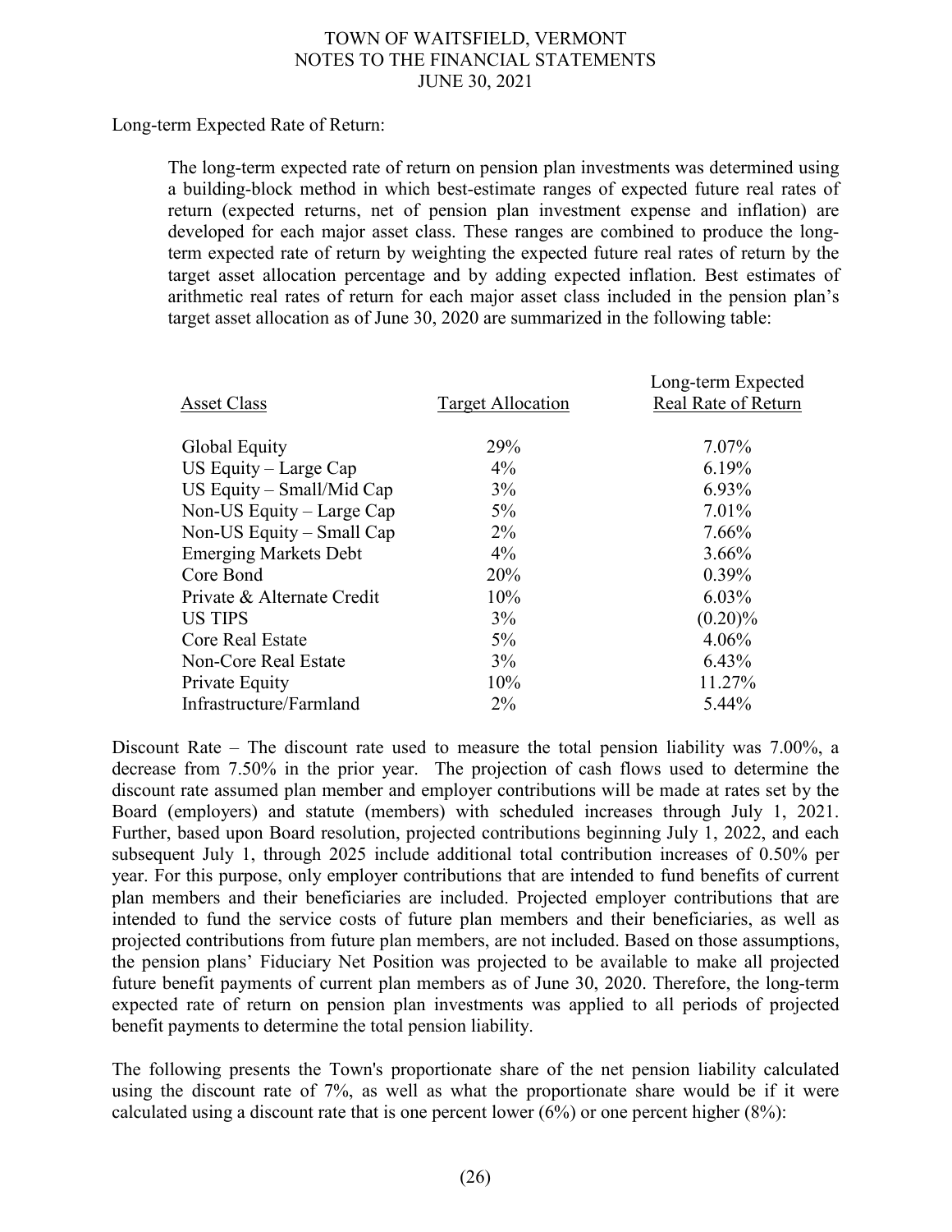Long-term Expected Rate of Return:

The long-term expected rate of return on pension plan investments was determined using a building-block method in which best-estimate ranges of expected future real rates of return (expected returns, net of pension plan investment expense and inflation) are developed for each major asset class. These ranges are combined to produce the long-term expected rate of return by weighting the expected future real rates of return by the target asset allocation percentage and by adding expected inflation. Best estimates of arithmetic real rates of return for each major asset class included in the pension plan's target asset allocation as of June 30, 2020 are summarized in the following table:

| Asset Class | Target Allocation | Long-term Expected Real Rate of Return |
|---|---|---|
| Global Equity | 29% | 7.07% |
| US Equity – Large Cap | 4% | 6.19% |
| US Equity – Small/Mid Cap | 3% | 6.93% |
| Non-US Equity – Large Cap | 5% | 7.01% |
| Non-US Equity – Small Cap | 2% | 7.66% |
| Emerging Markets Debt | 4% | 3.66% |
| Core Bond | 20% | 0.39% |
| Private & Alternate Credit | 10% | 6.03% |
| US TIPS | 3% | (0.20)% |
| Core Real Estate | 5% | 4.06% |
| Non-Core Real Estate | 3% | 6.43% |
| Private Equity | 10% | 11.27% |
| Infrastructure/Farmland | 2% | 5.44% |

Discount Rate – The discount rate used to measure the total pension liability was 7.00%, a decrease from 7.50% in the prior year. The projection of cash flows used to determine the discount rate assumed plan member and employer contributions will be made at rates set by the Board (employers) and statute (members) with scheduled increases through July 1, 2021. Further, based upon Board resolution, projected contributions beginning July 1, 2022, and each subsequent July 1, through 2025 include additional total contribution increases of 0.50% per year. For this purpose, only employer contributions that are intended to fund benefits of current plan members and their beneficiaries are included. Projected employer contributions that are intended to fund the service costs of future plan members and their beneficiaries, as well as projected contributions from future plan members, are not included. Based on those assumptions, the pension plans' Fiduciary Net Position was projected to be available to make all projected future benefit payments of current plan members as of June 30, 2020. Therefore, the long-term expected rate of return on pension plan investments was applied to all periods of projected benefit payments to determine the total pension liability.

The following presents the Town's proportionate share of the net pension liability calculated using the discount rate of 7%, as well as what the proportionate share would be if it were calculated using a discount rate that is one percent lower (6%) or one percent higher (8%):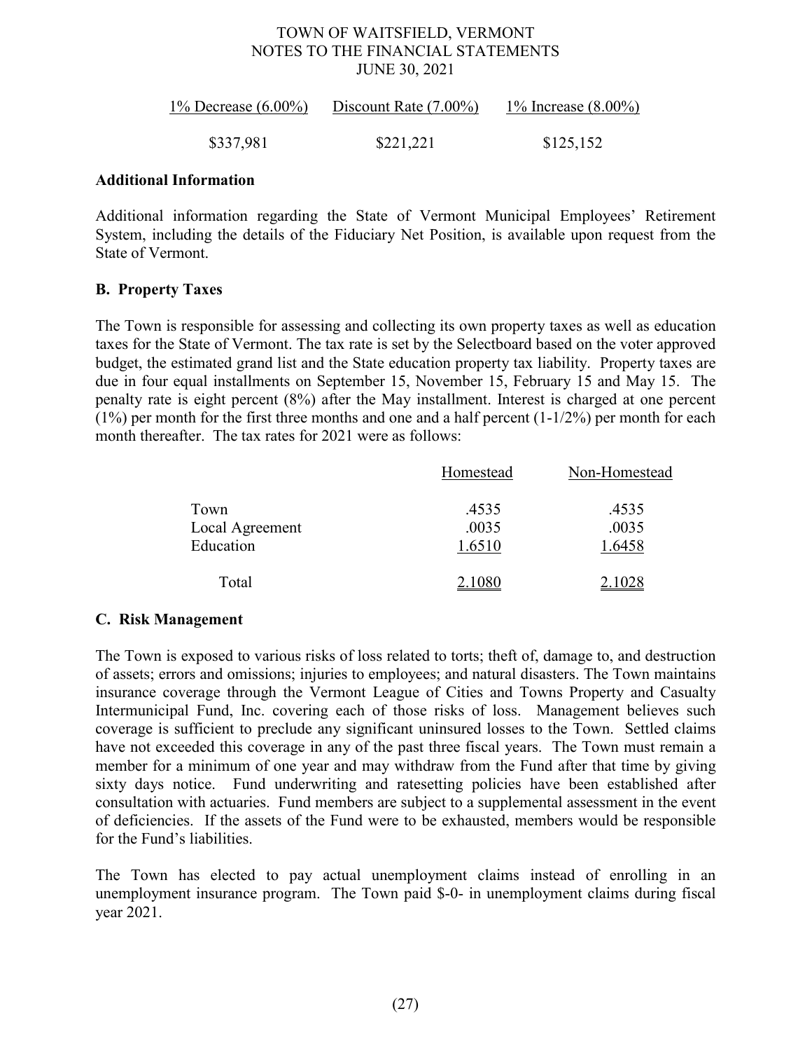| 1% Decrease (6.00%) | Discount Rate (7.00%) | 1% Increase (8.00%) |
|---|---|---|
| $337,981 | $221,221 | $125,152 |

**Additional Information**

Additional information regarding the State of Vermont Municipal Employees' Retirement System, including the details of the Fiduciary Net Position, is available upon request from the State of Vermont.

**B. Property Taxes**

The Town is responsible for assessing and collecting its own property taxes as well as education taxes for the State of Vermont. The tax rate is set by the Selectboard based on the voter approved budget, the estimated grand list and the State education property tax liability. Property taxes are due in four equal installments on September 15, November 15, February 15 and May 15. The penalty rate is eight percent (8%) after the May installment. Interest is charged at one percent (1%) per month for the first three months and one and a half percent (1-1/2%) per month for each month thereafter. The tax rates for 2021 were as follows:

| | Homestead | Non-Homestead |
|---|---|---|
| Town | .4535 | .4535 |
| Local Agreement | .0035 | .0035 |
| Education | 1.6510 | 1.6458 |
| Total | 2.1080 | 2.1028 |

**C. Risk Management**

The Town is exposed to various risks of loss related to torts; theft of, damage to, and destruction of assets; errors and omissions; injuries to employees; and natural disasters. The Town maintains insurance coverage through the Vermont League of Cities and Towns Property and Casualty Intermunicipal Fund, Inc. covering each of those risks of loss. Management believes such coverage is sufficient to preclude any significant uninsured losses to the Town. Settled claims have not exceeded this coverage in any of the past three fiscal years. The Town must remain a member for a minimum of one year and may withdraw from the Fund after that time by giving sixty days notice. Fund underwriting and ratesetting policies have been established after consultation with actuaries. Fund members are subject to a supplemental assessment in the event of deficiencies. If the assets of the Fund were to be exhausted, members would be responsible for the Fund's liabilities.

The Town has elected to pay actual unemployment claims instead of enrolling in an unemployment insurance program. The Town paid $-0- in unemployment claims during fiscal year 2021.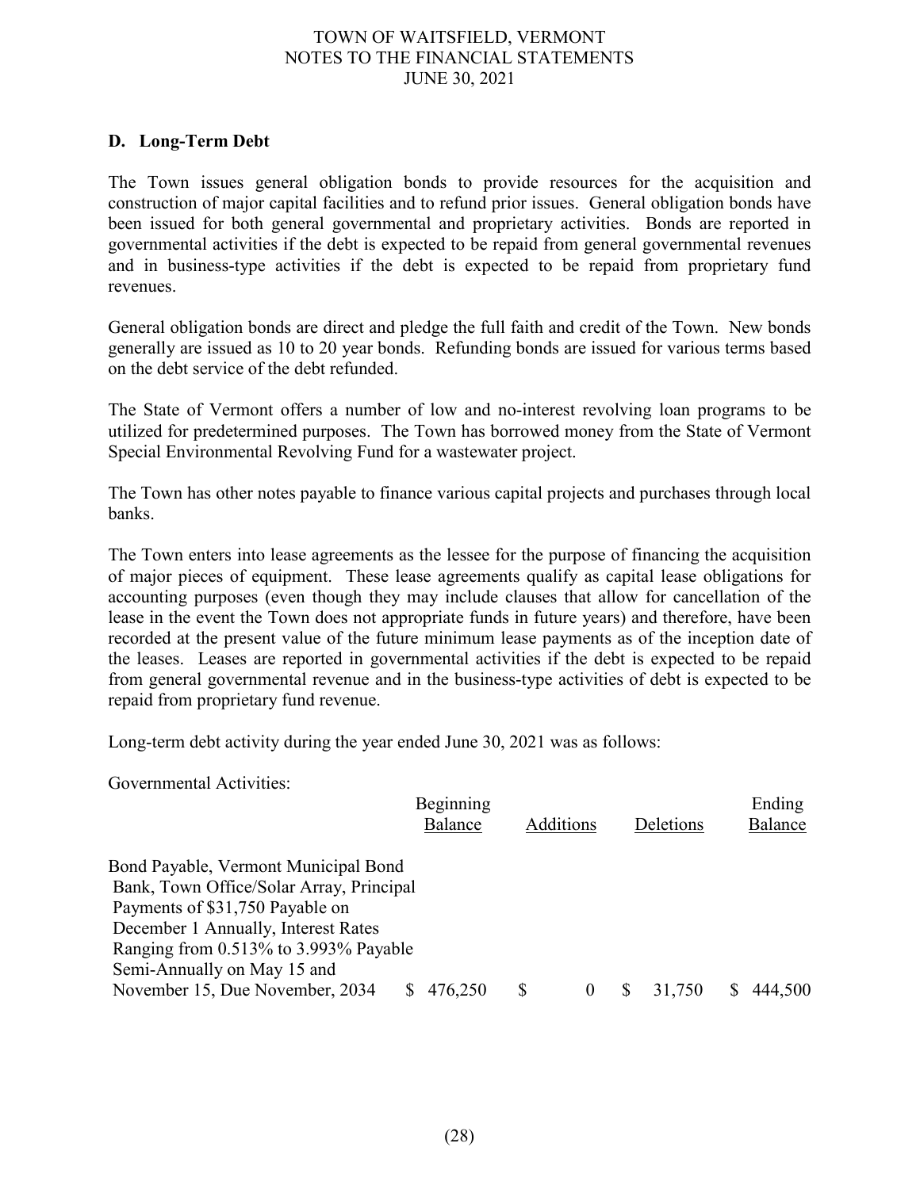## D. Long-Term Debt

The Town issues general obligation bonds to provide resources for the acquisition and construction of major capital facilities and to refund prior issues. General obligation bonds have been issued for both general governmental and proprietary activities. Bonds are reported in governmental activities if the debt is expected to be repaid from general governmental revenues and in business-type activities if the debt is expected to be repaid from proprietary fund revenues.

General obligation bonds are direct and pledge the full faith and credit of the Town. New bonds generally are issued as 10 to 20 year bonds. Refunding bonds are issued for various terms based on the debt service of the debt refunded.

The State of Vermont offers a number of low and no-interest revolving loan programs to be utilized for predetermined purposes. The Town has borrowed money from the State of Vermont Special Environmental Revolving Fund for a wastewater project.

The Town has other notes payable to finance various capital projects and purchases through local banks.

The Town enters into lease agreements as the lessee for the purpose of financing the acquisition of major pieces of equipment. These lease agreements qualify as capital lease obligations for accounting purposes (even though they may include clauses that allow for cancellation of the lease in the event the Town does not appropriate funds in future years) and therefore, have been recorded at the present value of the future minimum lease payments as of the inception date of the leases. Leases are reported in governmental activities if the debt is expected to be repaid from general governmental revenue and in the business-type activities of debt is expected to be repaid from proprietary fund revenue.

Long-term debt activity during the year ended June 30, 2021 was as follows:

Governmental Activities:

| | Beginning Balance | Additions | Deletions | Ending Balance |
|---|---|---|---|---|
| Bond Payable, Vermont Municipal Bond Bank, Town Office/Solar Array, Principal Payments of $31,750 Payable on December 1 Annually, Interest Rates Ranging from 0.513% to 3.993% Payable Semi-Annually on May 15 and November 15, Due November, 2034 | $ 476,250 | $ 0 | $ 31,750 | $ 444,500 |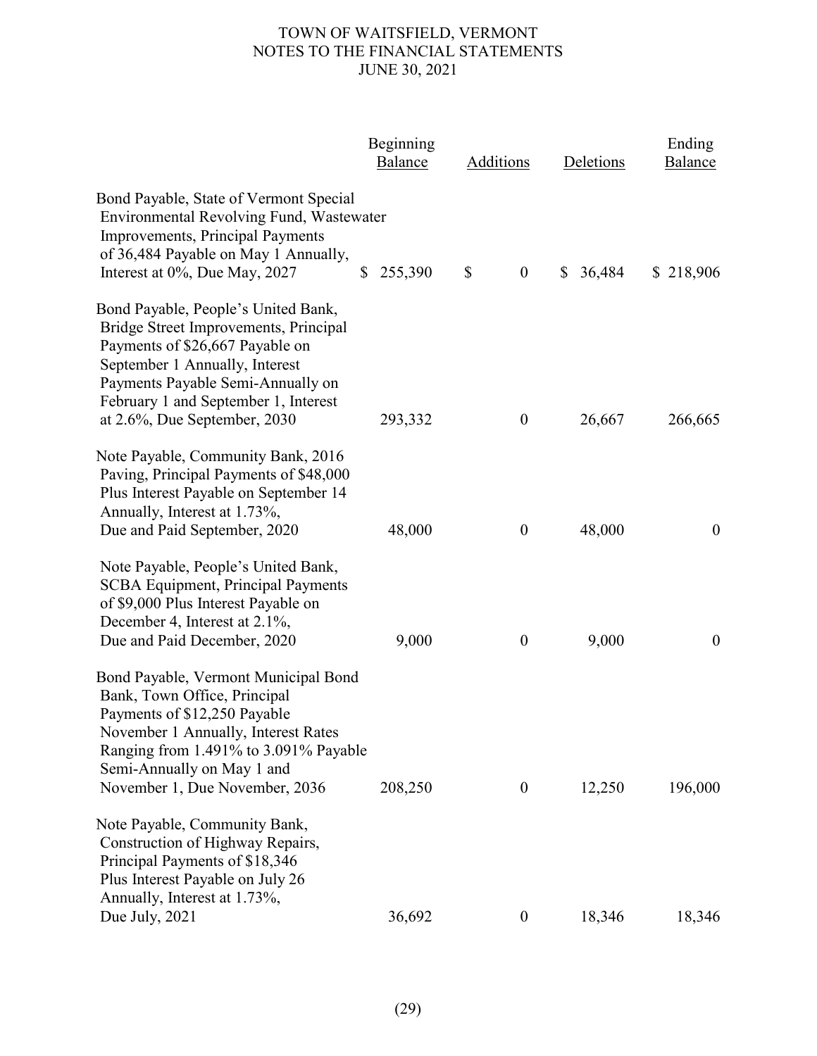| | Beginning Balance | Additions | Deletions | Ending Balance |
|---|---|---|---|---|
| Bond Payable, State of Vermont Special Environmental Revolving Fund, Wastewater Improvements, Principal Payments of 36,484 Payable on May 1 Annually, Interest at 0%, Due May, 2027 | $ 255,390 | $ 0 | $ 36,484 | $ 218,906 |
| Bond Payable, People's United Bank, Bridge Street Improvements, Principal Payments of $26,667 Payable on September 1 Annually, Interest Payments Payable Semi-Annually on February 1 and September 1, Interest at 2.6%, Due September, 2030 | 293,332 | 0 | 26,667 | 266,665 |
| Note Payable, Community Bank, 2016 Paving, Principal Payments of $48,000 Plus Interest Payable on September 14 Annually, Interest at 1.73%, Due and Paid September, 2020 | 48,000 | 0 | 48,000 | 0 |
| Note Payable, People's United Bank, SCBA Equipment, Principal Payments of $9,000 Plus Interest Payable on December 4, Interest at 2.1%, Due and Paid December, 2020 | 9,000 | 0 | 9,000 | 0 |
| Bond Payable, Vermont Municipal Bond Bank, Town Office, Principal Payments of $12,250 Payable November 1 Annually, Interest Rates Ranging from 1.491% to 3.091% Payable Semi-Annually on May 1 and November 1, Due November, 2036 | 208,250 | 0 | 12,250 | 196,000 |
| Note Payable, Community Bank, Construction of Highway Repairs, Principal Payments of $18,346 Plus Interest Payable on July 26 Annually, Interest at 1.73%, Due July, 2021 | 36,692 | 0 | 18,346 | 18,346 |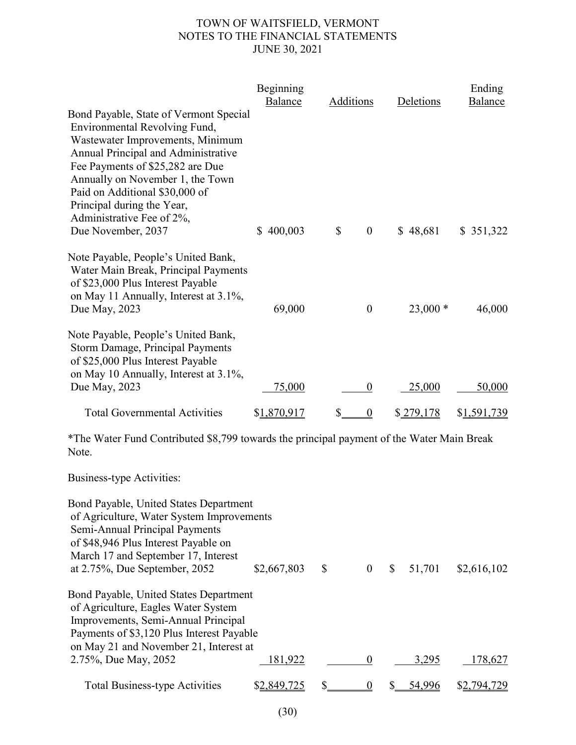| | Beginning Balance | Additions | Deletions | Ending Balance |
|---|---|---|---|---|
| Bond Payable, State of Vermont Special Environmental Revolving Fund, Wastewater Improvements, Minimum Annual Principal and Administrative Fee Payments of $25,282 are Due Annually on November 1, the Town Paid on Additional $30,000 of Principal during the Year, Administrative Fee of 2%, Due November, 2037 | $ 400,003 | $ 0 | $ 48,681 | $ 351,322 |
| Note Payable, People's United Bank, Water Main Break, Principal Payments of $23,000 Plus Interest Payable on May 11 Annually, Interest at 3.1%, Due May, 2023 | 69,000 | 0 | 23,000 * | 46,000 |
| Note Payable, People's United Bank, Storm Damage, Principal Payments of $25,000 Plus Interest Payable on May 10 Annually, Interest at 3.1%, Due May, 2023 | 75,000 | 0 | 25,000 | 50,000 |
| Total Governmental Activities | $1,870,917 | $ 0 | $ 279,178 | $1,591,739 |

*The Water Fund Contributed $8,799 towards the principal payment of the Water Main Break Note.

Business-type Activities:

| | Beginning Balance | Additions | Deletions | Ending Balance |
|---|---|---|---|---|
| Bond Payable, United States Department of Agriculture, Water System Improvements Semi-Annual Principal Payments of $48,946 Plus Interest Payable on March 17 and September 17, Interest at 2.75%, Due September, 2052 | $2,667,803 | $ 0 | $ 51,701 | $2,616,102 |
| Bond Payable, United States Department of Agriculture, Eagles Water System Improvements, Semi-Annual Principal Payments of $3,120 Plus Interest Payable on May 21 and November 21, Interest at 2.75%, Due May, 2052 | 181,922 | 0 | 3,295 | 178,627 |
| Total Business-type Activities | $2,849,725 | $ 0 | $ 54,996 | $2,794,729 |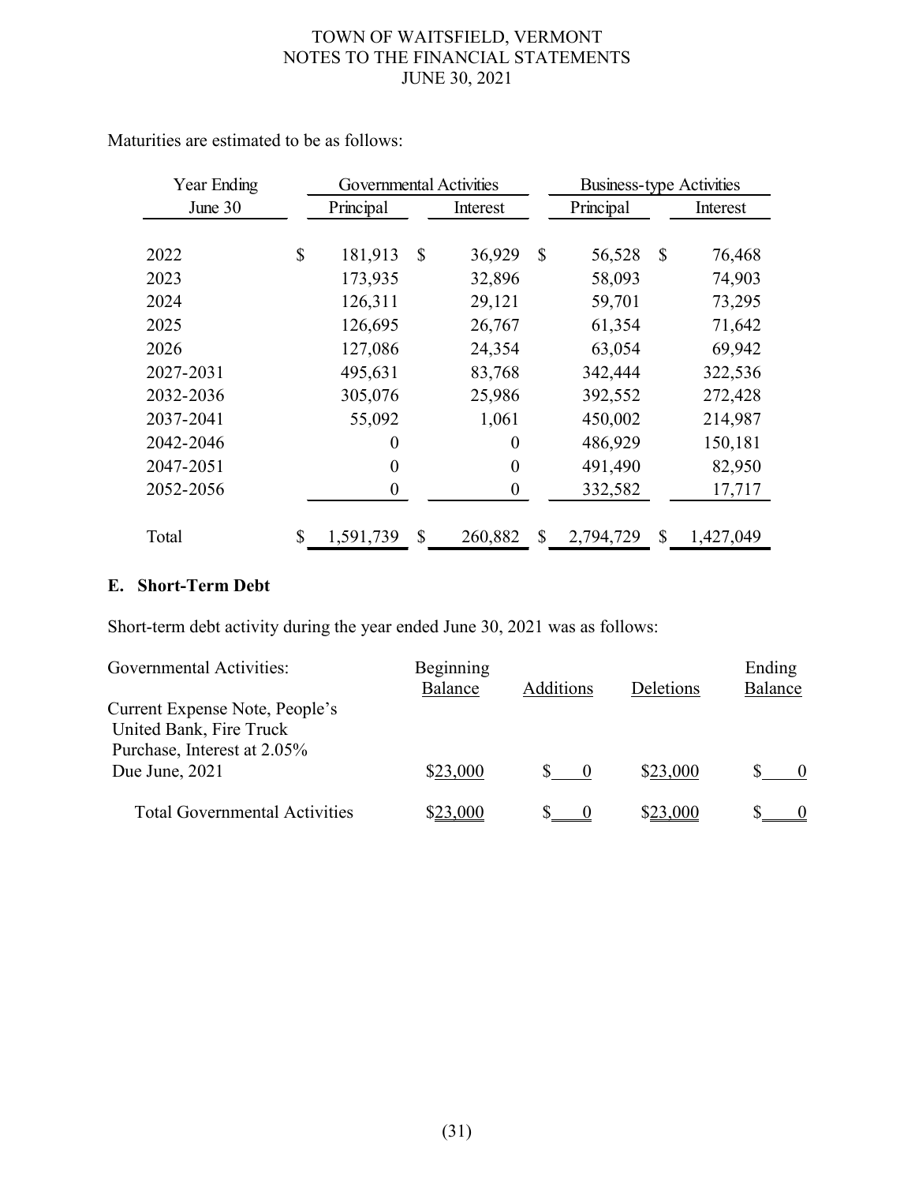Maturities are estimated to be as follows:

| Year Ending | Governmental Activities | | Business-type Activities | |
|---|---|---|---|---|
| June 30 | Principal | Interest | Principal | Interest |
| 2022 | $ 181,913 | $ 36,929 | $ 56,528 | $ 76,468 |
| 2023 | 173,935 | 32,896 | 58,093 | 74,903 |
| 2024 | 126,311 | 29,121 | 59,701 | 73,295 |
| 2025 | 126,695 | 26,767 | 61,354 | 71,642 |
| 2026 | 127,086 | 24,354 | 63,054 | 69,942 |
| 2027-2031 | 495,631 | 83,768 | 342,444 | 322,536 |
| 2032-2036 | 305,076 | 25,986 | 392,552 | 272,428 |
| 2037-2041 | 55,092 | 1,061 | 450,002 | 214,987 |
| 2042-2046 | 0 | 0 | 486,929 | 150,181 |
| 2047-2051 | 0 | 0 | 491,490 | 82,950 |
| 2052-2056 | 0 | 0 | 332,582 | 17,717 |
| Total | $ 1,591,739 | $ 260,882 | $ 2,794,729 | $ 1,427,049 |

## E. Short-Term Debt

Short-term debt activity during the year ended June 30, 2021 was as follows:

| Governmental Activities: | Beginning Balance | Additions | Deletions | Ending Balance |
|---|---|---|---|---|
| Current Expense Note, People's United Bank, Fire Truck Purchase, Interest at 2.05% Due June, 2021 | $23,000 | $ 0 | $23,000 | $ 0 |
| Total Governmental Activities | $23,000 | $ 0 | $23,000 | $ 0 |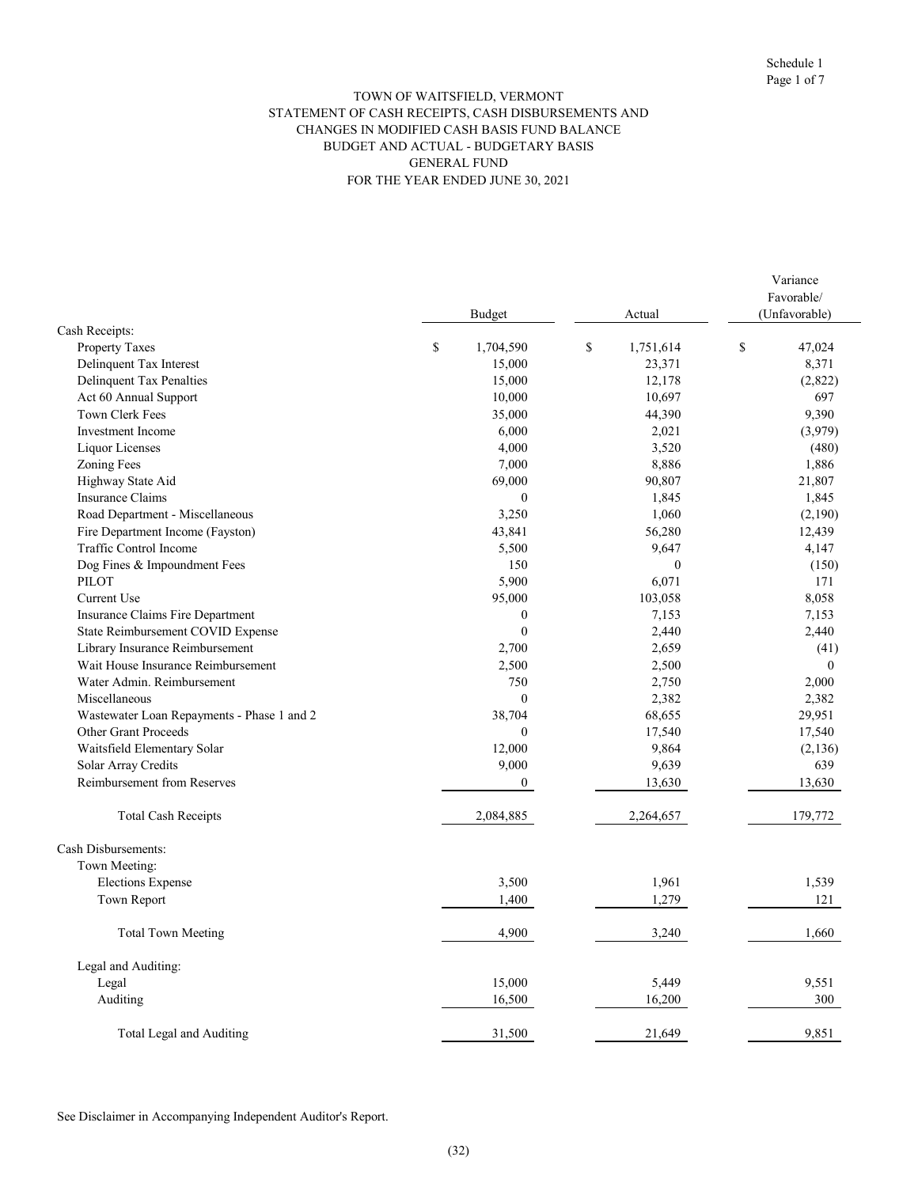Schedule 1

TOWN OF WAITSFIELD, VERMONT
STATEMENT OF CASH RECEIPTS, CASH DISBURSEMENTS AND
CHANGES IN MODIFIED CASH BASIS FUND BALANCE
BUDGET AND ACTUAL - BUDGETARY BASIS
GENERAL FUND
FOR THE YEAR ENDED JUNE 30, 2021

| | Budget | Actual | Variance Favorable/ (Unfavorable) |
|---|---|---|---|
| Cash Receipts: | | | |
| Property Taxes | $ 1,704,590 | $ 1,751,614 | $ 47,024 |
| Delinquent Tax Interest | 15,000 | 23,371 | 8,371 |
| Delinquent Tax Penalties | 15,000 | 12,178 | (2,822) |
| Act 60 Annual Support | 10,000 | 10,697 | 697 |
| Town Clerk Fees | 35,000 | 44,390 | 9,390 |
| Investment Income | 6,000 | 2,021 | (3,979) |
| Liquor Licenses | 4,000 | 3,520 | (480) |
| Zoning Fees | 7,000 | 8,886 | 1,886 |
| Highway State Aid | 69,000 | 90,807 | 21,807 |
| Insurance Claims | 0 | 1,845 | 1,845 |
| Road Department - Miscellaneous | 3,250 | 1,060 | (2,190) |
| Fire Department Income (Fayston) | 43,841 | 56,280 | 12,439 |
| Traffic Control Income | 5,500 | 9,647 | 4,147 |
| Dog Fines & Impoundment Fees | 150 | 0 | (150) |
| PILOT | 5,900 | 6,071 | 171 |
| Current Use | 95,000 | 103,058 | 8,058 |
| Insurance Claims Fire Department | 0 | 7,153 | 7,153 |
| State Reimbursement COVID Expense | 0 | 2,440 | 2,440 |
| Library Insurance Reimbursement | 2,700 | 2,659 | (41) |
| Wait House Insurance Reimbursement | 2,500 | 2,500 | 0 |
| Water Admin. Reimbursement | 750 | 2,750 | 2,000 |
| Miscellaneous | 0 | 2,382 | 2,382 |
| Wastewater Loan Repayments - Phase 1 and 2 | 38,704 | 68,655 | 29,951 |
| Other Grant Proceeds | 0 | 17,540 | 17,540 |
| Waitsfield Elementary Solar | 12,000 | 9,864 | (2,136) |
| Solar Array Credits | 9,000 | 9,639 | 639 |
| Reimbursement from Reserves | 0 | 13,630 | 13,630 |
| Total Cash Receipts | 2,084,885 | 2,264,657 | 179,772 |
| Cash Disbursements: | | | |
| Town Meeting: | | | |
| Elections Expense | 3,500 | 1,961 | 1,539 |
| Town Report | 1,400 | 1,279 | 121 |
| Total Town Meeting | 4,900 | 3,240 | 1,660 |
| Legal and Auditing: | | | |
| Legal | 15,000 | 5,449 | 9,551 |
| Auditing | 16,500 | 16,200 | 300 |
| Total Legal and Auditing | 31,500 | 21,649 | 9,851 |

See Disclaimer in Accompanying Independent Auditor's Report.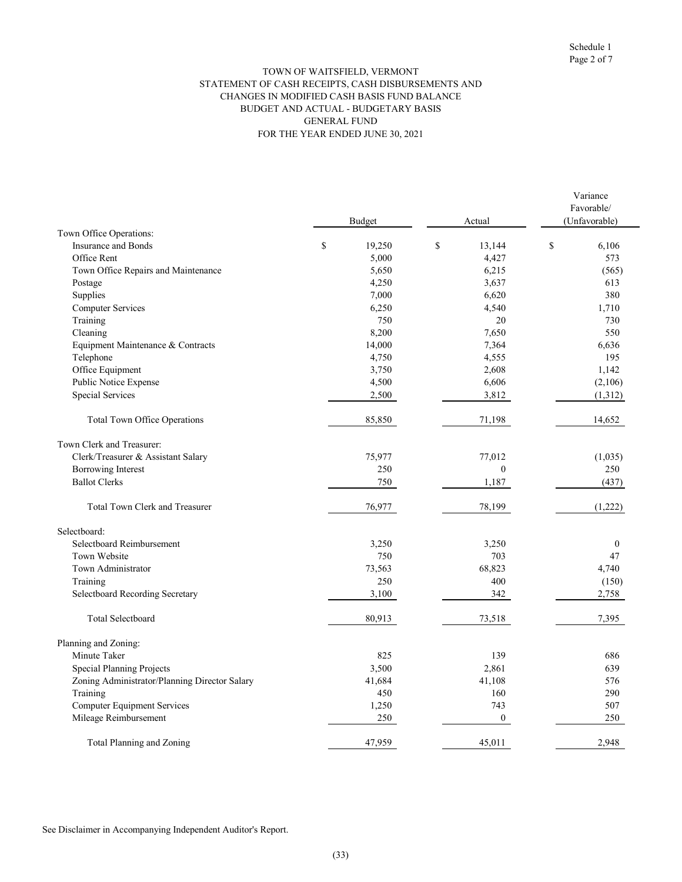TOWN OF WAITSFIELD, VERMONT
STATEMENT OF CASH RECEIPTS, CASH DISBURSEMENTS AND
CHANGES IN MODIFIED CASH BASIS FUND BALANCE
BUDGET AND ACTUAL - BUDGETARY BASIS
GENERAL FUND
FOR THE YEAR ENDED JUNE 30, 2021

Schedule 1

|  | Budget | Actual | Variance Favorable/ (Unfavorable) |
|---|---|---|---|
| Town Office Operations: | | | |
| Insurance and Bonds | $ 19,250 | $ 13,144 | $ 6,106 |
| Office Rent | 5,000 | 4,427 | 573 |
| Town Office Repairs and Maintenance | 5,650 | 6,215 | (565) |
| Postage | 4,250 | 3,637 | 613 |
| Supplies | 7,000 | 6,620 | 380 |
| Computer Services | 6,250 | 4,540 | 1,710 |
| Training | 750 | 20 | 730 |
| Cleaning | 8,200 | 7,650 | 550 |
| Equipment Maintenance & Contracts | 14,000 | 7,364 | 6,636 |
| Telephone | 4,750 | 4,555 | 195 |
| Office Equipment | 3,750 | 2,608 | 1,142 |
| Public Notice Expense | 4,500 | 6,606 | (2,106) |
| Special Services | 2,500 | 3,812 | (1,312) |
| Total Town Office Operations | 85,850 | 71,198 | 14,652 |
| Town Clerk and Treasurer: | | | |
| Clerk/Treasurer & Assistant Salary | 75,977 | 77,012 | (1,035) |
| Borrowing Interest | 250 | 0 | 250 |
| Ballot Clerks | 750 | 1,187 | (437) |
| Total Town Clerk and Treasurer | 76,977 | 78,199 | (1,222) |
| Selectboard: | | | |
| Selectboard Reimbursement | 3,250 | 3,250 | 0 |
| Town Website | 750 | 703 | 47 |
| Town Administrator | 73,563 | 68,823 | 4,740 |
| Training | 250 | 400 | (150) |
| Selectboard Recording Secretary | 3,100 | 342 | 2,758 |
| Total Selectboard | 80,913 | 73,518 | 7,395 |
| Planning and Zoning: | | | |
| Minute Taker | 825 | 139 | 686 |
| Special Planning Projects | 3,500 | 2,861 | 639 |
| Zoning Administrator/Planning Director Salary | 41,684 | 41,108 | 576 |
| Training | 450 | 160 | 290 |
| Computer Equipment Services | 1,250 | 743 | 507 |
| Mileage Reimbursement | 250 | 0 | 250 |
| Total Planning and Zoning | 47,959 | 45,011 | 2,948 |

See Disclaimer in Accompanying Independent Auditor's Report.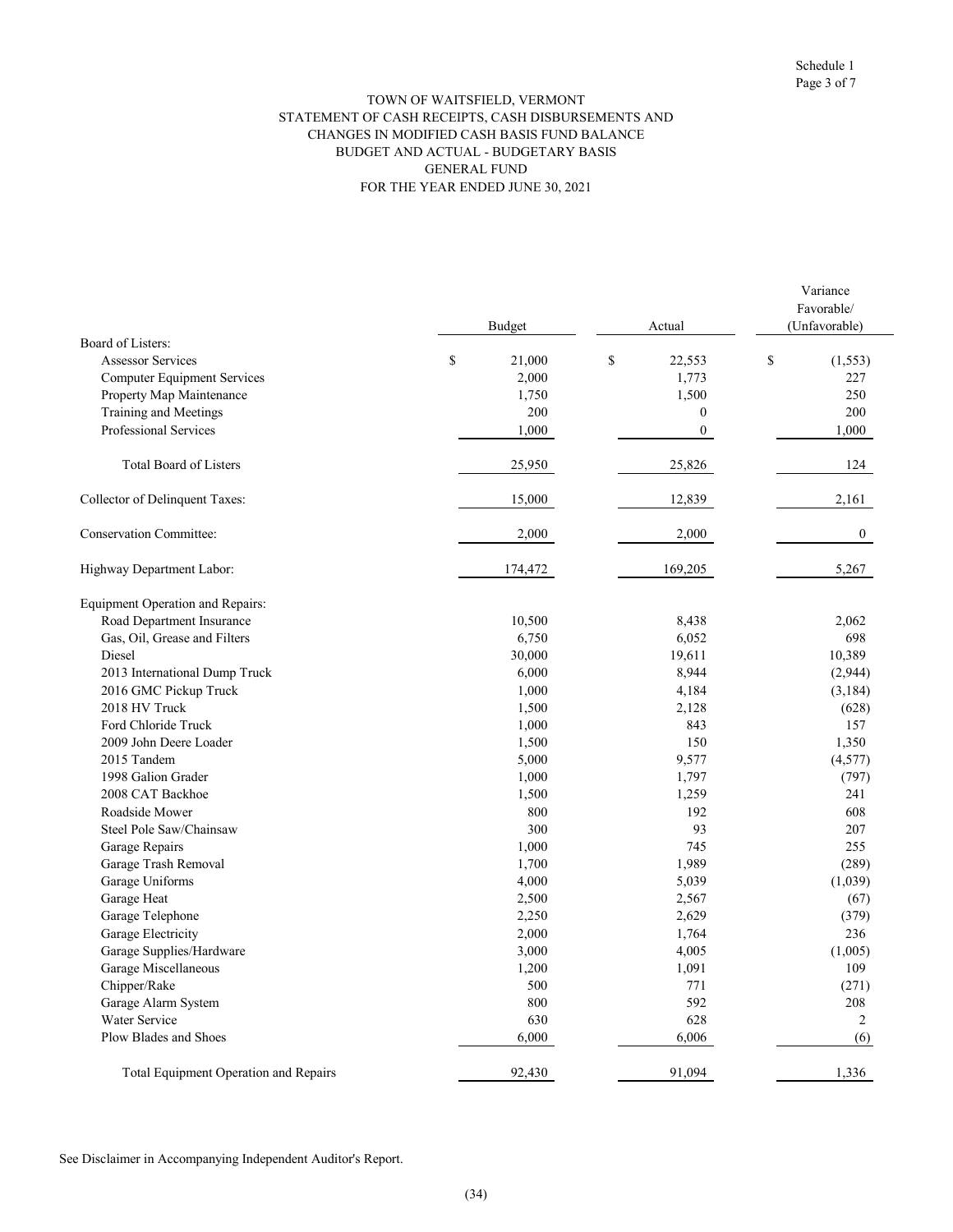Schedule 1
Page 3 of 7

TOWN OF WAITSFIELD, VERMONT
STATEMENT OF CASH RECEIPTS, CASH DISBURSEMENTS AND
CHANGES IN MODIFIED CASH BASIS FUND BALANCE
BUDGET AND ACTUAL - BUDGETARY BASIS
GENERAL FUND
FOR THE YEAR ENDED JUNE 30, 2021

| | Budget | Actual | Variance Favorable/ (Unfavorable) |
|---|---|---|---|
| Board of Listers: | | | |
| Assessor Services | $ 21,000 | $ 22,553 | $ (1,553) |
| Computer Equipment Services | 2,000 | 1,773 | 227 |
| Property Map Maintenance | 1,750 | 1,500 | 250 |
| Training and Meetings | 200 | 0 | 200 |
| Professional Services | 1,000 | 0 | 1,000 |
| Total Board of Listers | 25,950 | 25,826 | 124 |
| Collector of Delinquent Taxes: | 15,000 | 12,839 | 2,161 |
| Conservation Committee: | 2,000 | 2,000 | 0 |
| Highway Department Labor: | 174,472 | 169,205 | 5,267 |
| Equipment Operation and Repairs: | | | |
| Road Department Insurance | 10,500 | 8,438 | 2,062 |
| Gas, Oil, Grease and Filters | 6,750 | 6,052 | 698 |
| Diesel | 30,000 | 19,611 | 10,389 |
| 2013 International Dump Truck | 6,000 | 8,944 | (2,944) |
| 2016 GMC Pickup Truck | 1,000 | 4,184 | (3,184) |
| 2018 HV Truck | 1,500 | 2,128 | (628) |
| Ford Chloride Truck | 1,000 | 843 | 157 |
| 2009 John Deere Loader | 1,500 | 150 | 1,350 |
| 2015 Tandem | 5,000 | 9,577 | (4,577) |
| 1998 Galion Grader | 1,000 | 1,797 | (797) |
| 2008 CAT Backhoe | 1,500 | 1,259 | 241 |
| Roadside Mower | 800 | 192 | 608 |
| Steel Pole Saw/Chainsaw | 300 | 93 | 207 |
| Garage Repairs | 1,000 | 745 | 255 |
| Garage Trash Removal | 1,700 | 1,989 | (289) |
| Garage Uniforms | 4,000 | 5,039 | (1,039) |
| Garage Heat | 2,500 | 2,567 | (67) |
| Garage Telephone | 2,250 | 2,629 | (379) |
| Garage Electricity | 2,000 | 1,764 | 236 |
| Garage Supplies/Hardware | 3,000 | 4,005 | (1,005) |
| Garage Miscellaneous | 1,200 | 1,091 | 109 |
| Chipper/Rake | 500 | 771 | (271) |
| Garage Alarm System | 800 | 592 | 208 |
| Water Service | 630 | 628 | 2 |
| Plow Blades and Shoes | 6,000 | 6,006 | (6) |
| Total Equipment Operation and Repairs | 92,430 | 91,094 | 1,336 |

See Disclaimer in Accompanying Independent Auditor's Report.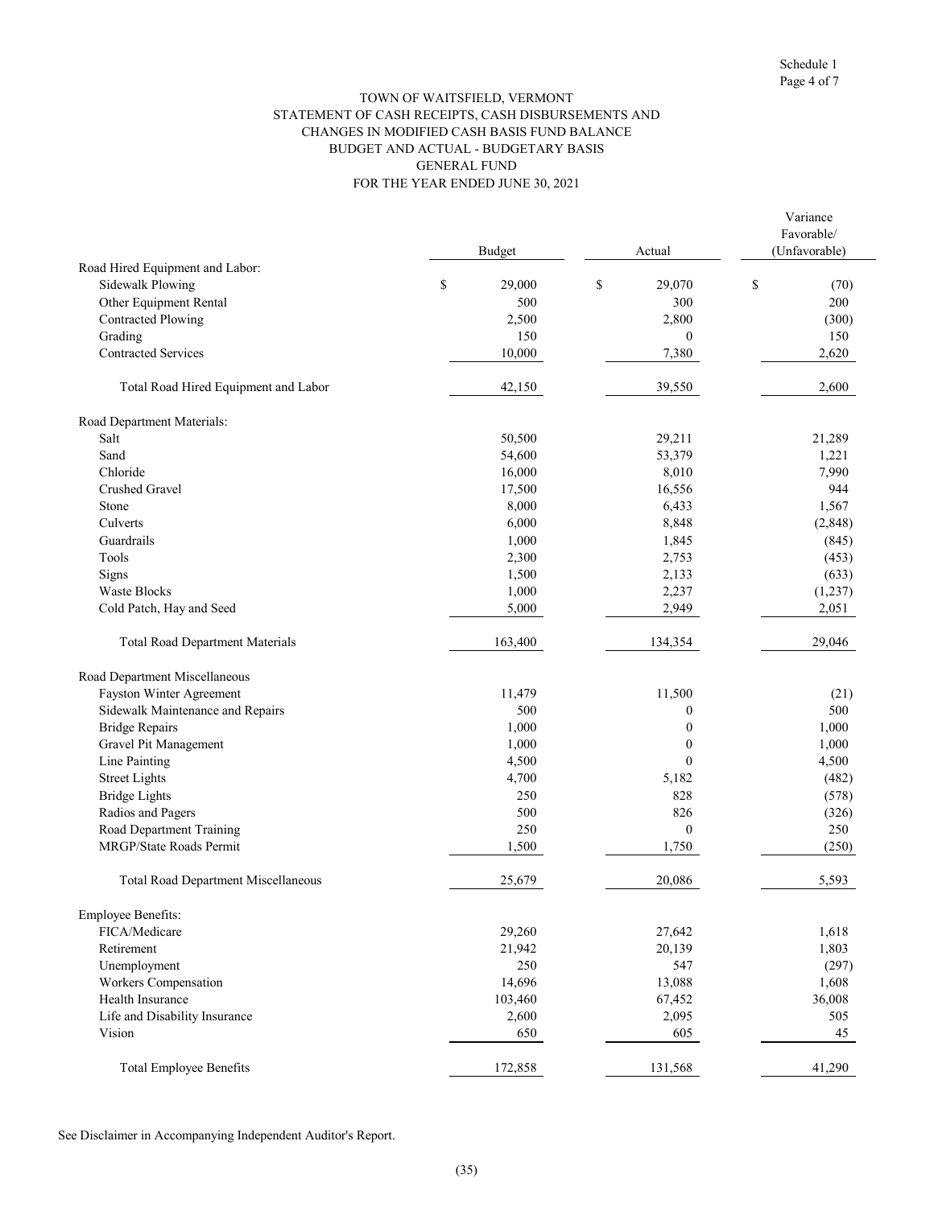Schedule 1
Page 4 of 7

# TOWN OF WAITSFIELD, VERMONT
## STATEMENT OF CASH RECEIPTS, CASH DISBURSEMENTS AND CHANGES IN MODIFIED CASH BASIS FUND BALANCE
## BUDGET AND ACTUAL - BUDGETARY BASIS
## GENERAL FUND
## FOR THE YEAR ENDED JUNE 30, 2021

| | Budget | Actual | Variance Favorable/ (Unfavorable) |
|---|---|---|---|
| Road Hired Equipment and Labor: | | | |
| Sidewalk Plowing | $ 29,000 | $ 29,070 | $ (70) |
| Other Equipment Rental | 500 | 300 | 200 |
| Contracted Plowing | 2,500 | 2,800 | (300) |
| Grading | 150 | 0 | 150 |
| Contracted Services | 10,000 | 7,380 | 2,620 |
| Total Road Hired Equipment and Labor | 42,150 | 39,550 | 2,600 |
| Road Department Materials: | | | |
| Salt | 50,500 | 29,211 | 21,289 |
| Sand | 54,600 | 53,379 | 1,221 |
| Chloride | 16,000 | 8,010 | 7,990 |
| Crushed Gravel | 17,500 | 16,556 | 944 |
| Stone | 8,000 | 6,433 | 1,567 |
| Culverts | 6,000 | 8,848 | (2,848) |
| Guardrails | 1,000 | 1,845 | (845) |
| Tools | 2,300 | 2,753 | (453) |
| Signs | 1,500 | 2,133 | (633) |
| Waste Blocks | 1,000 | 2,237 | (1,237) |
| Cold Patch, Hay and Seed | 5,000 | 2,949 | 2,051 |
| Total Road Department Materials | 163,400 | 134,354 | 29,046 |
| Road Department Miscellaneous | | | |
| Fayston Winter Agreement | 11,479 | 11,500 | (21) |
| Sidewalk Maintenance and Repairs | 500 | 0 | 500 |
| Bridge Repairs | 1,000 | 0 | 1,000 |
| Gravel Pit Management | 1,000 | 0 | 1,000 |
| Line Painting | 4,500 | 0 | 4,500 |
| Street Lights | 4,700 | 5,182 | (482) |
| Bridge Lights | 250 | 828 | (578) |
| Radios and Pagers | 500 | 826 | (326) |
| Road Department Training | 250 | 0 | 250 |
| MRGP/State Roads Permit | 1,500 | 1,750 | (250) |
| Total Road Department Miscellaneous | 25,679 | 20,086 | 5,593 |
| Employee Benefits: | | | |
| FICA/Medicare | 29,260 | 27,642 | 1,618 |
| Retirement | 21,942 | 20,139 | 1,803 |
| Unemployment | 250 | 547 | (297) |
| Workers Compensation | 14,696 | 13,088 | 1,608 |
| Health Insurance | 103,460 | 67,452 | 36,008 |
| Life and Disability Insurance | 2,600 | 2,095 | 505 |
| Vision | 650 | 605 | 45 |
| Total Employee Benefits | 172,858 | 131,568 | 41,290 |

See Disclaimer in Accompanying Independent Auditor's Report.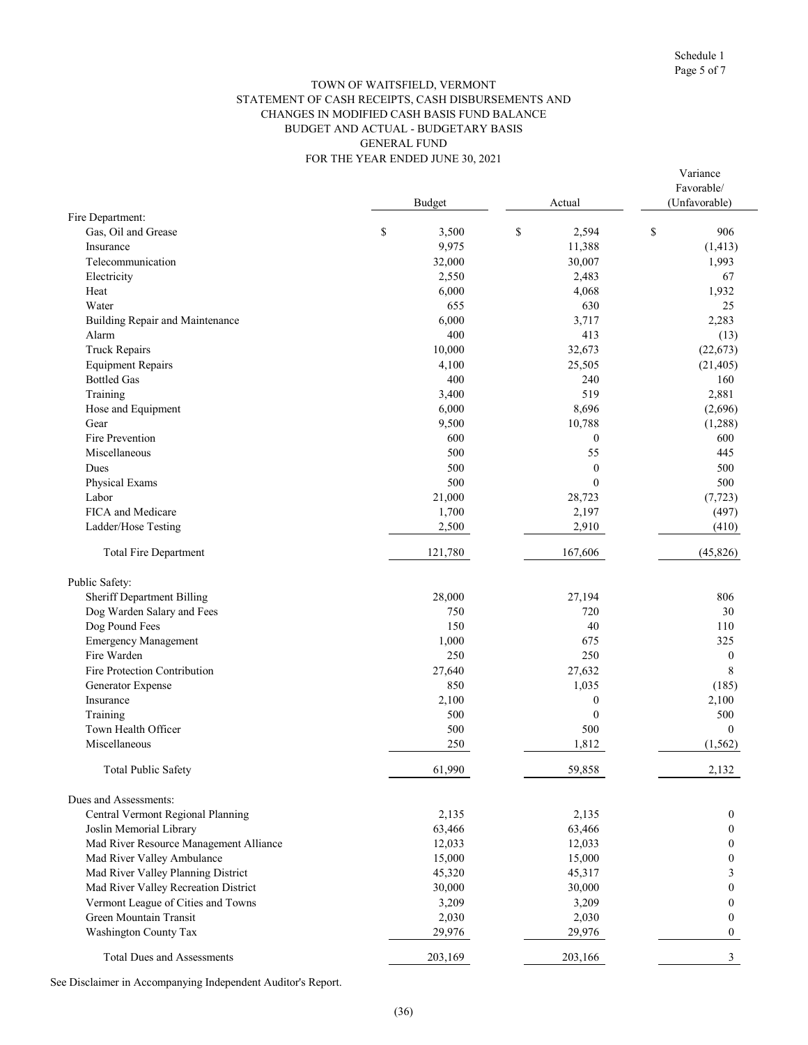Schedule 1

TOWN OF WAITSFIELD, VERMONT
STATEMENT OF CASH RECEIPTS, CASH DISBURSEMENTS AND
CHANGES IN MODIFIED CASH BASIS FUND BALANCE
BUDGET AND ACTUAL - BUDGETARY BASIS
GENERAL FUND
FOR THE YEAR ENDED JUNE 30, 2021

| | Budget | Actual | Variance Favorable/ (Unfavorable) |
|---|---|---|---|
| Fire Department: | | | |
| Gas, Oil and Grease | $ 3,500 | $ 2,594 | $ 906 |
| Insurance | 9,975 | 11,388 | (1,413) |
| Telecommunication | 32,000 | 30,007 | 1,993 |
| Electricity | 2,550 | 2,483 | 67 |
| Heat | 6,000 | 4,068 | 1,932 |
| Water | 655 | 630 | 25 |
| Building Repair and Maintenance | 6,000 | 3,717 | 2,283 |
| Alarm | 400 | 413 | (13) |
| Truck Repairs | 10,000 | 32,673 | (22,673) |
| Equipment Repairs | 4,100 | 25,505 | (21,405) |
| Bottled Gas | 400 | 240 | 160 |
| Training | 3,400 | 519 | 2,881 |
| Hose and Equipment | 6,000 | 8,696 | (2,696) |
| Gear | 9,500 | 10,788 | (1,288) |
| Fire Prevention | 600 | 0 | 600 |
| Miscellaneous | 500 | 55 | 445 |
| Dues | 500 | 0 | 500 |
| Physical Exams | 500 | 0 | 500 |
| Labor | 21,000 | 28,723 | (7,723) |
| FICA and Medicare | 1,700 | 2,197 | (497) |
| Ladder/Hose Testing | 2,500 | 2,910 | (410) |
| Total Fire Department | 121,780 | 167,606 | (45,826) |
| Public Safety: | | | |
| Sheriff Department Billing | 28,000 | 27,194 | 806 |
| Dog Warden Salary and Fees | 750 | 720 | 30 |
| Dog Pound Fees | 150 | 40 | 110 |
| Emergency Management | 1,000 | 675 | 325 |
| Fire Warden | 250 | 250 | 0 |
| Fire Protection Contribution | 27,640 | 27,632 | 8 |
| Generator Expense | 850 | 1,035 | (185) |
| Insurance | 2,100 | 0 | 2,100 |
| Training | 500 | 0 | 500 |
| Town Health Officer | 500 | 500 | 0 |
| Miscellaneous | 250 | 1,812 | (1,562) |
| Total Public Safety | 61,990 | 59,858 | 2,132 |
| Dues and Assessments: | | | |
| Central Vermont Regional Planning | 2,135 | 2,135 | 0 |
| Joslin Memorial Library | 63,466 | 63,466 | 0 |
| Mad River Resource Management Alliance | 12,033 | 12,033 | 0 |
| Mad River Valley Ambulance | 15,000 | 15,000 | 0 |
| Mad River Valley Planning District | 45,320 | 45,317 | 3 |
| Mad River Valley Recreation District | 30,000 | 30,000 | 0 |
| Vermont League of Cities and Towns | 3,209 | 3,209 | 0 |
| Green Mountain Transit | 2,030 | 2,030 | 0 |
| Washington County Tax | 29,976 | 29,976 | 0 |
| Total Dues and Assessments | 203,169 | 203,166 | 3 |

See Disclaimer in Accompanying Independent Auditor's Report.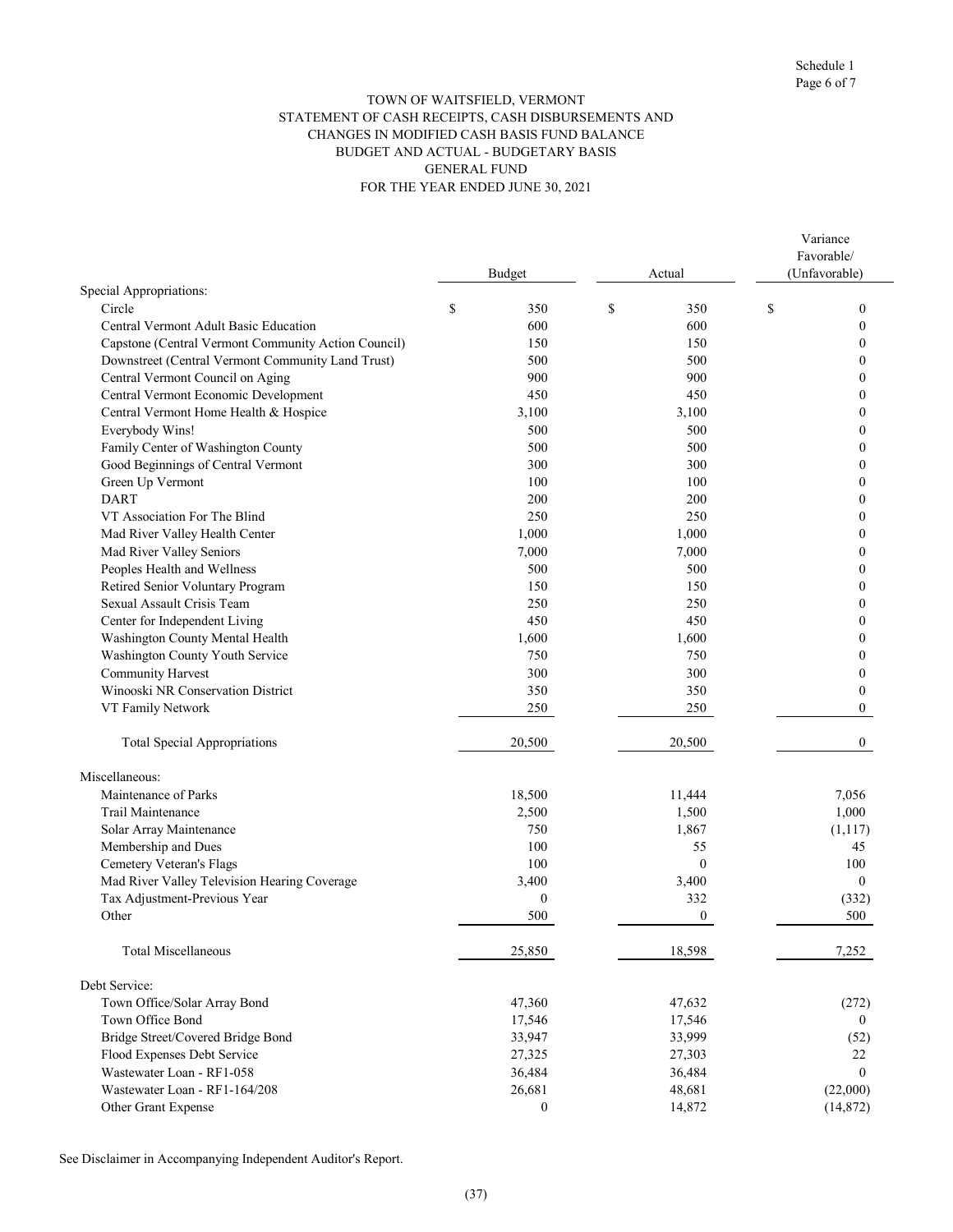TOWN OF WAITSFIELD, VERMONT
STATEMENT OF CASH RECEIPTS, CASH DISBURSEMENTS AND
CHANGES IN MODIFIED CASH BASIS FUND BALANCE
BUDGET AND ACTUAL - BUDGETARY BASIS
GENERAL FUND
FOR THE YEAR ENDED JUNE 30, 2021

| | Budget | Actual | Variance Favorable/ (Unfavorable) |
|---|---|---|---|
| Special Appropriations: | | | |
| Circle | $ 350 | $ 350 | $ 0 |
| Central Vermont Adult Basic Education | 600 | 600 | 0 |
| Capstone (Central Vermont Community Action Council) | 150 | 150 | 0 |
| Downstreet (Central Vermont Community Land Trust) | 500 | 500 | 0 |
| Central Vermont Council on Aging | 900 | 900 | 0 |
| Central Vermont Economic Development | 450 | 450 | 0 |
| Central Vermont Home Health & Hospice | 3,100 | 3,100 | 0 |
| Everybody Wins! | 500 | 500 | 0 |
| Family Center of Washington County | 500 | 500 | 0 |
| Good Beginnings of Central Vermont | 300 | 300 | 0 |
| Green Up Vermont | 100 | 100 | 0 |
| DART | 200 | 200 | 0 |
| VT Association For The Blind | 250 | 250 | 0 |
| Mad River Valley Health Center | 1,000 | 1,000 | 0 |
| Mad River Valley Seniors | 7,000 | 7,000 | 0 |
| Peoples Health and Wellness | 500 | 500 | 0 |
| Retired Senior Voluntary Program | 150 | 150 | 0 |
| Sexual Assault Crisis Team | 250 | 250 | 0 |
| Center for Independent Living | 450 | 450 | 0 |
| Washington County Mental Health | 1,600 | 1,600 | 0 |
| Washington County Youth Service | 750 | 750 | 0 |
| Community Harvest | 300 | 300 | 0 |
| Winooski NR Conservation District | 350 | 350 | 0 |
| VT Family Network | 250 | 250 | 0 |
| Total Special Appropriations | 20,500 | 20,500 | 0 |
| Miscellaneous: | | | |
| Maintenance of Parks | 18,500 | 11,444 | 7,056 |
| Trail Maintenance | 2,500 | 1,500 | 1,000 |
| Solar Array Maintenance | 750 | 1,867 | (1,117) |
| Membership and Dues | 100 | 55 | 45 |
| Cemetery Veteran's Flags | 100 | 0 | 100 |
| Mad River Valley Television Hearing Coverage | 3,400 | 3,400 | 0 |
| Tax Adjustment-Previous Year | 0 | 332 | (332) |
| Other | 500 | 0 | 500 |
| Total Miscellaneous | 25,850 | 18,598 | 7,252 |
| Debt Service: | | | |
| Town Office/Solar Array Bond | 47,360 | 47,632 | (272) |
| Town Office Bond | 17,546 | 17,546 | 0 |
| Bridge Street/Covered Bridge Bond | 33,947 | 33,999 | (52) |
| Flood Expenses Debt Service | 27,325 | 27,303 | 22 |
| Wastewater Loan - RF1-058 | 36,484 | 36,484 | 0 |
| Wastewater Loan - RF1-164/208 | 26,681 | 48,681 | (22,000) |
| Other Grant Expense | 0 | 14,872 | (14,872) |

See Disclaimer in Accompanying Independent Auditor's Report.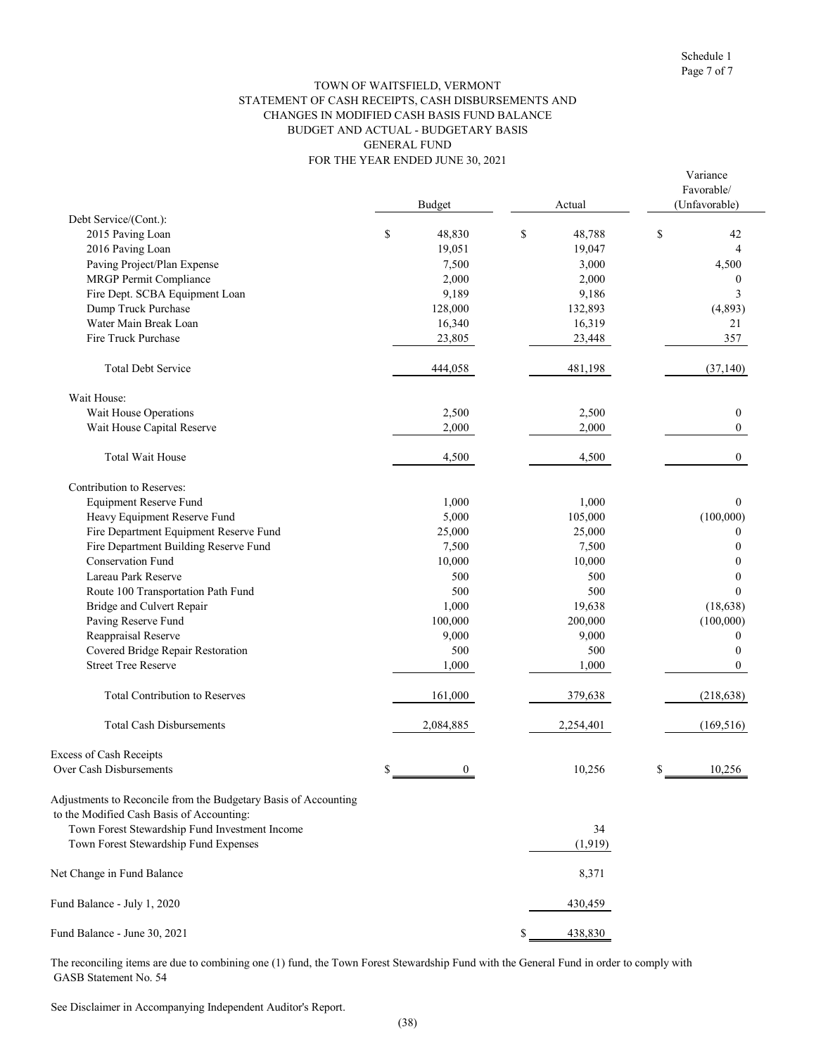Schedule 1
Page 7 of 7

TOWN OF WAITSFIELD, VERMONT
STATEMENT OF CASH RECEIPTS, CASH DISBURSEMENTS AND
CHANGES IN MODIFIED CASH BASIS FUND BALANCE
BUDGET AND ACTUAL - BUDGETARY BASIS
GENERAL FUND
FOR THE YEAR ENDED JUNE 30, 2021

| | Budget | Actual | Variance Favorable/ (Unfavorable) |
|---|---|---|---|
| Debt Service/(Cont.): | | | |
| 2015 Paving Loan | $ 48,830 | $ 48,788 | $ 42 |
| 2016 Paving Loan | 19,051 | 19,047 | 4 |
| Paving Project/Plan Expense | 7,500 | 3,000 | 4,500 |
| MRGP Permit Compliance | 2,000 | 2,000 | 0 |
| Fire Dept. SCBA Equipment Loan | 9,189 | 9,186 | 3 |
| Dump Truck Purchase | 128,000 | 132,893 | (4,893) |
| Water Main Break Loan | 16,340 | 16,319 | 21 |
| Fire Truck Purchase | 23,805 | 23,448 | 357 |
| Total Debt Service | 444,058 | 481,198 | (37,140) |
| Wait House: | | | |
| Wait House Operations | 2,500 | 2,500 | 0 |
| Wait House Capital Reserve | 2,000 | 2,000 | 0 |
| Total Wait House | 4,500 | 4,500 | 0 |
| Contribution to Reserves: | | | |
| Equipment Reserve Fund | 1,000 | 1,000 | 0 |
| Heavy Equipment Reserve Fund | 5,000 | 105,000 | (100,000) |
| Fire Department Equipment Reserve Fund | 25,000 | 25,000 | 0 |
| Fire Department Building Reserve Fund | 7,500 | 7,500 | 0 |
| Conservation Fund | 10,000 | 10,000 | 0 |
| Lareau Park Reserve | 500 | 500 | 0 |
| Route 100 Transportation Path Fund | 500 | 500 | 0 |
| Bridge and Culvert Repair | 1,000 | 19,638 | (18,638) |
| Paving Reserve Fund | 100,000 | 200,000 | (100,000) |
| Reappraisal Reserve | 9,000 | 9,000 | 0 |
| Covered Bridge Repair Restoration | 500 | 500 | 0 |
| Street Tree Reserve | 1,000 | 1,000 | 0 |
| Total Contribution to Reserves | 161,000 | 379,638 | (218,638) |
| Total Cash Disbursements | 2,084,885 | 2,254,401 | (169,516) |
| Excess of Cash Receipts Over Cash Disbursements | $ 0 | 10,256 | $ 10,256 |
| Adjustments to Reconcile from the Budgetary Basis of Accounting to the Modified Cash Basis of Accounting: | | | |
| Town Forest Stewardship Fund Investment Income | | 34 | |
| Town Forest Stewardship Fund Expenses | | (1,919) | |
| Net Change in Fund Balance | | 8,371 | |
| Fund Balance - July 1, 2020 | | 430,459 | |
| Fund Balance - June 30, 2021 | | $ 438,830 | |

The reconciling items are due to combining one (1) fund, the Town Forest Stewardship Fund with the General Fund in order to comply with GASB Statement No. 54

See Disclaimer in Accompanying Independent Auditor's Report.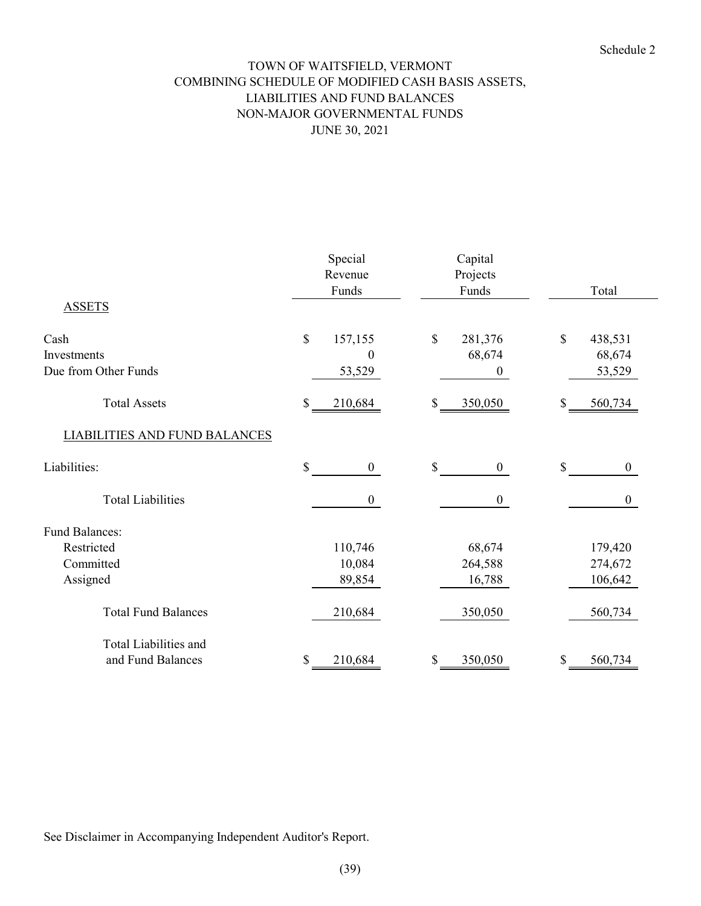Schedule 2

# TOWN OF WAITSFIELD, VERMONT
## COMBINING SCHEDULE OF MODIFIED CASH BASIS ASSETS, LIABILITIES AND FUND BALANCES
## NON-MAJOR GOVERNMENTAL FUNDS
## JUNE 30, 2021

| | Special Revenue Funds | Capital Projects Funds | Total |
|---|---|---|---|
| ASSETS | | | |
| Cash | $ 157,155 | $ 281,376 | $ 438,531 |
| Investments | 0 | 68,674 | 68,674 |
| Due from Other Funds | 53,529 | 0 | 53,529 |
| Total Assets | $ 210,684 | $ 350,050 | $ 560,734 |
| LIABILITIES AND FUND BALANCES | | | |
| Liabilities: | $ 0 | $ 0 | $ 0 |
| Total Liabilities | 0 | 0 | 0 |
| Fund Balances: | | | |
| Restricted | 110,746 | 68,674 | 179,420 |
| Committed | 10,084 | 264,588 | 274,672 |
| Assigned | 89,854 | 16,788 | 106,642 |
| Total Fund Balances | 210,684 | 350,050 | 560,734 |
| Total Liabilities and and Fund Balances | $ 210,684 | $ 350,050 | $ 560,734 |

See Disclaimer in Accompanying Independent Auditor's Report.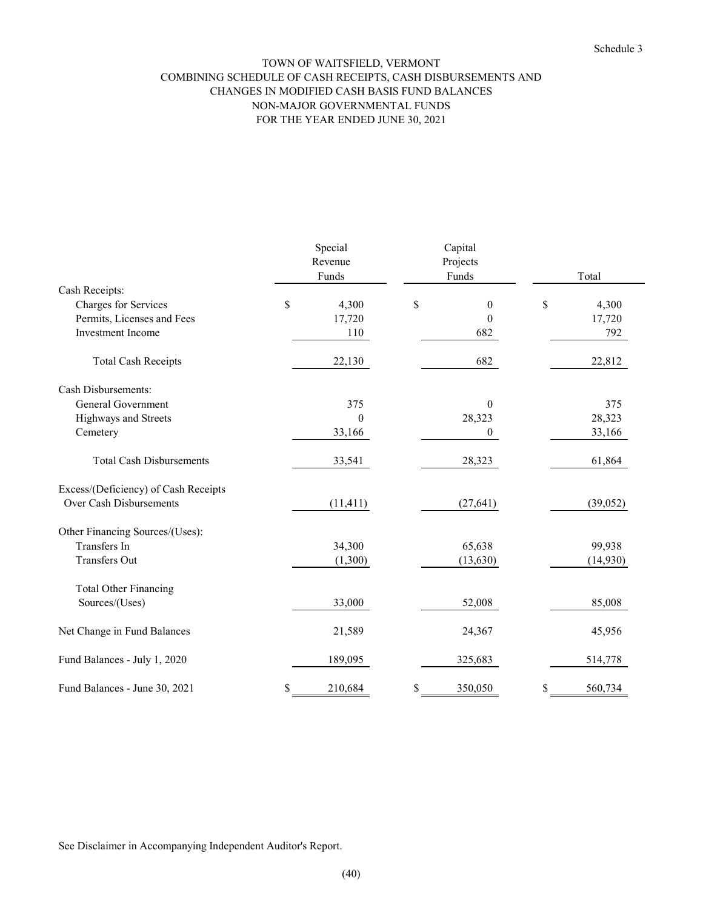Schedule 3

# TOWN OF WAITSFIELD, VERMONT
## COMBINING SCHEDULE OF CASH RECEIPTS, CASH DISBURSEMENTS AND CHANGES IN MODIFIED CASH BASIS FUND BALANCES
## NON-MAJOR GOVERNMENTAL FUNDS
## FOR THE YEAR ENDED JUNE 30, 2021

| | Special Revenue Funds | Capital Projects Funds | Total |
|---|---|---|---|
| Cash Receipts: | | | |
| Charges for Services | $ 4,300 | $ 0 | $ 4,300 |
| Permits, Licenses and Fees | 17,720 | 0 | 17,720 |
| Investment Income | 110 | 682 | 792 |
| Total Cash Receipts | 22,130 | 682 | 22,812 |
| Cash Disbursements: | | | |
| General Government | 375 | 0 | 375 |
| Highways and Streets | 0 | 28,323 | 28,323 |
| Cemetery | 33,166 | 0 | 33,166 |
| Total Cash Disbursements | 33,541 | 28,323 | 61,864 |
| Excess/(Deficiency) of Cash Receipts Over Cash Disbursements | (11,411) | (27,641) | (39,052) |
| Other Financing Sources/(Uses): | | | |
| Transfers In | 34,300 | 65,638 | 99,938 |
| Transfers Out | (1,300) | (13,630) | (14,930) |
| Total Other Financing Sources/(Uses) | 33,000 | 52,008 | 85,008 |
| Net Change in Fund Balances | 21,589 | 24,367 | 45,956 |
| Fund Balances - July 1, 2020 | 189,095 | 325,683 | 514,778 |
| Fund Balances - June 30, 2021 | $ 210,684 | $ 350,050 | $ 560,734 |

See Disclaimer in Accompanying Independent Auditor's Report.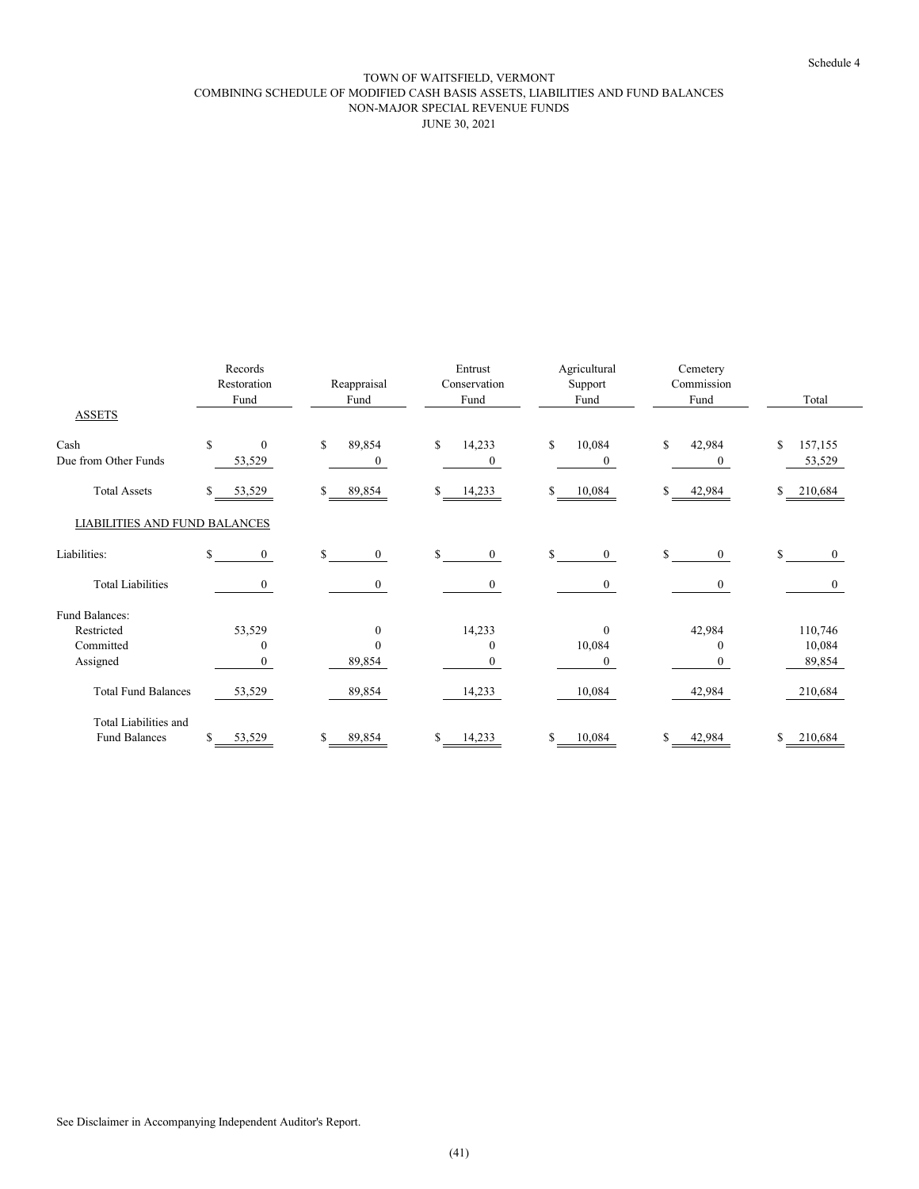Schedule 4

# TOWN OF WAITSFIELD, VERMONT
## COMBINING SCHEDULE OF MODIFIED CASH BASIS ASSETS, LIABILITIES AND FUND BALANCES
## NON-MAJOR SPECIAL REVENUE FUNDS
## JUNE 30, 2021

| | Records Restoration Fund | Reappraisal Fund | Entrust Conservation Fund | Agricultural Support Fund | Cemetery Commission Fund | Total |
|---|---|---|---|---|---|---|
| ASSETS | | | | | | |
| Cash | $ 0 | $ 89,854 | $ 14,233 | $ 10,084 | $ 42,984 | $ 157,155 |
| Due from Other Funds | 53,529 | 0 | 0 | 0 | 0 | 53,529 |
| Total Assets | $ 53,529 | $ 89,854 | $ 14,233 | $ 10,084 | $ 42,984 | $ 210,684 |
| LIABILITIES AND FUND BALANCES | | | | | | |
| Liabilities: | $ 0 | $ 0 | $ 0 | $ 0 | $ 0 | $ 0 |
| Total Liabilities | 0 | 0 | 0 | 0 | 0 | 0 |
| Fund Balances: | | | | | | |
| Restricted | 53,529 | 0 | 14,233 | 0 | 42,984 | 110,746 |
| Committed | 0 | 0 | 0 | 10,084 | 0 | 10,084 |
| Assigned | 0 | 89,854 | 0 | 0 | 0 | 89,854 |
| Total Fund Balances | 53,529 | 89,854 | 14,233 | 10,084 | 42,984 | 210,684 |
| Total Liabilities and Fund Balances | $ 53,529 | $ 89,854 | $ 14,233 | $ 10,084 | $ 42,984 | $ 210,684 |

See Disclaimer in Accompanying Independent Auditor's Report.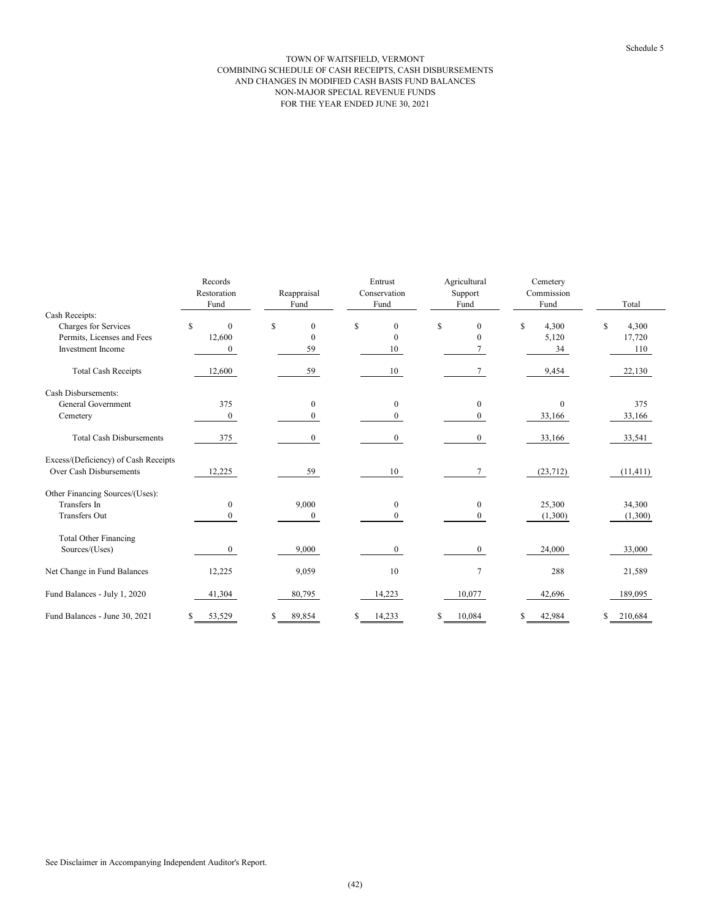Schedule 5

# TOWN OF WAITSFIELD, VERMONT
## COMBINING SCHEDULE OF CASH RECEIPTS, CASH DISBURSEMENTS AND CHANGES IN MODIFIED CASH BASIS FUND BALANCES
## NON-MAJOR SPECIAL REVENUE FUNDS
## FOR THE YEAR ENDED JUNE 30, 2021

| | Records Restoration Fund | Reappraisal Fund | Entrust Conservation Fund | Agricultural Support Fund | Cemetery Commission Fund | Total |
|---|---|---|---|---|---|---|
| Cash Receipts: | | | | | | |
| Charges for Services | $ 0 | $ 0 | $ 0 | $ 0 | $ 4,300 | $ 4,300 |
| Permits, Licenses and Fees | 12,600 | 0 | 0 | 0 | 5,120 | 17,720 |
| Investment Income | 0 | 59 | 10 | 7 | 34 | 110 |
| Total Cash Receipts | 12,600 | 59 | 10 | 7 | 9,454 | 22,130 |
| Cash Disbursements: | | | | | | |
| General Government | 375 | 0 | 0 | 0 | 0 | 375 |
| Cemetery | 0 | 0 | 0 | 0 | 33,166 | 33,166 |
| Total Cash Disbursements | 375 | 0 | 0 | 0 | 33,166 | 33,541 |
| Excess/(Deficiency) of Cash Receipts Over Cash Disbursements | 12,225 | 59 | 10 | 7 | (23,712) | (11,411) |
| Other Financing Sources/(Uses): | | | | | | |
| Transfers In | 0 | 9,000 | 0 | 0 | 25,300 | 34,300 |
| Transfers Out | 0 | 0 | 0 | 0 | (1,300) | (1,300) |
| Total Other Financing Sources/(Uses) | 0 | 9,000 | 0 | 0 | 24,000 | 33,000 |
| Net Change in Fund Balances | 12,225 | 9,059 | 10 | 7 | 288 | 21,589 |
| Fund Balances - July 1, 2020 | 41,304 | 80,795 | 14,223 | 10,077 | 42,696 | 189,095 |
| Fund Balances - June 30, 2021 | $ 53,529 | $ 89,854 | $ 14,233 | $ 10,084 | $ 42,984 | $ 210,684 |

See Disclaimer in Accompanying Independent Auditor's Report.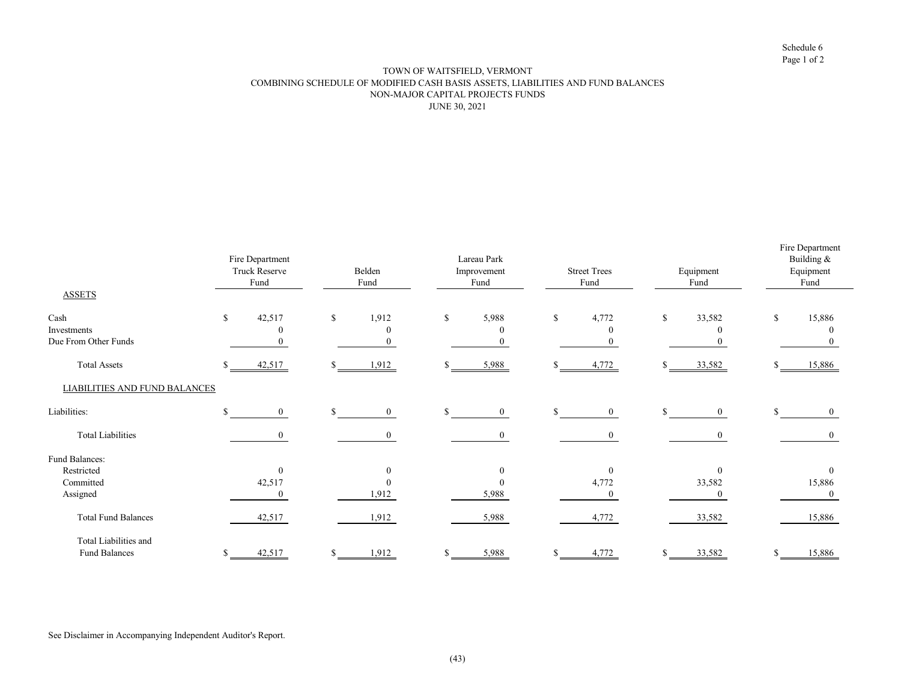Schedule 6
Page 1 of 2

# TOWN OF WAITSFIELD, VERMONT
## COMBINING SCHEDULE OF MODIFIED CASH BASIS ASSETS, LIABILITIES AND FUND BALANCES
## NON-MAJOR CAPITAL PROJECTS FUNDS
## JUNE 30, 2021

| | Fire Department Truck Reserve Fund | Belden Fund | Lareau Park Improvement Fund | Street Trees Fund | Equipment Fund | Fire Department Building & Equipment Fund |
|---|---|---|---|---|---|---|
| ASSETS | | | | | | |
| Cash | $ 42,517 | $ 1,912 | $ 5,988 | $ 4,772 | $ 33,582 | $ 15,886 |
| Investments | 0 | 0 | 0 | 0 | 0 | 0 |
| Due From Other Funds | 0 | 0 | 0 | 0 | 0 | 0 |
| Total Assets | $ 42,517 | $ 1,912 | $ 5,988 | $ 4,772 | $ 33,582 | $ 15,886 |
| LIABILITIES AND FUND BALANCES | | | | | | |
| Liabilities: | $ 0 | $ 0 | $ 0 | $ 0 | $ 0 | $ 0 |
| Total Liabilities | 0 | 0 | 0 | 0 | 0 | 0 |
| Fund Balances: | | | | | | |
| Restricted | 0 | 0 | 0 | 0 | 0 | 0 |
| Committed | 42,517 | 0 | 0 | 4,772 | 33,582 | 15,886 |
| Assigned | 0 | 1,912 | 5,988 | 0 | 0 | 0 |
| Total Fund Balances | 42,517 | 1,912 | 5,988 | 4,772 | 33,582 | 15,886 |
| Total Liabilities and Fund Balances | $ 42,517 | $ 1,912 | $ 5,988 | $ 4,772 | $ 33,582 | $ 15,886 |

See Disclaimer in Accompanying Independent Auditor's Report.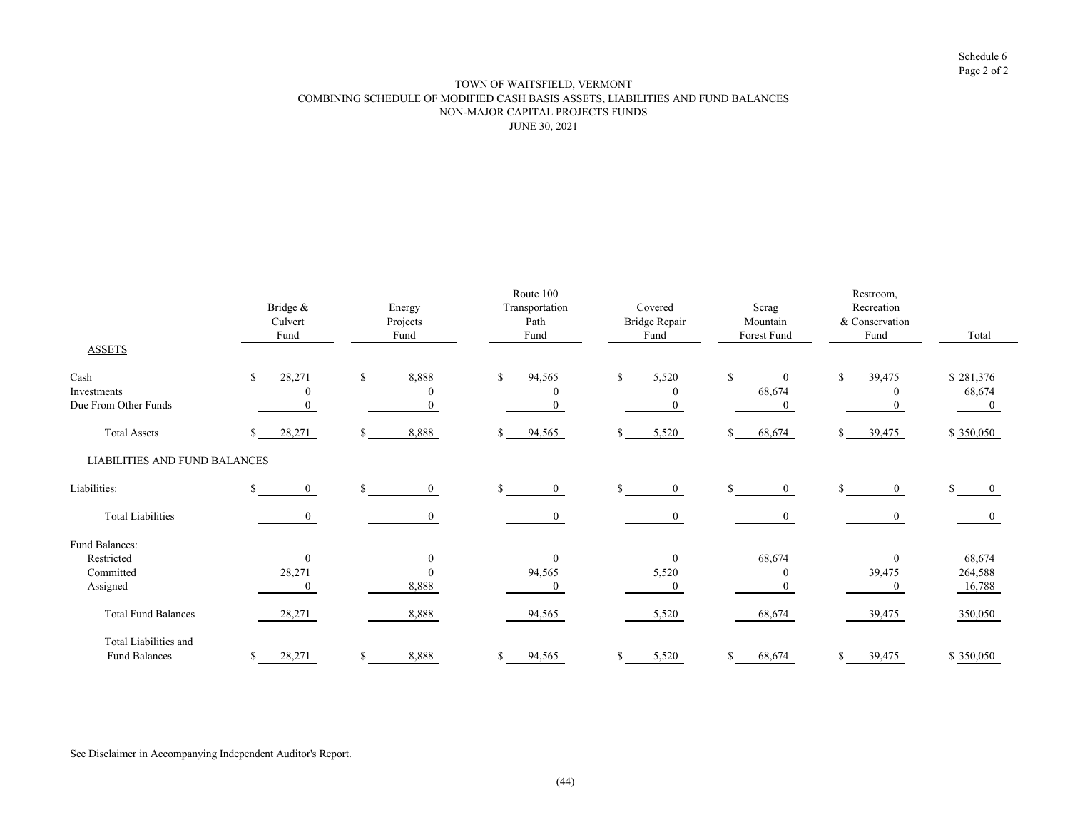Schedule 6
Page 2 of 2

# TOWN OF WAITSFIELD, VERMONT
## COMBINING SCHEDULE OF MODIFIED CASH BASIS ASSETS, LIABILITIES AND FUND BALANCES
## NON-MAJOR CAPITAL PROJECTS FUNDS
## JUNE 30, 2021

| | Bridge & Culvert Fund | Energy Projects Fund | Route 100 Transportation Path Fund | Covered Bridge Repair Fund | Scrag Mountain Forest Fund | Restroom, Recreation & Conservation Fund | Total |
|---|---|---|---|---|---|---|---|
| ASSETS | | | | | | | |
| Cash | $ 28,271 | $ 8,888 | $ 94,565 | $ 5,520 | $ 0 | $ 39,475 | $ 281,376 |
| Investments | 0 | 0 | 0 | 0 | 68,674 | 0 | 68,674 |
| Due From Other Funds | 0 | 0 | 0 | 0 | 0 | 0 | 0 |
| Total Assets | $ 28,271 | $ 8,888 | $ 94,565 | $ 5,520 | $ 68,674 | $ 39,475 | $ 350,050 |
| LIABILITIES AND FUND BALANCES | | | | | | | |
| Liabilities: | $ 0 | $ 0 | $ 0 | $ 0 | $ 0 | $ 0 | $ 0 |
| Total Liabilities | 0 | 0 | 0 | 0 | 0 | 0 | 0 |
| Fund Balances: | | | | | | | |
| Restricted | 0 | 0 | 0 | 0 | 68,674 | 0 | 68,674 |
| Committed | 28,271 | 0 | 94,565 | 5,520 | 0 | 39,475 | 264,588 |
| Assigned | 0 | 8,888 | 0 | 0 | 0 | 0 | 16,788 |
| Total Fund Balances | 28,271 | 8,888 | 94,565 | 5,520 | 68,674 | 39,475 | 350,050 |
| Total Liabilities and Fund Balances | $ 28,271 | $ 8,888 | $ 94,565 | $ 5,520 | $ 68,674 | $ 39,475 | $ 350,050 |

See Disclaimer in Accompanying Independent Auditor's Report.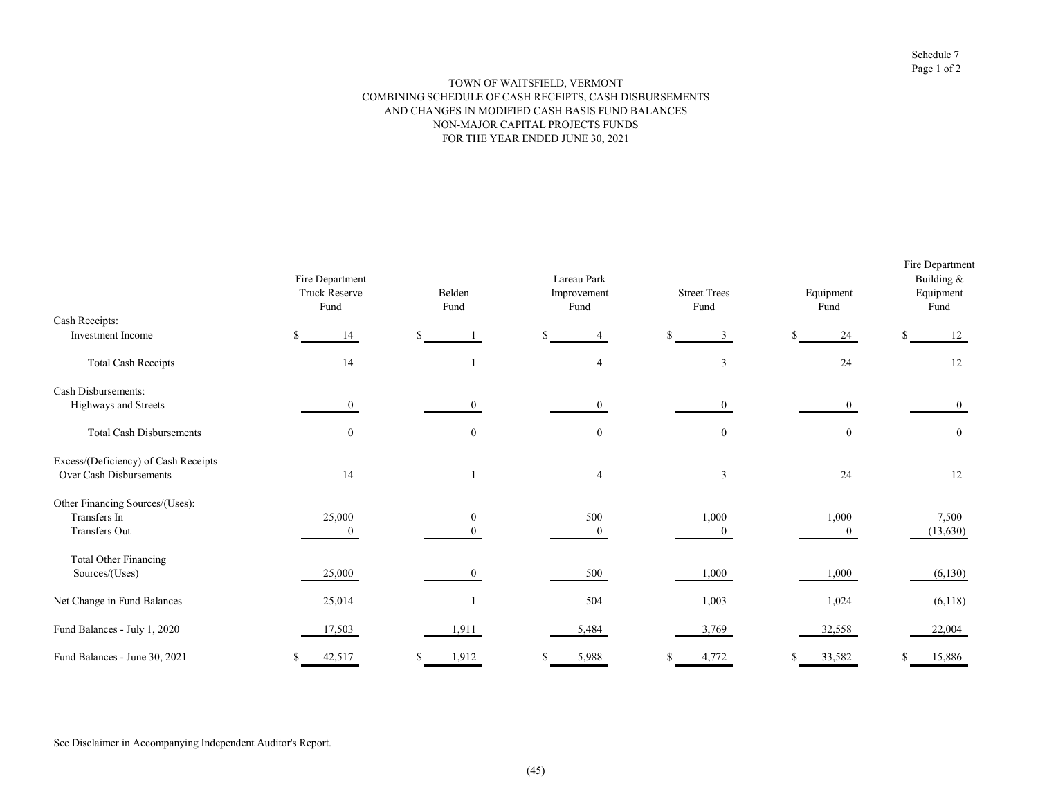Schedule 7
Page 1 of 2

# TOWN OF WAITSFIELD, VERMONT
## COMBINING SCHEDULE OF CASH RECEIPTS, CASH DISBURSEMENTS AND CHANGES IN MODIFIED CASH BASIS FUND BALANCES
## NON-MAJOR CAPITAL PROJECTS FUNDS
## FOR THE YEAR ENDED JUNE 30, 2021

| | Fire Department Truck Reserve Fund | Belden Fund | Lareau Park Improvement Fund | Street Trees Fund | Equipment Fund | Fire Department Building & Equipment Fund |
|---|---|---|---|---|---|---|
| Cash Receipts: | | | | | | |
| Investment Income | $ 14 | $ 1 | $ 4 | $ 3 | $ 24 | $ 12 |
| Total Cash Receipts | 14 | 1 | 4 | 3 | 24 | 12 |
| Cash Disbursements: | | | | | | |
| Highways and Streets | 0 | 0 | 0 | 0 | 0 | 0 |
| Total Cash Disbursements | 0 | 0 | 0 | 0 | 0 | 0 |
| Excess/(Deficiency) of Cash Receipts Over Cash Disbursements | 14 | 1 | 4 | 3 | 24 | 12 |
| Other Financing Sources/(Uses): | | | | | | |
| Transfers In | 25,000 | 0 | 500 | 1,000 | 1,000 | 7,500 |
| Transfers Out | 0 | 0 | 0 | 0 | 0 | (13,630) |
| Total Other Financing Sources/(Uses) | 25,000 | 0 | 500 | 1,000 | 1,000 | (6,130) |
| Net Change in Fund Balances | 25,014 | 1 | 504 | 1,003 | 1,024 | (6,118) |
| Fund Balances - July 1, 2020 | 17,503 | 1,911 | 5,484 | 3,769 | 32,558 | 22,004 |
| Fund Balances - June 30, 2021 | $ 42,517 | $ 1,912 | $ 5,988 | $ 4,772 | $ 33,582 | $ 15,886 |

See Disclaimer in Accompanying Independent Auditor's Report.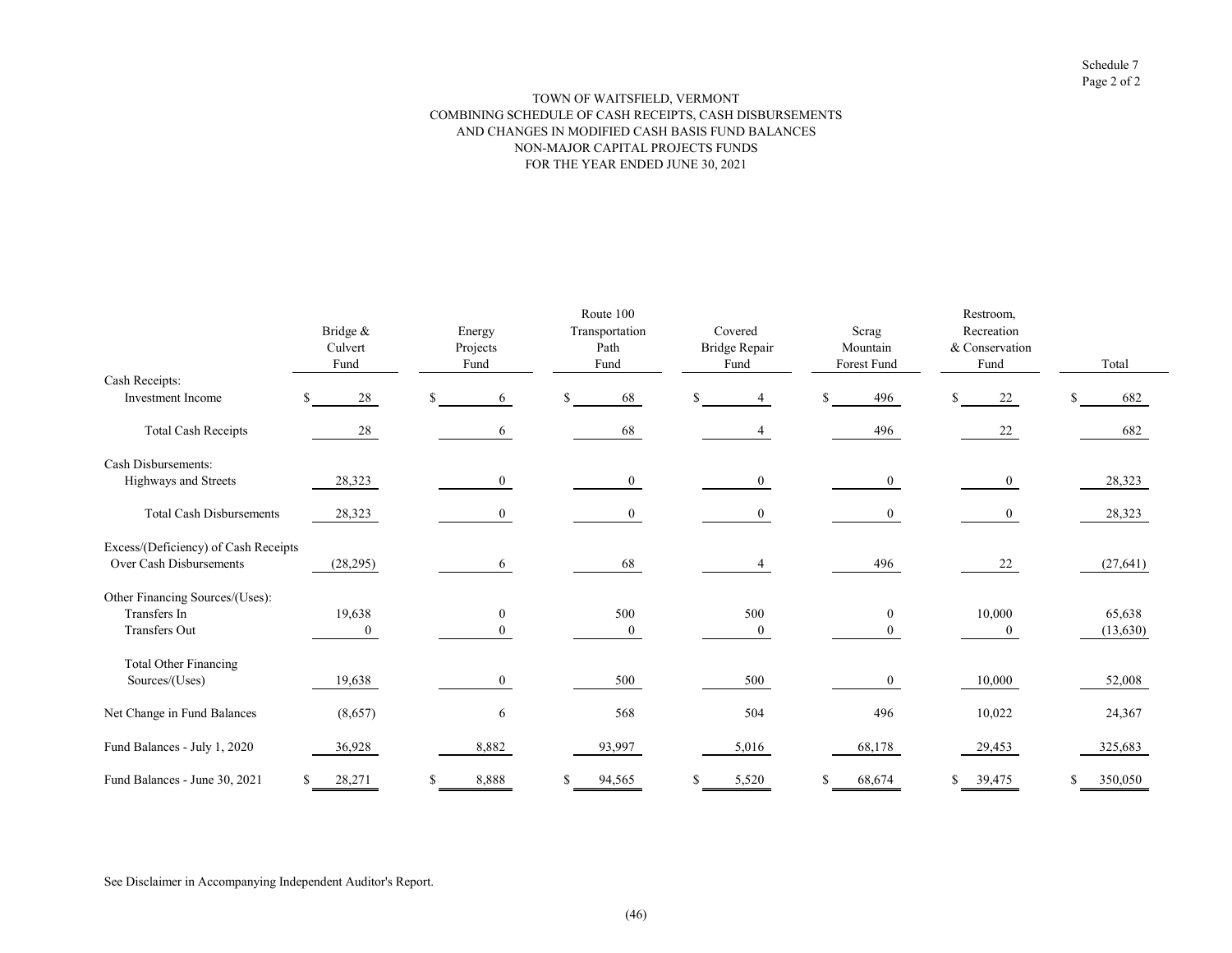Schedule 7
Page 2 of 2

TOWN OF WAITSFIELD, VERMONT
COMBINING SCHEDULE OF CASH RECEIPTS, CASH DISBURSEMENTS
AND CHANGES IN MODIFIED CASH BASIS FUND BALANCES
NON-MAJOR CAPITAL PROJECTS FUNDS
FOR THE YEAR ENDED JUNE 30, 2021

| | Bridge & Culvert Fund | Energy Projects Fund | Route 100 Transportation Path Fund | Covered Bridge Repair Fund | Scrag Mountain Forest Fund | Restroom, Recreation & Conservation Fund | Total |
|---|---|---|---|---|---|---|---|
| Cash Receipts: | | | | | | | |
| Investment Income | $ 28 | $ 6 | $ 68 | $ 4 | $ 496 | $ 22 | $ 682 |
| Total Cash Receipts | 28 | 6 | 68 | 4 | 496 | 22 | 682 |
| Cash Disbursements: | | | | | | | |
| Highways and Streets | 28,323 | 0 | 0 | 0 | 0 | 0 | 28,323 |
| Total Cash Disbursements | 28,323 | 0 | 0 | 0 | 0 | 0 | 28,323 |
| Excess/(Deficiency) of Cash Receipts Over Cash Disbursements | (28,295) | 6 | 68 | 4 | 496 | 22 | (27,641) |
| Other Financing Sources/(Uses): | | | | | | | |
| Transfers In | 19,638 | 0 | 500 | 500 | 0 | 10,000 | 65,638 |
| Transfers Out | 0 | 0 | 0 | 0 | 0 | 0 | (13,630) |
| Total Other Financing Sources/(Uses) | 19,638 | 0 | 500 | 500 | 0 | 10,000 | 52,008 |
| Net Change in Fund Balances | (8,657) | 6 | 568 | 504 | 496 | 10,022 | 24,367 |
| Fund Balances - July 1, 2020 | 36,928 | 8,882 | 93,997 | 5,016 | 68,178 | 29,453 | 325,683 |
| Fund Balances - June 30, 2021 | $ 28,271 | $ 8,888 | $ 94,565 | $ 5,520 | $ 68,674 | $ 39,475 | $ 350,050 |

See Disclaimer in Accompanying Independent Auditor's Report.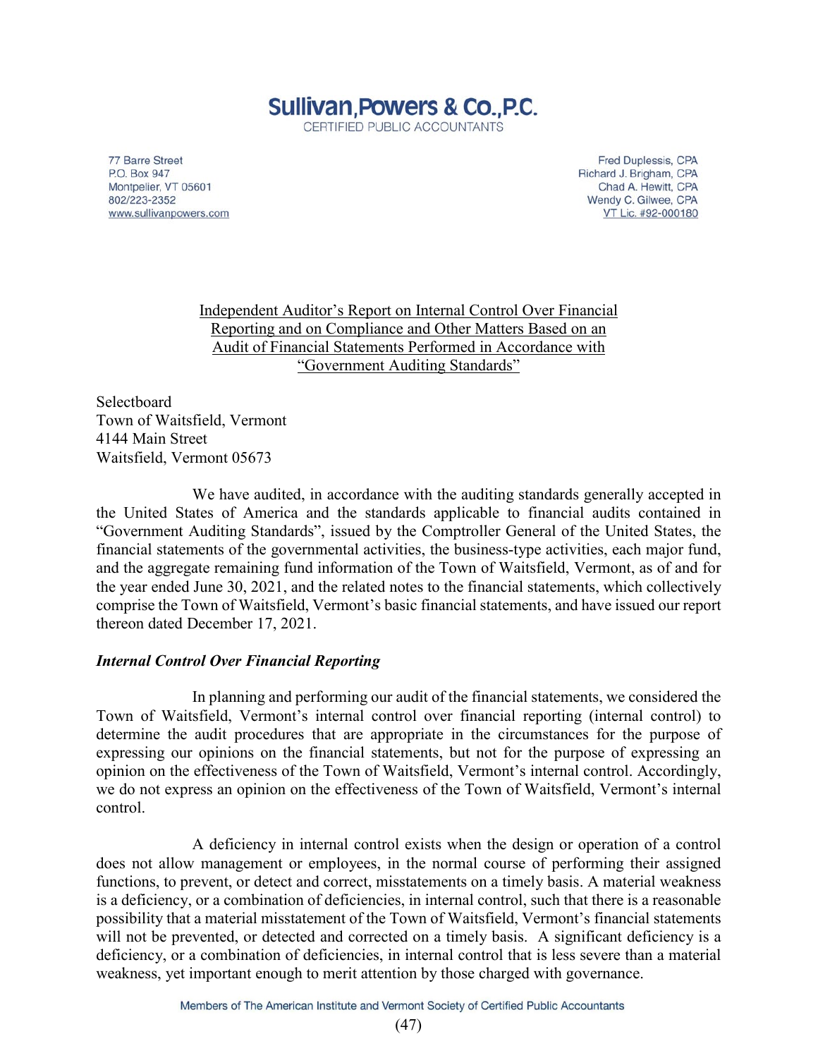# Sullivan, Powers & Co., P.C.
CERTIFIED PUBLIC ACCOUNTANTS

77 Barre Street
P.O. Box 947
Montpelier, VT 05601
802/223-2352
www.sullivanpowers.com

Fred Duplessis, CPA
Richard J. Brigham, CPA
Chad A. Hewitt, CPA
Wendy C. Gilwee, CPA
VT Lic. #92-000180

Independent Auditor's Report on Internal Control Over Financial Reporting and on Compliance and Other Matters Based on an Audit of Financial Statements Performed in Accordance with "Government Auditing Standards"

Selectboard
Town of Waitsfield, Vermont
4144 Main Street
Waitsfield, Vermont 05673

We have audited, in accordance with the auditing standards generally accepted in the United States of America and the standards applicable to financial audits contained in "Government Auditing Standards", issued by the Comptroller General of the United States, the financial statements of the governmental activities, the business-type activities, each major fund, and the aggregate remaining fund information of the Town of Waitsfield, Vermont, as of and for the year ended June 30, 2021, and the related notes to the financial statements, which collectively comprise the Town of Waitsfield, Vermont's basic financial statements, and have issued our report thereon dated December 17, 2021.

***Internal Control Over Financial Reporting***

In planning and performing our audit of the financial statements, we considered the Town of Waitsfield, Vermont's internal control over financial reporting (internal control) to determine the audit procedures that are appropriate in the circumstances for the purpose of expressing our opinions on the financial statements, but not for the purpose of expressing an opinion on the effectiveness of the Town of Waitsfield, Vermont's internal control. Accordingly, we do not express an opinion on the effectiveness of the Town of Waitsfield, Vermont's internal control.

A deficiency in internal control exists when the design or operation of a control does not allow management or employees, in the normal course of performing their assigned functions, to prevent, or detect and correct, misstatements on a timely basis. A material weakness is a deficiency, or a combination of deficiencies, in internal control, such that there is a reasonable possibility that a material misstatement of the Town of Waitsfield, Vermont's financial statements will not be prevented, or detected and corrected on a timely basis. A significant deficiency is a deficiency, or a combination of deficiencies, in internal control that is less severe than a material weakness, yet important enough to merit attention by those charged with governance.

Members of The American Institute and Vermont Society of Certified Public Accountants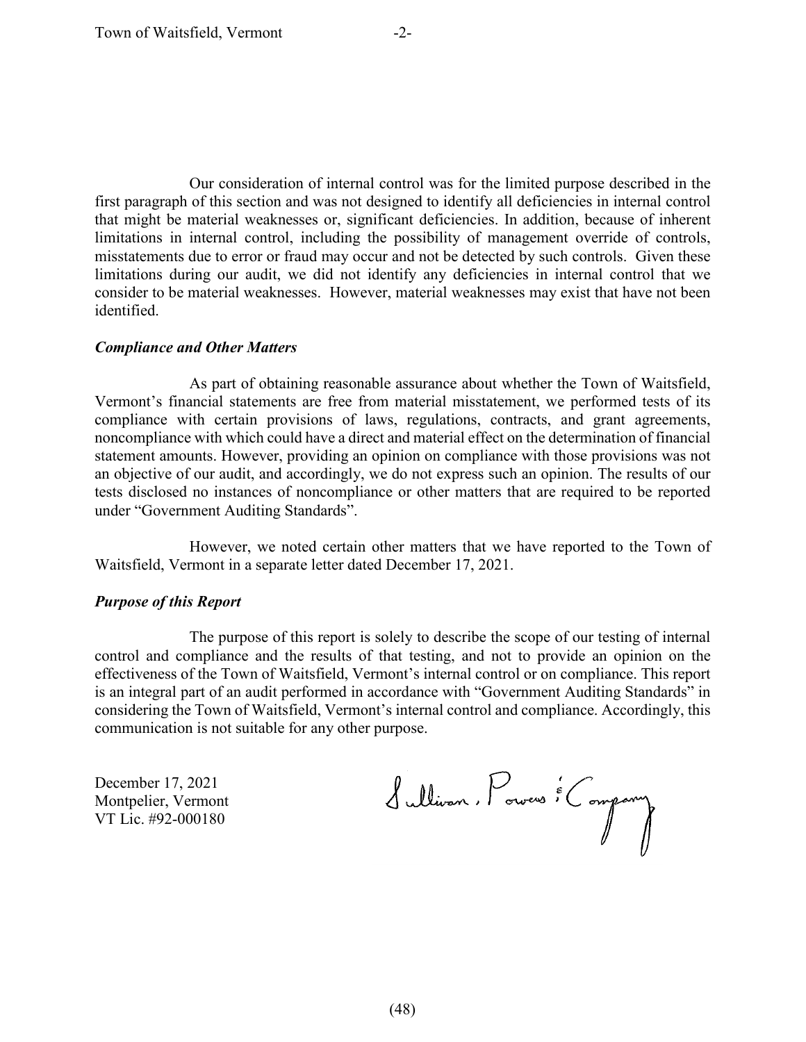Our consideration of internal control was for the limited purpose described in the first paragraph of this section and was not designed to identify all deficiencies in internal control that might be material weaknesses or, significant deficiencies. In addition, because of inherent limitations in internal control, including the possibility of management override of controls, misstatements due to error or fraud may occur and not be detected by such controls. Given these limitations during our audit, we did not identify any deficiencies in internal control that we consider to be material weaknesses. However, material weaknesses may exist that have not been identified.

***Compliance and Other Matters***

As part of obtaining reasonable assurance about whether the Town of Waitsfield, Vermont's financial statements are free from material misstatement, we performed tests of its compliance with certain provisions of laws, regulations, contracts, and grant agreements, noncompliance with which could have a direct and material effect on the determination of financial statement amounts. However, providing an opinion on compliance with those provisions was not an objective of our audit, and accordingly, we do not express such an opinion. The results of our tests disclosed no instances of noncompliance or other matters that are required to be reported under "Government Auditing Standards".

However, we noted certain other matters that we have reported to the Town of Waitsfield, Vermont in a separate letter dated December 17, 2021.

***Purpose of this Report***

The purpose of this report is solely to describe the scope of our testing of internal control and compliance and the results of that testing, and not to provide an opinion on the effectiveness of the Town of Waitsfield, Vermont's internal control or on compliance. This report is an integral part of an audit performed in accordance with "Government Auditing Standards" in considering the Town of Waitsfield, Vermont's internal control and compliance. Accordingly, this communication is not suitable for any other purpose.

December 17, 2021
Montpelier, Vermont
VT Lic. #92-000180

Sullivan, Powers & Company